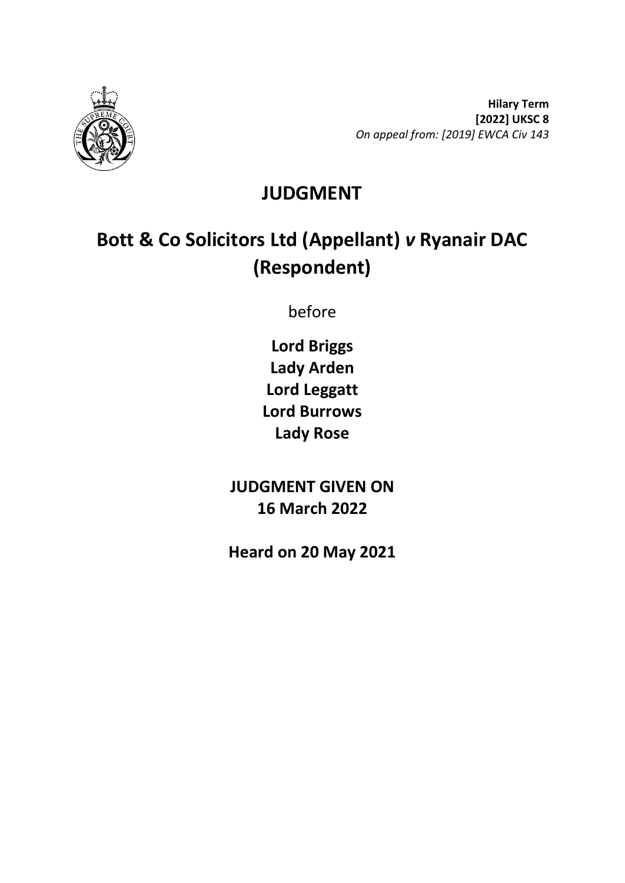**Hilary Term**
**[2022] UKSC 8**
*On appeal from: [2019] EWCA Civ 143*

# JUDGMENT

# Bott & Co Solicitors Ltd (Appellant) *v* Ryanair DAC (Respondent)

before

**Lord Briggs**
**Lady Arden**
**Lord Leggatt**
**Lord Burrows**
**Lady Rose**

**JUDGMENT GIVEN ON**
**16 March 2022**

**Heard on 20 May 2021**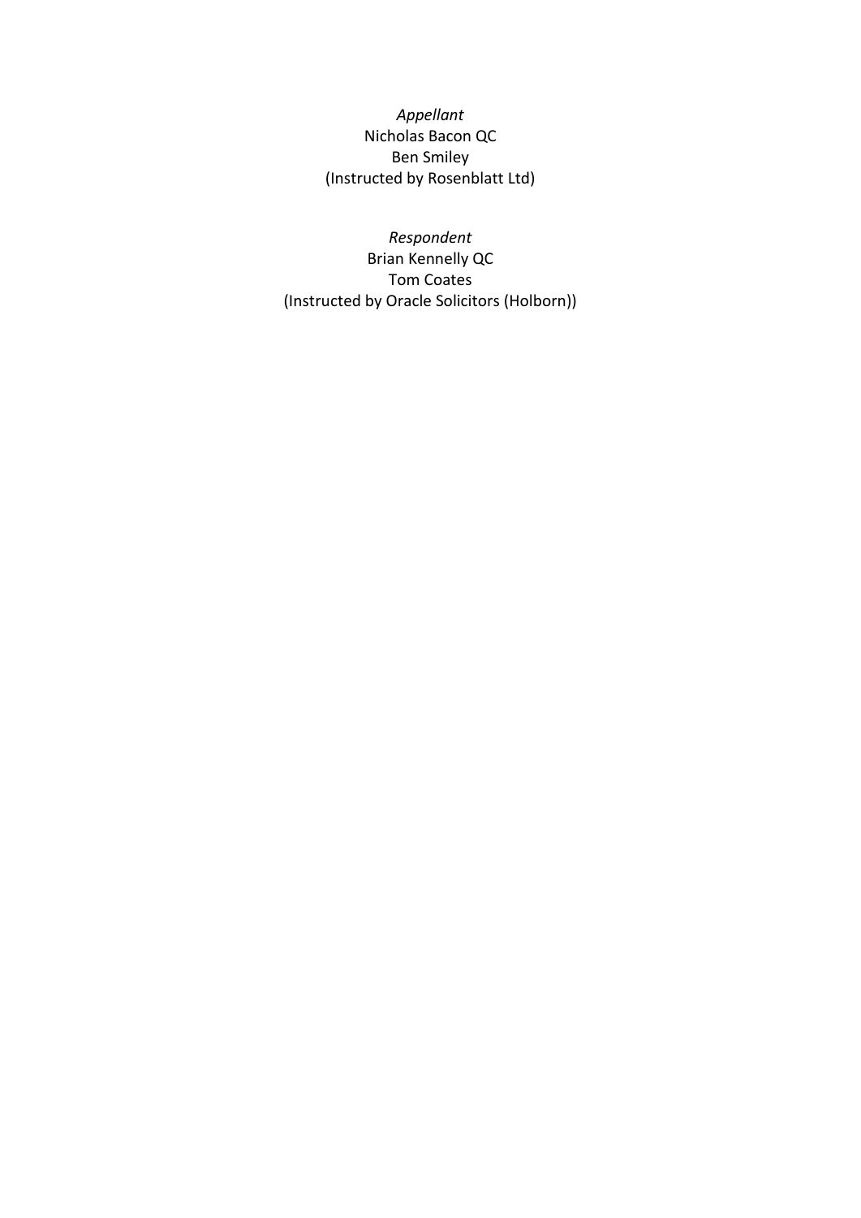*Appellant*
Nicholas Bacon QC
Ben Smiley
(Instructed by Rosenblatt Ltd)

*Respondent*
Brian Kennelly QC
Tom Coates
(Instructed by Oracle Solicitors (Holborn))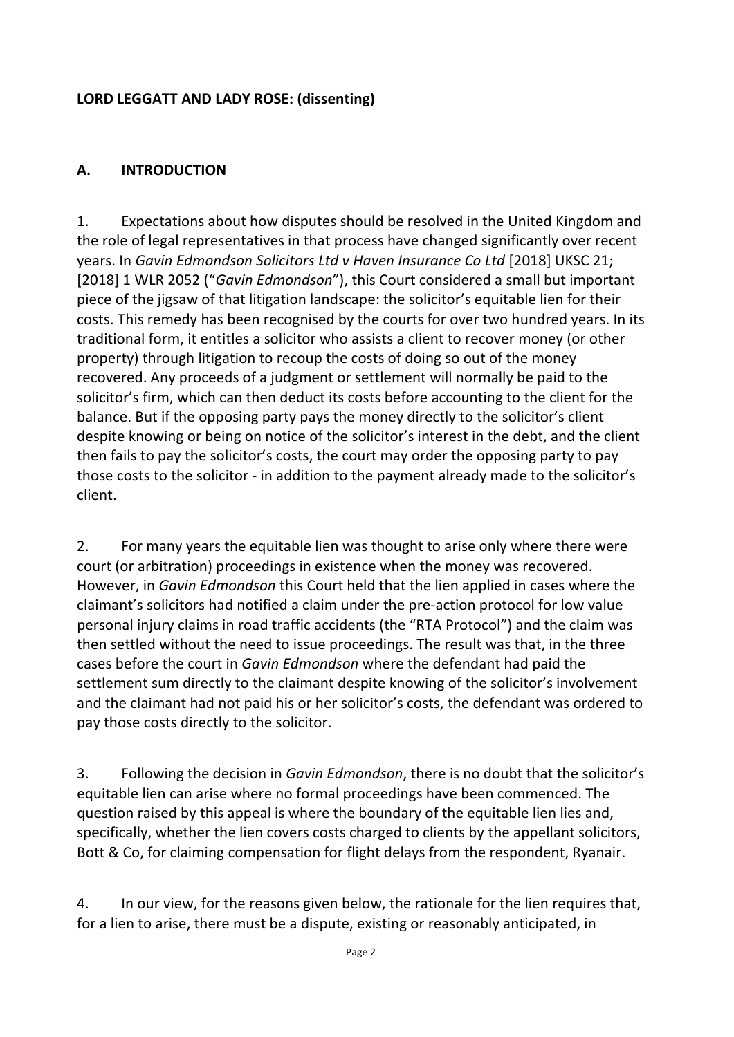**LORD LEGGATT AND LADY ROSE: (dissenting)**

## A. INTRODUCTION

1. Expectations about how disputes should be resolved in the United Kingdom and the role of legal representatives in that process have changed significantly over recent years. In *Gavin Edmondson Solicitors Ltd v Haven Insurance Co Ltd* [2018] UKSC 21; [2018] 1 WLR 2052 ("*Gavin Edmondson*"), this Court considered a small but important piece of the jigsaw of that litigation landscape: the solicitor's equitable lien for their costs. This remedy has been recognised by the courts for over two hundred years. In its traditional form, it entitles a solicitor who assists a client to recover money (or other property) through litigation to recoup the costs of doing so out of the money recovered. Any proceeds of a judgment or settlement will normally be paid to the solicitor's firm, which can then deduct its costs before accounting to the client for the balance. But if the opposing party pays the money directly to the solicitor's client despite knowing or being on notice of the solicitor's interest in the debt, and the client then fails to pay the solicitor's costs, the court may order the opposing party to pay those costs to the solicitor - in addition to the payment already made to the solicitor's client.

2. For many years the equitable lien was thought to arise only where there were court (or arbitration) proceedings in existence when the money was recovered. However, in *Gavin Edmondson* this Court held that the lien applied in cases where the claimant's solicitors had notified a claim under the pre-action protocol for low value personal injury claims in road traffic accidents (the "RTA Protocol") and the claim was then settled without the need to issue proceedings. The result was that, in the three cases before the court in *Gavin Edmondson* where the defendant had paid the settlement sum directly to the claimant despite knowing of the solicitor's involvement and the claimant had not paid his or her solicitor's costs, the defendant was ordered to pay those costs directly to the solicitor.

3. Following the decision in *Gavin Edmondson*, there is no doubt that the solicitor's equitable lien can arise where no formal proceedings have been commenced. The question raised by this appeal is where the boundary of the equitable lien lies and, specifically, whether the lien covers costs charged to clients by the appellant solicitors, Bott & Co, for claiming compensation for flight delays from the respondent, Ryanair.

4. In our view, for the reasons given below, the rationale for the lien requires that, for a lien to arise, there must be a dispute, existing or reasonably anticipated, in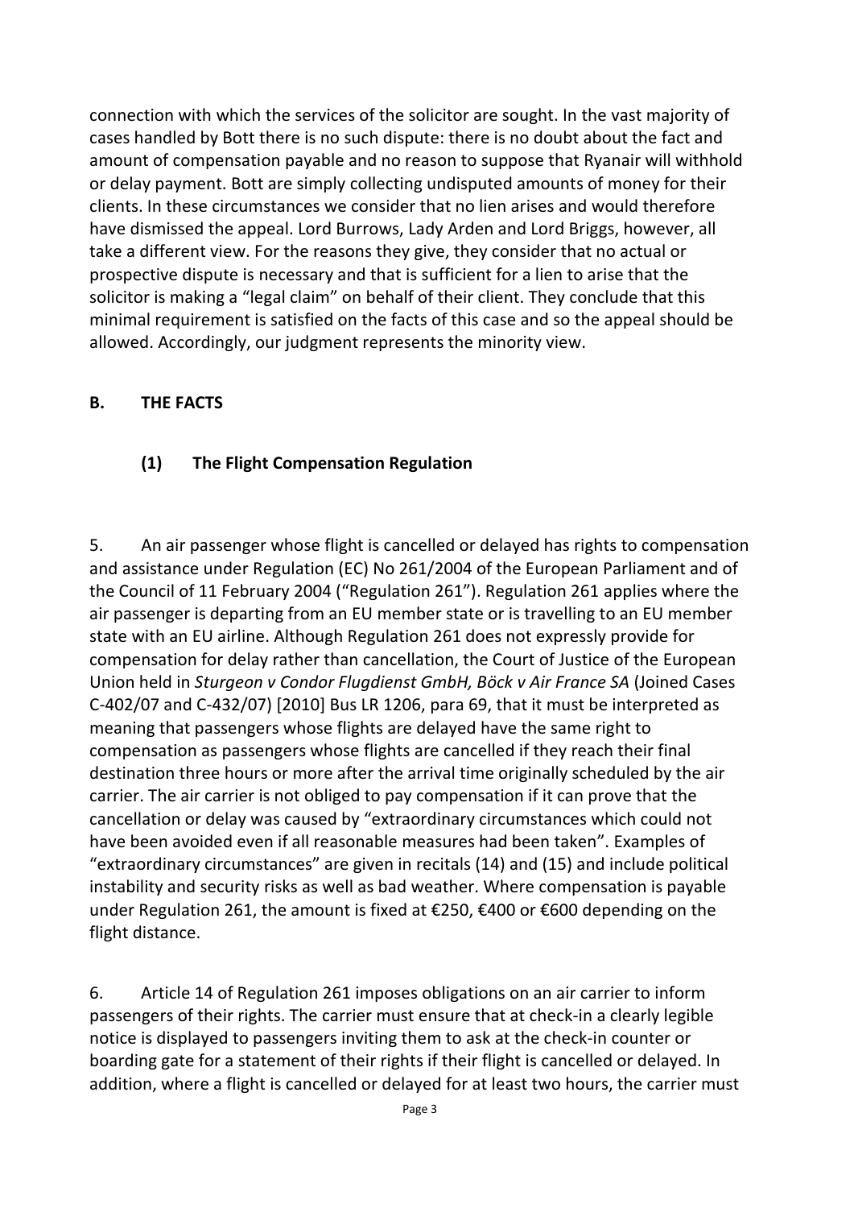connection with which the services of the solicitor are sought. In the vast majority of cases handled by Bott there is no such dispute: there is no doubt about the fact and amount of compensation payable and no reason to suppose that Ryanair will withhold or delay payment. Bott are simply collecting undisputed amounts of money for their clients. In these circumstances we consider that no lien arises and would therefore have dismissed the appeal. Lord Burrows, Lady Arden and Lord Briggs, however, all take a different view. For the reasons they give, they consider that no actual or prospective dispute is necessary and that is sufficient for a lien to arise that the solicitor is making a "legal claim" on behalf of their client. They conclude that this minimal requirement is satisfied on the facts of this case and so the appeal should be allowed. Accordingly, our judgment represents the minority view.

## B. THE FACTS

### (1) The Flight Compensation Regulation

5. An air passenger whose flight is cancelled or delayed has rights to compensation and assistance under Regulation (EC) No 261/2004 of the European Parliament and of the Council of 11 February 2004 ("Regulation 261"). Regulation 261 applies where the air passenger is departing from an EU member state or is travelling to an EU member state with an EU airline. Although Regulation 261 does not expressly provide for compensation for delay rather than cancellation, the Court of Justice of the European Union held in *Sturgeon v Condor Flugdienst GmbH, Böck v Air France SA* (Joined Cases C-402/07 and C-432/07) [2010] Bus LR 1206, para 69, that it must be interpreted as meaning that passengers whose flights are delayed have the same right to compensation as passengers whose flights are cancelled if they reach their final destination three hours or more after the arrival time originally scheduled by the air carrier. The air carrier is not obliged to pay compensation if it can prove that the cancellation or delay was caused by "extraordinary circumstances which could not have been avoided even if all reasonable measures had been taken". Examples of "extraordinary circumstances" are given in recitals (14) and (15) and include political instability and security risks as well as bad weather. Where compensation is payable under Regulation 261, the amount is fixed at €250, €400 or €600 depending on the flight distance.

6. Article 14 of Regulation 261 imposes obligations on an air carrier to inform passengers of their rights. The carrier must ensure that at check-in a clearly legible notice is displayed to passengers inviting them to ask at the check-in counter or boarding gate for a statement of their rights if their flight is cancelled or delayed. In addition, where a flight is cancelled or delayed for at least two hours, the carrier must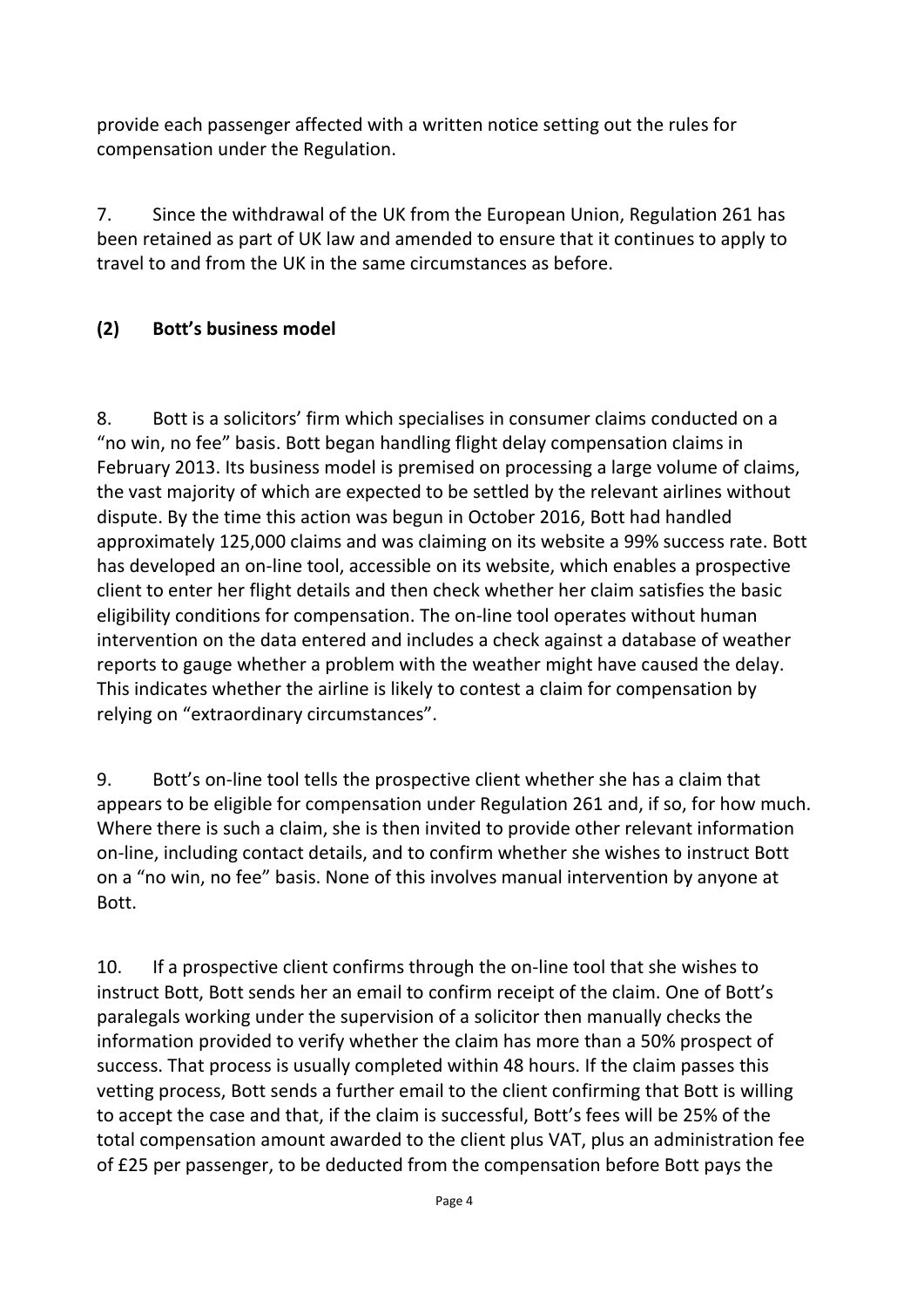provide each passenger affected with a written notice setting out the rules for compensation under the Regulation.

7. Since the withdrawal of the UK from the European Union, Regulation 261 has been retained as part of UK law and amended to ensure that it continues to apply to travel to and from the UK in the same circumstances as before.

### (2) Bott's business model

8. Bott is a solicitors' firm which specialises in consumer claims conducted on a "no win, no fee" basis. Bott began handling flight delay compensation claims in February 2013. Its business model is premised on processing a large volume of claims, the vast majority of which are expected to be settled by the relevant airlines without dispute. By the time this action was begun in October 2016, Bott had handled approximately 125,000 claims and was claiming on its website a 99% success rate. Bott has developed an on-line tool, accessible on its website, which enables a prospective client to enter her flight details and then check whether her claim satisfies the basic eligibility conditions for compensation. The on-line tool operates without human intervention on the data entered and includes a check against a database of weather reports to gauge whether a problem with the weather might have caused the delay. This indicates whether the airline is likely to contest a claim for compensation by relying on "extraordinary circumstances".

9. Bott's on-line tool tells the prospective client whether she has a claim that appears to be eligible for compensation under Regulation 261 and, if so, for how much. Where there is such a claim, she is then invited to provide other relevant information on-line, including contact details, and to confirm whether she wishes to instruct Bott on a "no win, no fee" basis. None of this involves manual intervention by anyone at Bott.

10. If a prospective client confirms through the on-line tool that she wishes to instruct Bott, Bott sends her an email to confirm receipt of the claim. One of Bott's paralegals working under the supervision of a solicitor then manually checks the information provided to verify whether the claim has more than a 50% prospect of success. That process is usually completed within 48 hours. If the claim passes this vetting process, Bott sends a further email to the client confirming that Bott is willing to accept the case and that, if the claim is successful, Bott's fees will be 25% of the total compensation amount awarded to the client plus VAT, plus an administration fee of £25 per passenger, to be deducted from the compensation before Bott pays the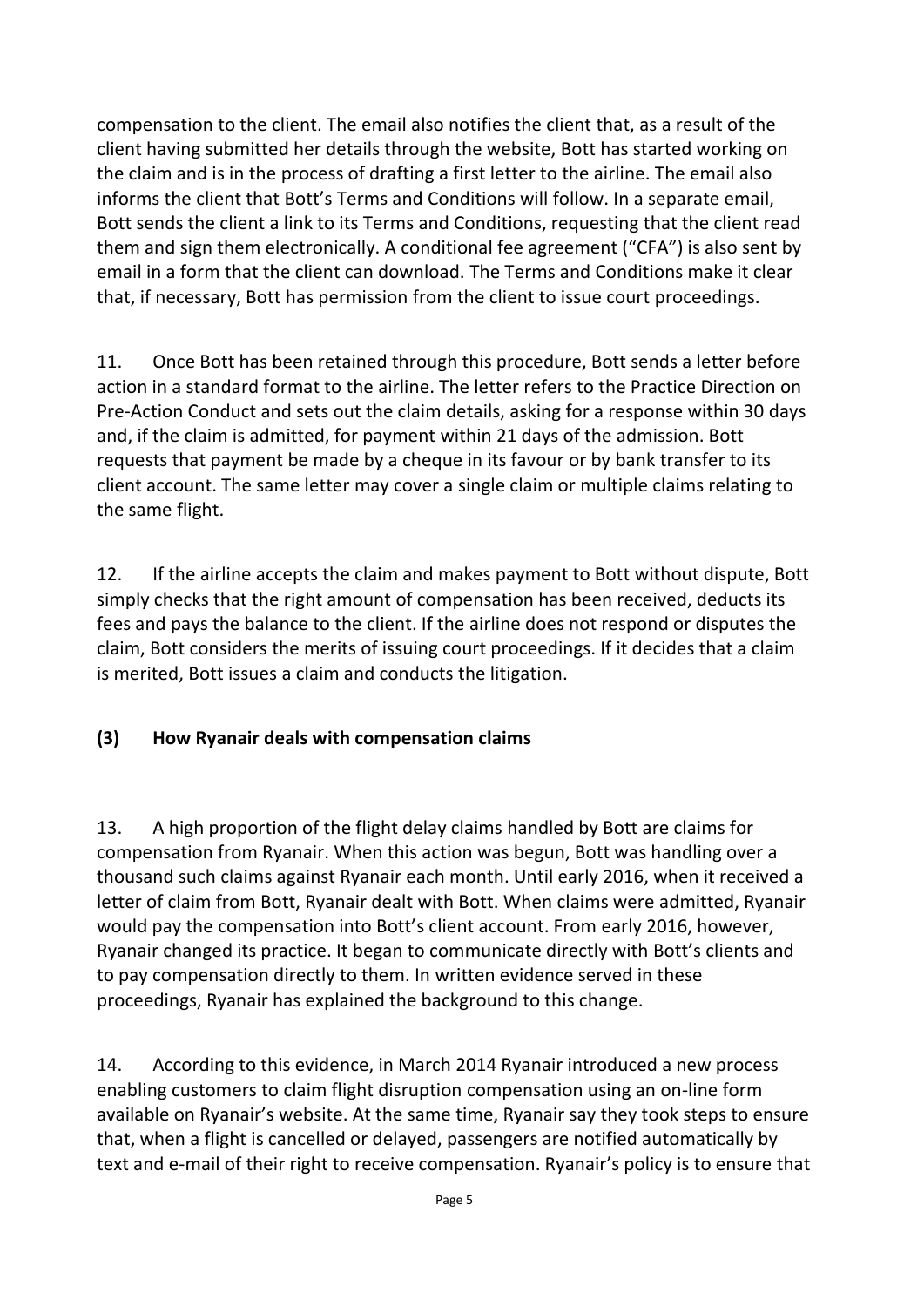compensation to the client. The email also notifies the client that, as a result of the client having submitted her details through the website, Bott has started working on the claim and is in the process of drafting a first letter to the airline. The email also informs the client that Bott's Terms and Conditions will follow. In a separate email, Bott sends the client a link to its Terms and Conditions, requesting that the client read them and sign them electronically. A conditional fee agreement ("CFA") is also sent by email in a form that the client can download. The Terms and Conditions make it clear that, if necessary, Bott has permission from the client to issue court proceedings.

11. Once Bott has been retained through this procedure, Bott sends a letter before action in a standard format to the airline. The letter refers to the Practice Direction on Pre-Action Conduct and sets out the claim details, asking for a response within 30 days and, if the claim is admitted, for payment within 21 days of the admission. Bott requests that payment be made by a cheque in its favour or by bank transfer to its client account. The same letter may cover a single claim or multiple claims relating to the same flight.

12. If the airline accepts the claim and makes payment to Bott without dispute, Bott simply checks that the right amount of compensation has been received, deducts its fees and pays the balance to the client. If the airline does not respond or disputes the claim, Bott considers the merits of issuing court proceedings. If it decides that a claim is merited, Bott issues a claim and conducts the litigation.

### (3) How Ryanair deals with compensation claims

13. A high proportion of the flight delay claims handled by Bott are claims for compensation from Ryanair. When this action was begun, Bott was handling over a thousand such claims against Ryanair each month. Until early 2016, when it received a letter of claim from Bott, Ryanair dealt with Bott. When claims were admitted, Ryanair would pay the compensation into Bott's client account. From early 2016, however, Ryanair changed its practice. It began to communicate directly with Bott's clients and to pay compensation directly to them. In written evidence served in these proceedings, Ryanair has explained the background to this change.

14. According to this evidence, in March 2014 Ryanair introduced a new process enabling customers to claim flight disruption compensation using an on-line form available on Ryanair's website. At the same time, Ryanair say they took steps to ensure that, when a flight is cancelled or delayed, passengers are notified automatically by text and e-mail of their right to receive compensation. Ryanair's policy is to ensure that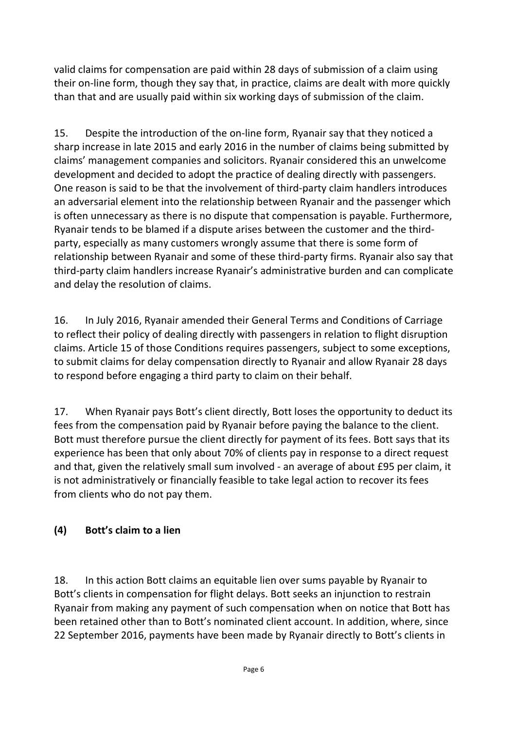valid claims for compensation are paid within 28 days of submission of a claim using their on-line form, though they say that, in practice, claims are dealt with more quickly than that and are usually paid within six working days of submission of the claim.

15. Despite the introduction of the on-line form, Ryanair say that they noticed a sharp increase in late 2015 and early 2016 in the number of claims being submitted by claims' management companies and solicitors. Ryanair considered this an unwelcome development and decided to adopt the practice of dealing directly with passengers. One reason is said to be that the involvement of third-party claim handlers introduces an adversarial element into the relationship between Ryanair and the passenger which is often unnecessary as there is no dispute that compensation is payable. Furthermore, Ryanair tends to be blamed if a dispute arises between the customer and the third-party, especially as many customers wrongly assume that there is some form of relationship between Ryanair and some of these third-party firms. Ryanair also say that third-party claim handlers increase Ryanair's administrative burden and can complicate and delay the resolution of claims.

16. In July 2016, Ryanair amended their General Terms and Conditions of Carriage to reflect their policy of dealing directly with passengers in relation to flight disruption claims. Article 15 of those Conditions requires passengers, subject to some exceptions, to submit claims for delay compensation directly to Ryanair and allow Ryanair 28 days to respond before engaging a third party to claim on their behalf.

17. When Ryanair pays Bott's client directly, Bott loses the opportunity to deduct its fees from the compensation paid by Ryanair before paying the balance to the client. Bott must therefore pursue the client directly for payment of its fees. Bott says that its experience has been that only about 70% of clients pay in response to a direct request and that, given the relatively small sum involved - an average of about £95 per claim, it is not administratively or financially feasible to take legal action to recover its fees from clients who do not pay them.

### (4) Bott's claim to a lien

18. In this action Bott claims an equitable lien over sums payable by Ryanair to Bott's clients in compensation for flight delays. Bott seeks an injunction to restrain Ryanair from making any payment of such compensation when on notice that Bott has been retained other than to Bott's nominated client account. In addition, where, since 22 September 2016, payments have been made by Ryanair directly to Bott's clients in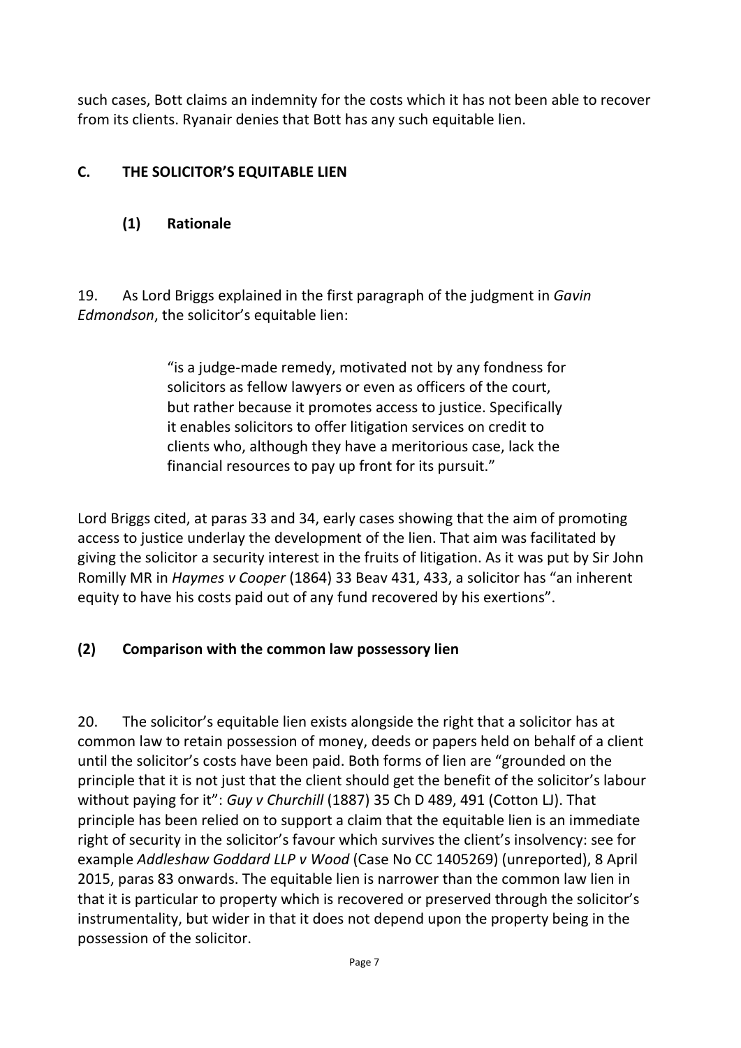such cases, Bott claims an indemnity for the costs which it has not been able to recover from its clients. Ryanair denies that Bott has any such equitable lien.

## C. THE SOLICITOR'S EQUITABLE LIEN

### (1) Rationale

19. As Lord Briggs explained in the first paragraph of the judgment in *Gavin Edmondson*, the solicitor's equitable lien:

> "is a judge-made remedy, motivated not by any fondness for solicitors as fellow lawyers or even as officers of the court, but rather because it promotes access to justice. Specifically it enables solicitors to offer litigation services on credit to clients who, although they have a meritorious case, lack the financial resources to pay up front for its pursuit."

Lord Briggs cited, at paras 33 and 34, early cases showing that the aim of promoting access to justice underlay the development of the lien. That aim was facilitated by giving the solicitor a security interest in the fruits of litigation. As it was put by Sir John Romilly MR in *Haymes v Cooper* (1864) 33 Beav 431, 433, a solicitor has "an inherent equity to have his costs paid out of any fund recovered by his exertions".

### (2) Comparison with the common law possessory lien

20. The solicitor's equitable lien exists alongside the right that a solicitor has at common law to retain possession of money, deeds or papers held on behalf of a client until the solicitor's costs have been paid. Both forms of lien are "grounded on the principle that it is not just that the client should get the benefit of the solicitor's labour without paying for it": *Guy v Churchill* (1887) 35 Ch D 489, 491 (Cotton LJ). That principle has been relied on to support a claim that the equitable lien is an immediate right of security in the solicitor's favour which survives the client's insolvency: see for example *Addleshaw Goddard LLP v Wood* (Case No CC 1405269) (unreported), 8 April 2015, paras 83 onwards. The equitable lien is narrower than the common law lien in that it is particular to property which is recovered or preserved through the solicitor's instrumentality, but wider in that it does not depend upon the property being in the possession of the solicitor.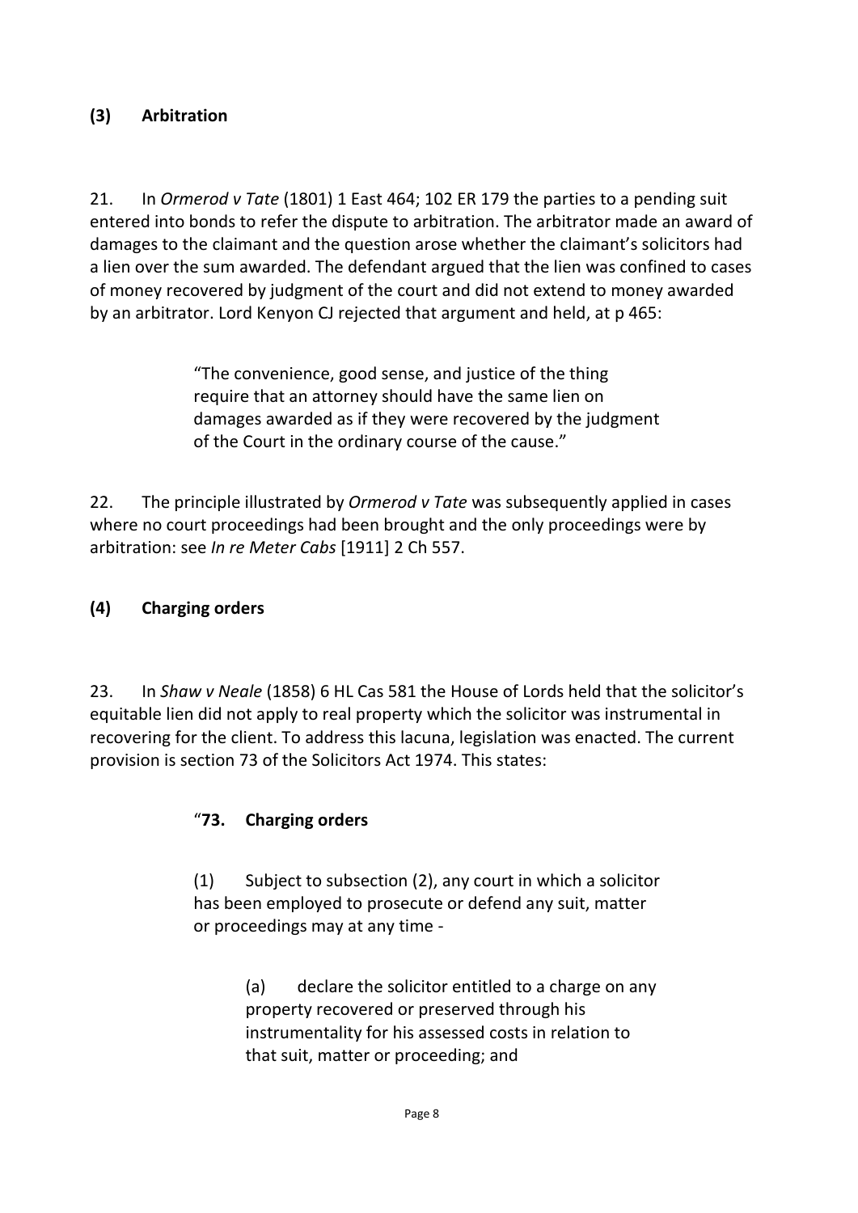### (3) Arbitration

21. In *Ormerod v Tate* (1801) 1 East 464; 102 ER 179 the parties to a pending suit entered into bonds to refer the dispute to arbitration. The arbitrator made an award of damages to the claimant and the question arose whether the claimant's solicitors had a lien over the sum awarded. The defendant argued that the lien was confined to cases of money recovered by judgment of the court and did not extend to money awarded by an arbitrator. Lord Kenyon CJ rejected that argument and held, at p 465:

> "The convenience, good sense, and justice of the thing require that an attorney should have the same lien on damages awarded as if they were recovered by the judgment of the Court in the ordinary course of the cause."

22. The principle illustrated by *Ormerod v Tate* was subsequently applied in cases where no court proceedings had been brought and the only proceedings were by arbitration: see *In re Meter Cabs* [1911] 2 Ch 557.

### (4) Charging orders

23. In *Shaw v Neale* (1858) 6 HL Cas 581 the House of Lords held that the solicitor's equitable lien did not apply to real property which the solicitor was instrumental in recovering for the client. To address this lacuna, legislation was enacted. The current provision is section 73 of the Solicitors Act 1974. This states:

> "**73. Charging orders**
>
> (1) Subject to subsection (2), any court in which a solicitor has been employed to prosecute or defend any suit, matter or proceedings may at any time -
>
> > (a) declare the solicitor entitled to a charge on any property recovered or preserved through his instrumentality for his assessed costs in relation to that suit, matter or proceeding; and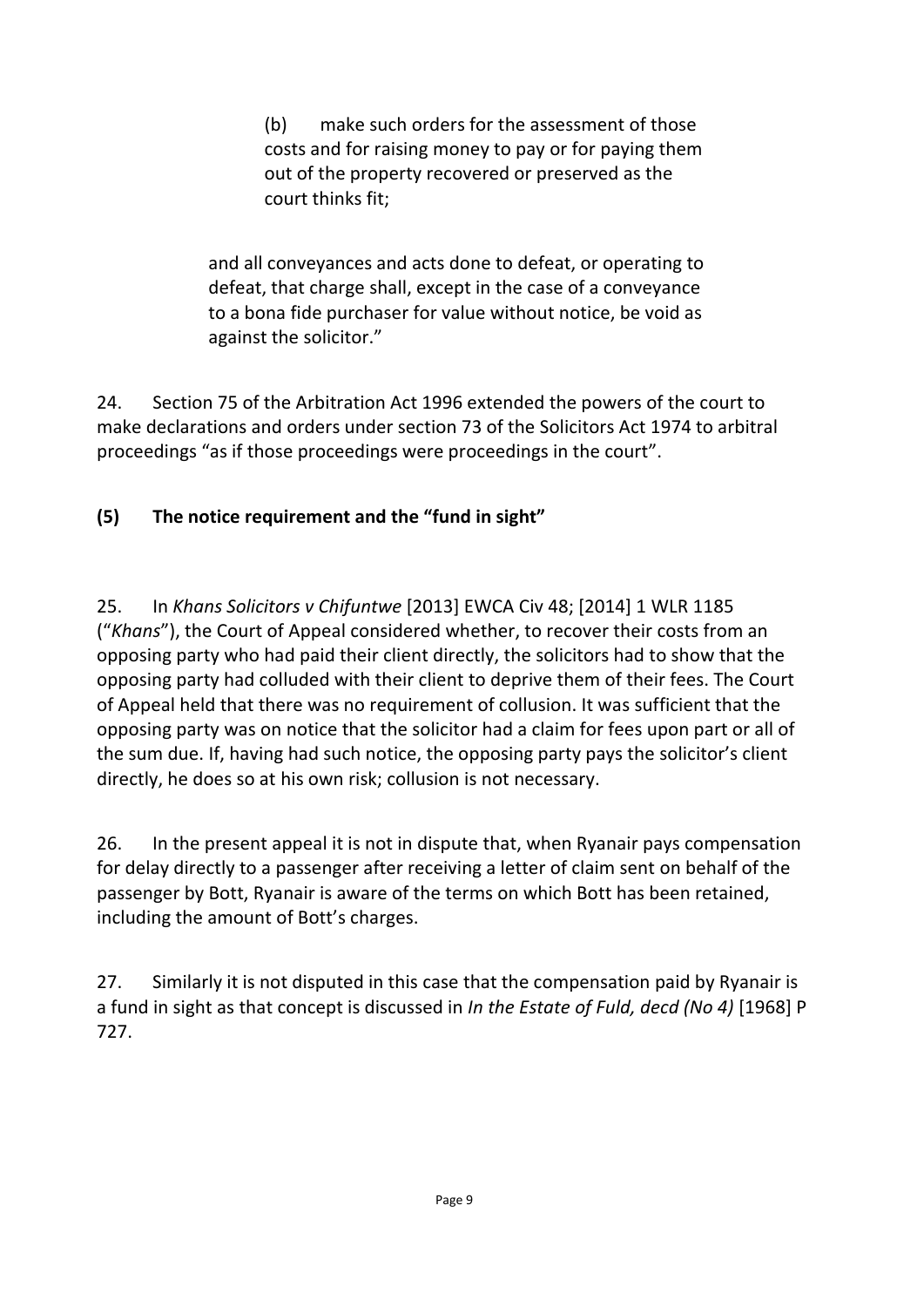> (b) make such orders for the assessment of those costs and for raising money to pay or for paying them out of the property recovered or preserved as the court thinks fit;
>
> and all conveyances and acts done to defeat, or operating to defeat, that charge shall, except in the case of a conveyance to a bona fide purchaser for value without notice, be void as against the solicitor."

24. Section 75 of the Arbitration Act 1996 extended the powers of the court to make declarations and orders under section 73 of the Solicitors Act 1974 to arbitral proceedings "as if those proceedings were proceedings in the court".

### (5) The notice requirement and the "fund in sight"

25. In *Khans Solicitors v Chifuntwe* [2013] EWCA Civ 48; [2014] 1 WLR 1185 ("*Khans*"), the Court of Appeal considered whether, to recover their costs from an opposing party who had paid their client directly, the solicitors had to show that the opposing party had colluded with their client to deprive them of their fees. The Court of Appeal held that there was no requirement of collusion. It was sufficient that the opposing party was on notice that the solicitor had a claim for fees upon part or all of the sum due. If, having had such notice, the opposing party pays the solicitor's client directly, he does so at his own risk; collusion is not necessary.

26. In the present appeal it is not in dispute that, when Ryanair pays compensation for delay directly to a passenger after receiving a letter of claim sent on behalf of the passenger by Bott, Ryanair is aware of the terms on which Bott has been retained, including the amount of Bott's charges.

27. Similarly it is not disputed in this case that the compensation paid by Ryanair is a fund in sight as that concept is discussed in *In the Estate of Fuld, decd (No 4)* [1968] P 727.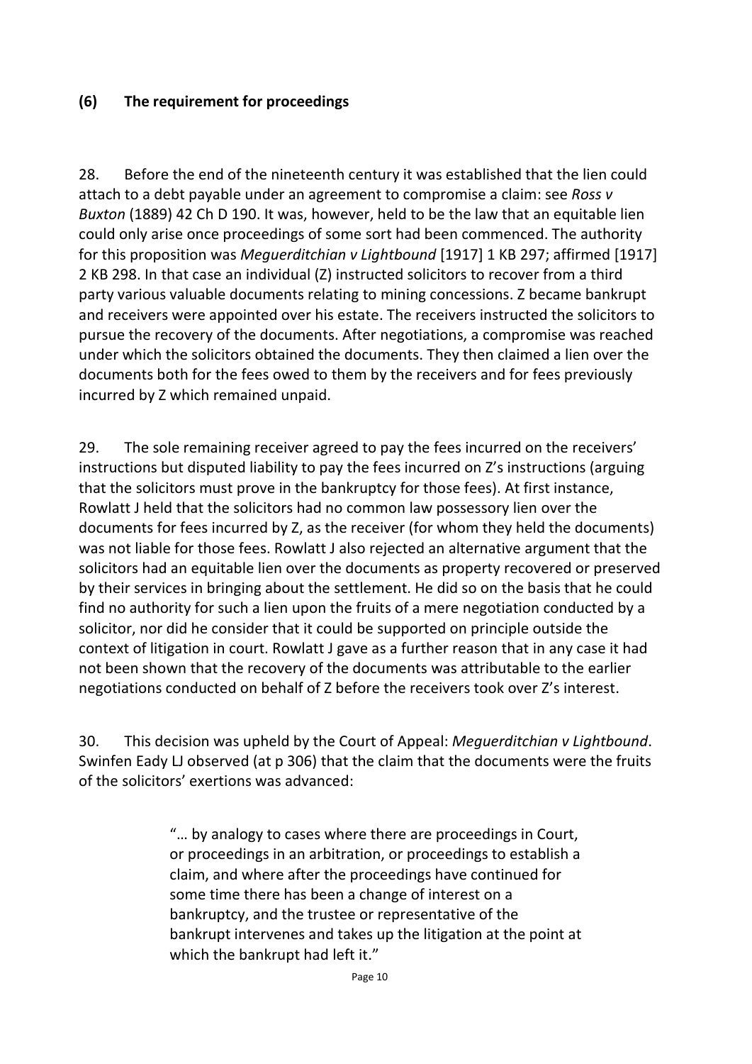## (6) The requirement for proceedings

28. Before the end of the nineteenth century it was established that the lien could attach to a debt payable under an agreement to compromise a claim: see *Ross v Buxton* (1889) 42 Ch D 190. It was, however, held to be the law that an equitable lien could only arise once proceedings of some sort had been commenced. The authority for this proposition was *Meguerditchian v Lightbound* [1917] 1 KB 297; affirmed [1917] 2 KB 298. In that case an individual (Z) instructed solicitors to recover from a third party various valuable documents relating to mining concessions. Z became bankrupt and receivers were appointed over his estate. The receivers instructed the solicitors to pursue the recovery of the documents. After negotiations, a compromise was reached under which the solicitors obtained the documents. They then claimed a lien over the documents both for the fees owed to them by the receivers and for fees previously incurred by Z which remained unpaid.

29. The sole remaining receiver agreed to pay the fees incurred on the receivers' instructions but disputed liability to pay the fees incurred on Z's instructions (arguing that the solicitors must prove in the bankruptcy for those fees). At first instance, Rowlatt J held that the solicitors had no common law possessory lien over the documents for fees incurred by Z, as the receiver (for whom they held the documents) was not liable for those fees. Rowlatt J also rejected an alternative argument that the solicitors had an equitable lien over the documents as property recovered or preserved by their services in bringing about the settlement. He did so on the basis that he could find no authority for such a lien upon the fruits of a mere negotiation conducted by a solicitor, nor did he consider that it could be supported on principle outside the context of litigation in court. Rowlatt J gave as a further reason that in any case it had not been shown that the recovery of the documents was attributable to the earlier negotiations conducted on behalf of Z before the receivers took over Z's interest.

30. This decision was upheld by the Court of Appeal: *Meguerditchian v Lightbound*. Swinfen Eady LJ observed (at p 306) that the claim that the documents were the fruits of the solicitors' exertions was advanced:

> "… by analogy to cases where there are proceedings in Court, or proceedings in an arbitration, or proceedings to establish a claim, and where after the proceedings have continued for some time there has been a change of interest on a bankruptcy, and the trustee or representative of the bankrupt intervenes and takes up the litigation at the point at which the bankrupt had left it."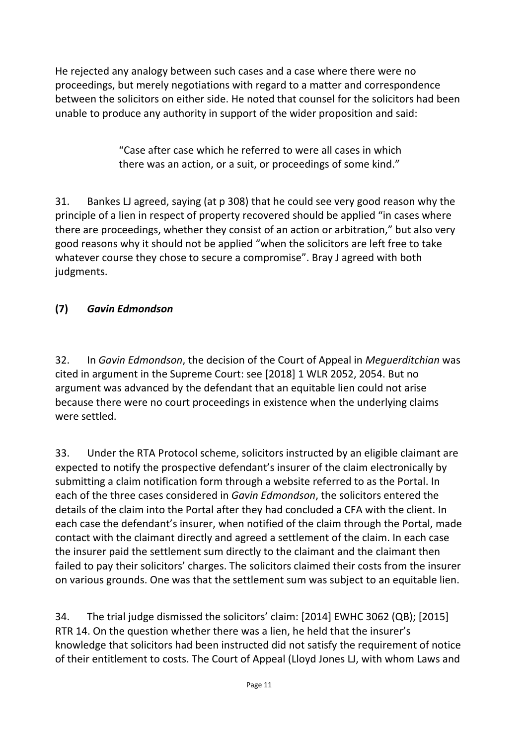He rejected any analogy between such cases and a case where there were no proceedings, but merely negotiations with regard to a matter and correspondence between the solicitors on either side. He noted that counsel for the solicitors had been unable to produce any authority in support of the wider proposition and said:

> "Case after case which he referred to were all cases in which there was an action, or a suit, or proceedings of some kind."

31. Bankes LJ agreed, saying (at p 308) that he could see very good reason why the principle of a lien in respect of property recovered should be applied "in cases where there are proceedings, whether they consist of an action or arbitration," but also very good reasons why it should not be applied "when the solicitors are left free to take whatever course they chose to secure a compromise". Bray J agreed with both judgments.

### (7) *Gavin Edmondson*

32. In *Gavin Edmondson*, the decision of the Court of Appeal in *Meguerditchian* was cited in argument in the Supreme Court: see [2018] 1 WLR 2052, 2054. But no argument was advanced by the defendant that an equitable lien could not arise because there were no court proceedings in existence when the underlying claims were settled.

33. Under the RTA Protocol scheme, solicitors instructed by an eligible claimant are expected to notify the prospective defendant's insurer of the claim electronically by submitting a claim notification form through a website referred to as the Portal. In each of the three cases considered in *Gavin Edmondson*, the solicitors entered the details of the claim into the Portal after they had concluded a CFA with the client. In each case the defendant's insurer, when notified of the claim through the Portal, made contact with the claimant directly and agreed a settlement of the claim. In each case the insurer paid the settlement sum directly to the claimant and the claimant then failed to pay their solicitors' charges. The solicitors claimed their costs from the insurer on various grounds. One was that the settlement sum was subject to an equitable lien.

34. The trial judge dismissed the solicitors' claim: [2014] EWHC 3062 (QB); [2015] RTR 14. On the question whether there was a lien, he held that the insurer's knowledge that solicitors had been instructed did not satisfy the requirement of notice of their entitlement to costs. The Court of Appeal (Lloyd Jones LJ, with whom Laws and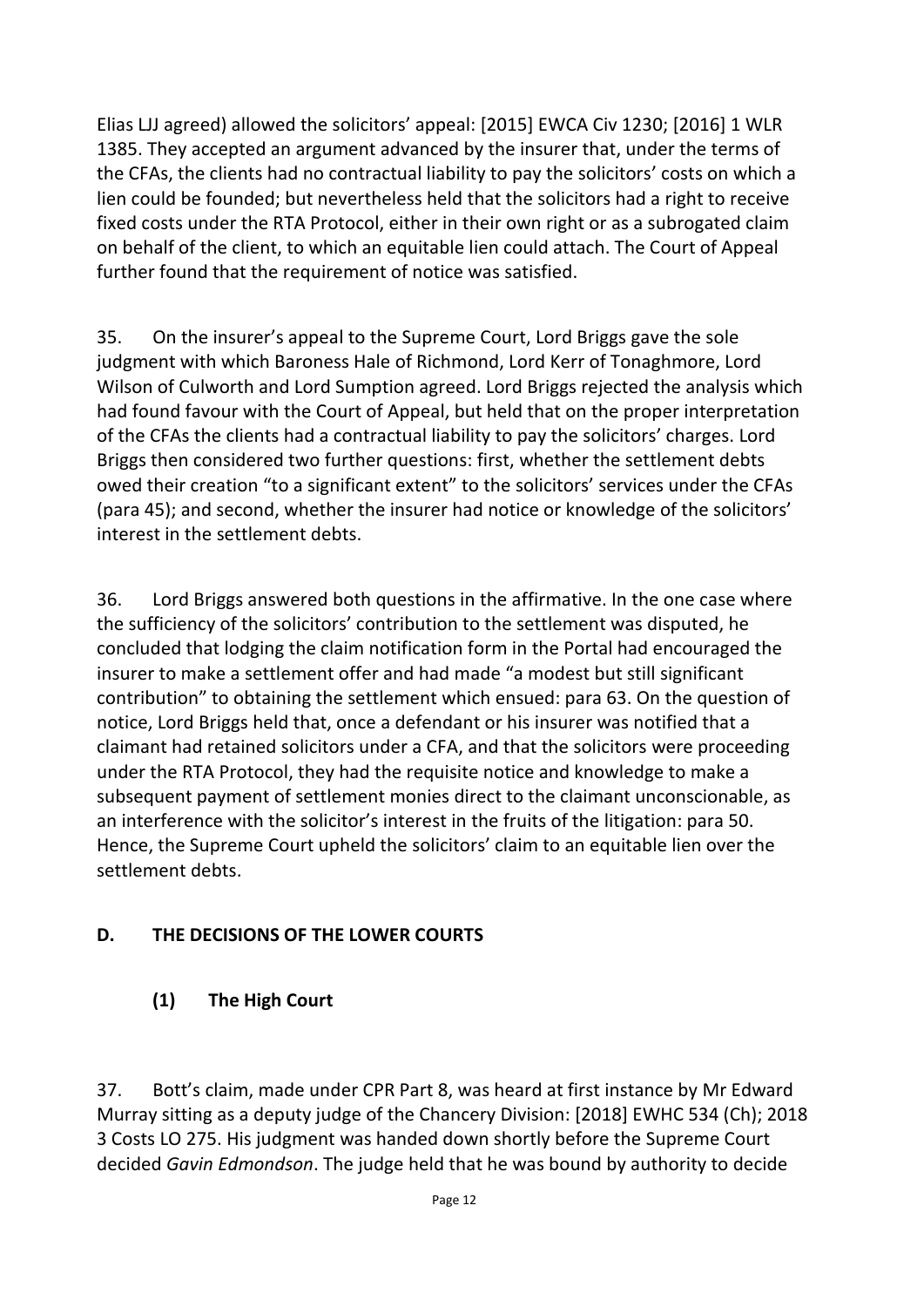Elias LJJ agreed) allowed the solicitors' appeal: [2015] EWCA Civ 1230; [2016] 1 WLR 1385. They accepted an argument advanced by the insurer that, under the terms of the CFAs, the clients had no contractual liability to pay the solicitors' costs on which a lien could be founded; but nevertheless held that the solicitors had a right to receive fixed costs under the RTA Protocol, either in their own right or as a subrogated claim on behalf of the client, to which an equitable lien could attach. The Court of Appeal further found that the requirement of notice was satisfied.

35. On the insurer's appeal to the Supreme Court, Lord Briggs gave the sole judgment with which Baroness Hale of Richmond, Lord Kerr of Tonaghmore, Lord Wilson of Culworth and Lord Sumption agreed. Lord Briggs rejected the analysis which had found favour with the Court of Appeal, but held that on the proper interpretation of the CFAs the clients had a contractual liability to pay the solicitors' charges. Lord Briggs then considered two further questions: first, whether the settlement debts owed their creation "to a significant extent" to the solicitors' services under the CFAs (para 45); and second, whether the insurer had notice or knowledge of the solicitors' interest in the settlement debts.

36. Lord Briggs answered both questions in the affirmative. In the one case where the sufficiency of the solicitors' contribution to the settlement was disputed, he concluded that lodging the claim notification form in the Portal had encouraged the insurer to make a settlement offer and had made "a modest but still significant contribution" to obtaining the settlement which ensued: para 63. On the question of notice, Lord Briggs held that, once a defendant or his insurer was notified that a claimant had retained solicitors under a CFA, and that the solicitors were proceeding under the RTA Protocol, they had the requisite notice and knowledge to make a subsequent payment of settlement monies direct to the claimant unconscionable, as an interference with the solicitor's interest in the fruits of the litigation: para 50. Hence, the Supreme Court upheld the solicitors' claim to an equitable lien over the settlement debts.

## D. THE DECISIONS OF THE LOWER COURTS

### (1) The High Court

37. Bott's claim, made under CPR Part 8, was heard at first instance by Mr Edward Murray sitting as a deputy judge of the Chancery Division: [2018] EWHC 534 (Ch); 2018 3 Costs LO 275. His judgment was handed down shortly before the Supreme Court decided *Gavin Edmondson*. The judge held that he was bound by authority to decide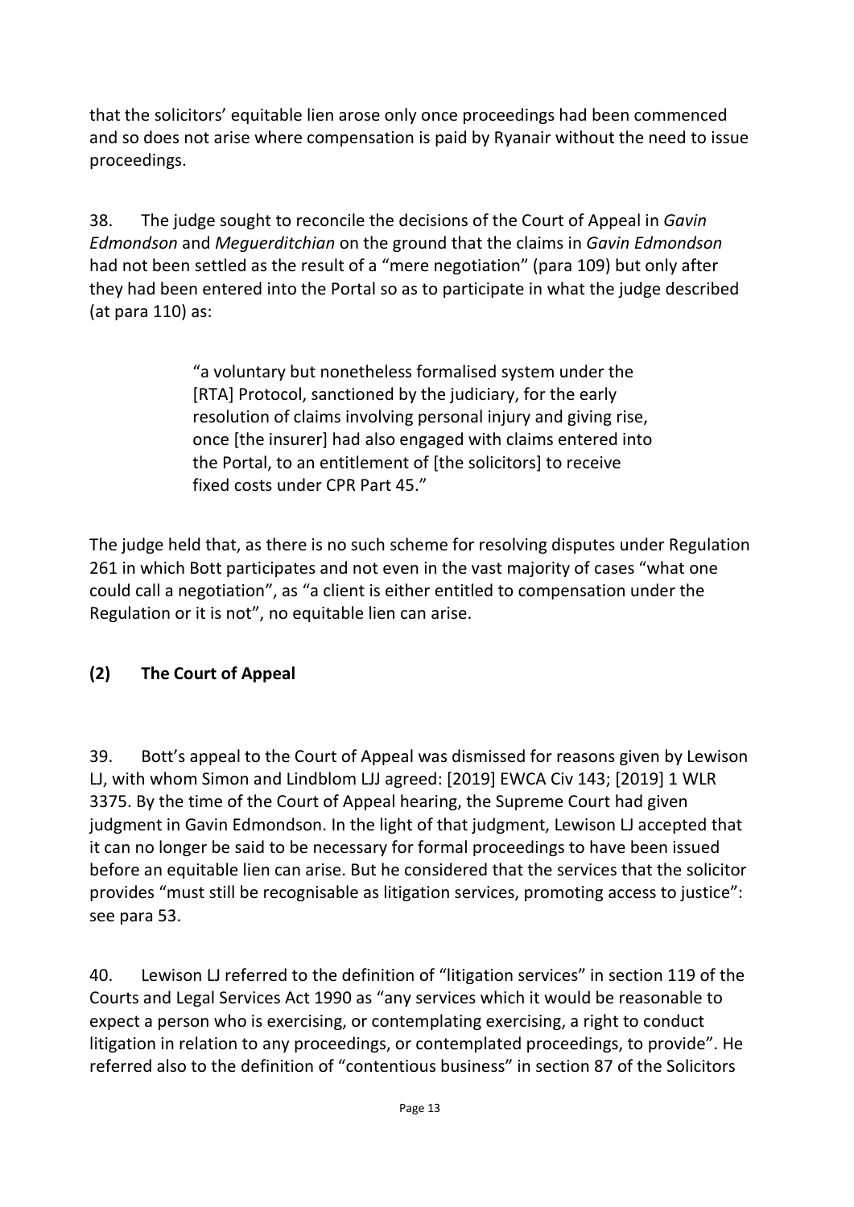that the solicitors' equitable lien arose only once proceedings had been commenced and so does not arise where compensation is paid by Ryanair without the need to issue proceedings.

38. The judge sought to reconcile the decisions of the Court of Appeal in *Gavin Edmondson* and *Meguerditchian* on the ground that the claims in *Gavin Edmondson* had not been settled as the result of a "mere negotiation" (para 109) but only after they had been entered into the Portal so as to participate in what the judge described (at para 110) as:

> "a voluntary but nonetheless formalised system under the [RTA] Protocol, sanctioned by the judiciary, for the early resolution of claims involving personal injury and giving rise, once [the insurer] had also engaged with claims entered into the Portal, to an entitlement of [the solicitors] to receive fixed costs under CPR Part 45."

The judge held that, as there is no such scheme for resolving disputes under Regulation 261 in which Bott participates and not even in the vast majority of cases "what one could call a negotiation", as "a client is either entitled to compensation under the Regulation or it is not", no equitable lien can arise.

### (2) The Court of Appeal

39. Bott's appeal to the Court of Appeal was dismissed for reasons given by Lewison LJ, with whom Simon and Lindblom LJJ agreed: [2019] EWCA Civ 143; [2019] 1 WLR 3375. By the time of the Court of Appeal hearing, the Supreme Court had given judgment in Gavin Edmondson. In the light of that judgment, Lewison LJ accepted that it can no longer be said to be necessary for formal proceedings to have been issued before an equitable lien can arise. But he considered that the services that the solicitor provides "must still be recognisable as litigation services, promoting access to justice": see para 53.

40. Lewison LJ referred to the definition of "litigation services" in section 119 of the Courts and Legal Services Act 1990 as "any services which it would be reasonable to expect a person who is exercising, or contemplating exercising, a right to conduct litigation in relation to any proceedings, or contemplated proceedings, to provide". He referred also to the definition of "contentious business" in section 87 of the Solicitors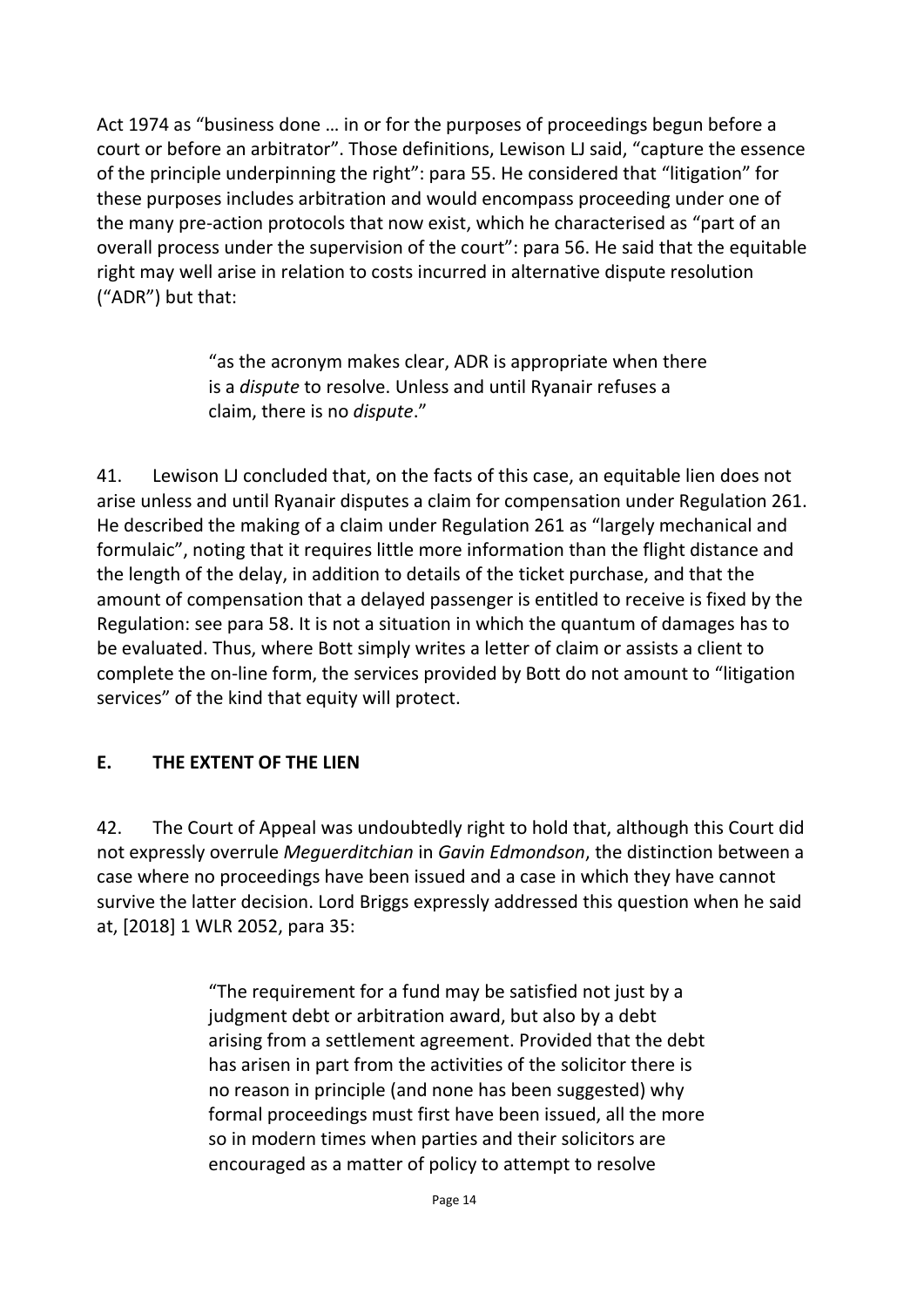Act 1974 as "business done … in or for the purposes of proceedings begun before a court or before an arbitrator". Those definitions, Lewison LJ said, "capture the essence of the principle underpinning the right": para 55. He considered that "litigation" for these purposes includes arbitration and would encompass proceeding under one of the many pre-action protocols that now exist, which he characterised as "part of an overall process under the supervision of the court": para 56. He said that the equitable right may well arise in relation to costs incurred in alternative dispute resolution ("ADR") but that:

> "as the acronym makes clear, ADR is appropriate when there is a *dispute* to resolve. Unless and until Ryanair refuses a claim, there is no *dispute*."

41. Lewison LJ concluded that, on the facts of this case, an equitable lien does not arise unless and until Ryanair disputes a claim for compensation under Regulation 261. He described the making of a claim under Regulation 261 as "largely mechanical and formulaic", noting that it requires little more information than the flight distance and the length of the delay, in addition to details of the ticket purchase, and that the amount of compensation that a delayed passenger is entitled to receive is fixed by the Regulation: see para 58. It is not a situation in which the quantum of damages has to be evaluated. Thus, where Bott simply writes a letter of claim or assists a client to complete the on-line form, the services provided by Bott do not amount to "litigation services" of the kind that equity will protect.

## E. THE EXTENT OF THE LIEN

42. The Court of Appeal was undoubtedly right to hold that, although this Court did not expressly overrule *Meguerditchian* in *Gavin Edmondson*, the distinction between a case where no proceedings have been issued and a case in which they have cannot survive the latter decision. Lord Briggs expressly addressed this question when he said at, [2018] 1 WLR 2052, para 35:

> "The requirement for a fund may be satisfied not just by a judgment debt or arbitration award, but also by a debt arising from a settlement agreement. Provided that the debt has arisen in part from the activities of the solicitor there is no reason in principle (and none has been suggested) why formal proceedings must first have been issued, all the more so in modern times when parties and their solicitors are encouraged as a matter of policy to attempt to resolve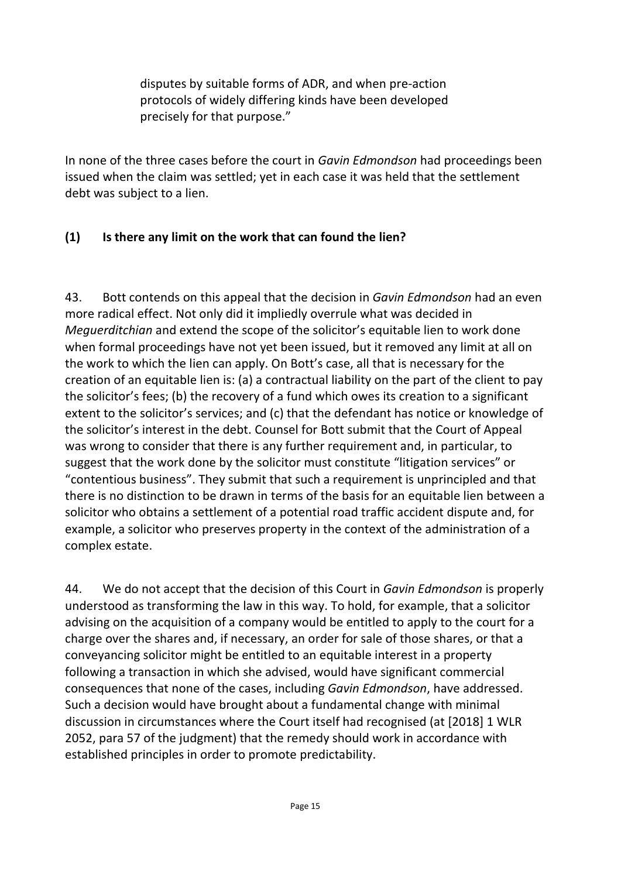> disputes by suitable forms of ADR, and when pre-action protocols of widely differing kinds have been developed precisely for that purpose."

In none of the three cases before the court in *Gavin Edmondson* had proceedings been issued when the claim was settled; yet in each case it was held that the settlement debt was subject to a lien.

### (1) Is there any limit on the work that can found the lien?

43. Bott contends on this appeal that the decision in *Gavin Edmondson* had an even more radical effect. Not only did it impliedly overrule what was decided in *Meguerditchian* and extend the scope of the solicitor's equitable lien to work done when formal proceedings have not yet been issued, but it removed any limit at all on the work to which the lien can apply. On Bott's case, all that is necessary for the creation of an equitable lien is: (a) a contractual liability on the part of the client to pay the solicitor's fees; (b) the recovery of a fund which owes its creation to a significant extent to the solicitor's services; and (c) that the defendant has notice or knowledge of the solicitor's interest in the debt. Counsel for Bott submit that the Court of Appeal was wrong to consider that there is any further requirement and, in particular, to suggest that the work done by the solicitor must constitute "litigation services" or "contentious business". They submit that such a requirement is unprincipled and that there is no distinction to be drawn in terms of the basis for an equitable lien between a solicitor who obtains a settlement of a potential road traffic accident dispute and, for example, a solicitor who preserves property in the context of the administration of a complex estate.

44. We do not accept that the decision of this Court in *Gavin Edmondson* is properly understood as transforming the law in this way. To hold, for example, that a solicitor advising on the acquisition of a company would be entitled to apply to the court for a charge over the shares and, if necessary, an order for sale of those shares, or that a conveyancing solicitor might be entitled to an equitable interest in a property following a transaction in which she advised, would have significant commercial consequences that none of the cases, including *Gavin Edmondson*, have addressed. Such a decision would have brought about a fundamental change with minimal discussion in circumstances where the Court itself had recognised (at [2018] 1 WLR 2052, para 57 of the judgment) that the remedy should work in accordance with established principles in order to promote predictability.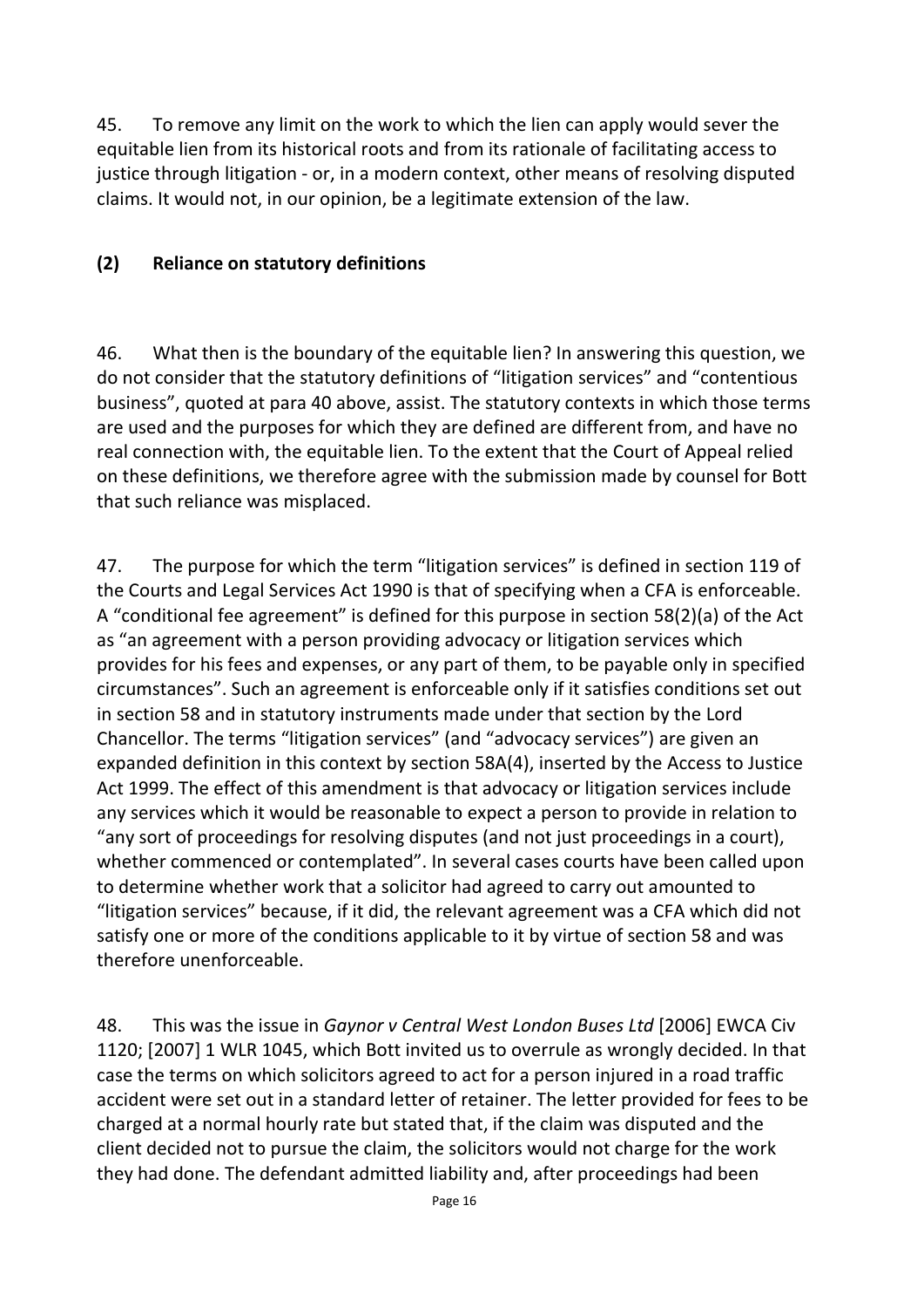45. To remove any limit on the work to which the lien can apply would sever the equitable lien from its historical roots and from its rationale of facilitating access to justice through litigation - or, in a modern context, other means of resolving disputed claims. It would not, in our opinion, be a legitimate extension of the law.

### (2) Reliance on statutory definitions

46. What then is the boundary of the equitable lien? In answering this question, we do not consider that the statutory definitions of "litigation services" and "contentious business", quoted at para 40 above, assist. The statutory contexts in which those terms are used and the purposes for which they are defined are different from, and have no real connection with, the equitable lien. To the extent that the Court of Appeal relied on these definitions, we therefore agree with the submission made by counsel for Bott that such reliance was misplaced.

47. The purpose for which the term "litigation services" is defined in section 119 of the Courts and Legal Services Act 1990 is that of specifying when a CFA is enforceable. A "conditional fee agreement" is defined for this purpose in section 58(2)(a) of the Act as "an agreement with a person providing advocacy or litigation services which provides for his fees and expenses, or any part of them, to be payable only in specified circumstances". Such an agreement is enforceable only if it satisfies conditions set out in section 58 and in statutory instruments made under that section by the Lord Chancellor. The terms "litigation services" (and "advocacy services") are given an expanded definition in this context by section 58A(4), inserted by the Access to Justice Act 1999. The effect of this amendment is that advocacy or litigation services include any services which it would be reasonable to expect a person to provide in relation to "any sort of proceedings for resolving disputes (and not just proceedings in a court), whether commenced or contemplated". In several cases courts have been called upon to determine whether work that a solicitor had agreed to carry out amounted to "litigation services" because, if it did, the relevant agreement was a CFA which did not satisfy one or more of the conditions applicable to it by virtue of section 58 and was therefore unenforceable.

48. This was the issue in *Gaynor v Central West London Buses Ltd* [2006] EWCA Civ 1120; [2007] 1 WLR 1045, which Bott invited us to overrule as wrongly decided. In that case the terms on which solicitors agreed to act for a person injured in a road traffic accident were set out in a standard letter of retainer. The letter provided for fees to be charged at a normal hourly rate but stated that, if the claim was disputed and the client decided not to pursue the claim, the solicitors would not charge for the work they had done. The defendant admitted liability and, after proceedings had been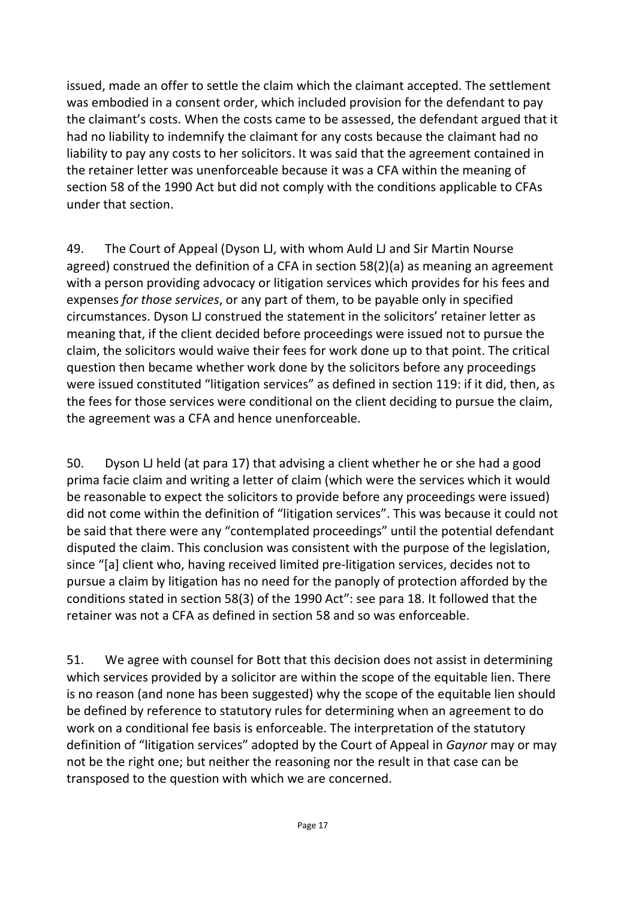issued, made an offer to settle the claim which the claimant accepted. The settlement was embodied in a consent order, which included provision for the defendant to pay the claimant's costs. When the costs came to be assessed, the defendant argued that it had no liability to indemnify the claimant for any costs because the claimant had no liability to pay any costs to her solicitors. It was said that the agreement contained in the retainer letter was unenforceable because it was a CFA within the meaning of section 58 of the 1990 Act but did not comply with the conditions applicable to CFAs under that section.

49. The Court of Appeal (Dyson LJ, with whom Auld LJ and Sir Martin Nourse agreed) construed the definition of a CFA in section 58(2)(a) as meaning an agreement with a person providing advocacy or litigation services which provides for his fees and expenses *for those services*, or any part of them, to be payable only in specified circumstances. Dyson LJ construed the statement in the solicitors' retainer letter as meaning that, if the client decided before proceedings were issued not to pursue the claim, the solicitors would waive their fees for work done up to that point. The critical question then became whether work done by the solicitors before any proceedings were issued constituted "litigation services" as defined in section 119: if it did, then, as the fees for those services were conditional on the client deciding to pursue the claim, the agreement was a CFA and hence unenforceable.

50. Dyson LJ held (at para 17) that advising a client whether he or she had a good prima facie claim and writing a letter of claim (which were the services which it would be reasonable to expect the solicitors to provide before any proceedings were issued) did not come within the definition of "litigation services". This was because it could not be said that there were any "contemplated proceedings" until the potential defendant disputed the claim. This conclusion was consistent with the purpose of the legislation, since "[a] client who, having received limited pre-litigation services, decides not to pursue a claim by litigation has no need for the panoply of protection afforded by the conditions stated in section 58(3) of the 1990 Act": see para 18. It followed that the retainer was not a CFA as defined in section 58 and so was enforceable.

51. We agree with counsel for Bott that this decision does not assist in determining which services provided by a solicitor are within the scope of the equitable lien. There is no reason (and none has been suggested) why the scope of the equitable lien should be defined by reference to statutory rules for determining when an agreement to do work on a conditional fee basis is enforceable. The interpretation of the statutory definition of "litigation services" adopted by the Court of Appeal in *Gaynor* may or may not be the right one; but neither the reasoning nor the result in that case can be transposed to the question with which we are concerned.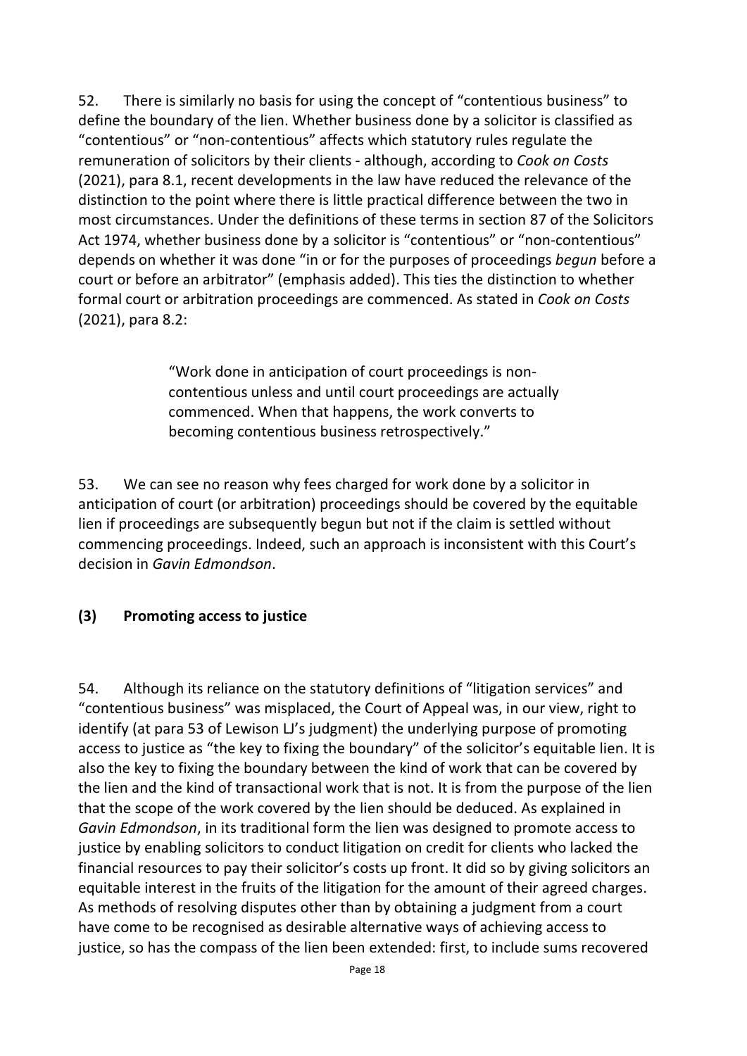52. There is similarly no basis for using the concept of "contentious business" to define the boundary of the lien. Whether business done by a solicitor is classified as "contentious" or "non-contentious" affects which statutory rules regulate the remuneration of solicitors by their clients - although, according to *Cook on Costs* (2021), para 8.1, recent developments in the law have reduced the relevance of the distinction to the point where there is little practical difference between the two in most circumstances. Under the definitions of these terms in section 87 of the Solicitors Act 1974, whether business done by a solicitor is "contentious" or "non-contentious" depends on whether it was done "in or for the purposes of proceedings *begun* before a court or before an arbitrator" (emphasis added). This ties the distinction to whether formal court or arbitration proceedings are commenced. As stated in *Cook on Costs* (2021), para 8.2:

> "Work done in anticipation of court proceedings is non-contentious unless and until court proceedings are actually commenced. When that happens, the work converts to becoming contentious business retrospectively."

53. We can see no reason why fees charged for work done by a solicitor in anticipation of court (or arbitration) proceedings should be covered by the equitable lien if proceedings are subsequently begun but not if the claim is settled without commencing proceedings. Indeed, such an approach is inconsistent with this Court's decision in *Gavin Edmondson*.

### (3) Promoting access to justice

54. Although its reliance on the statutory definitions of "litigation services" and "contentious business" was misplaced, the Court of Appeal was, in our view, right to identify (at para 53 of Lewison LJ's judgment) the underlying purpose of promoting access to justice as "the key to fixing the boundary" of the solicitor's equitable lien. It is also the key to fixing the boundary between the kind of work that can be covered by the lien and the kind of transactional work that is not. It is from the purpose of the lien that the scope of the work covered by the lien should be deduced. As explained in *Gavin Edmondson*, in its traditional form the lien was designed to promote access to justice by enabling solicitors to conduct litigation on credit for clients who lacked the financial resources to pay their solicitor's costs up front. It did so by giving solicitors an equitable interest in the fruits of the litigation for the amount of their agreed charges. As methods of resolving disputes other than by obtaining a judgment from a court have come to be recognised as desirable alternative ways of achieving access to justice, so has the compass of the lien been extended: first, to include sums recovered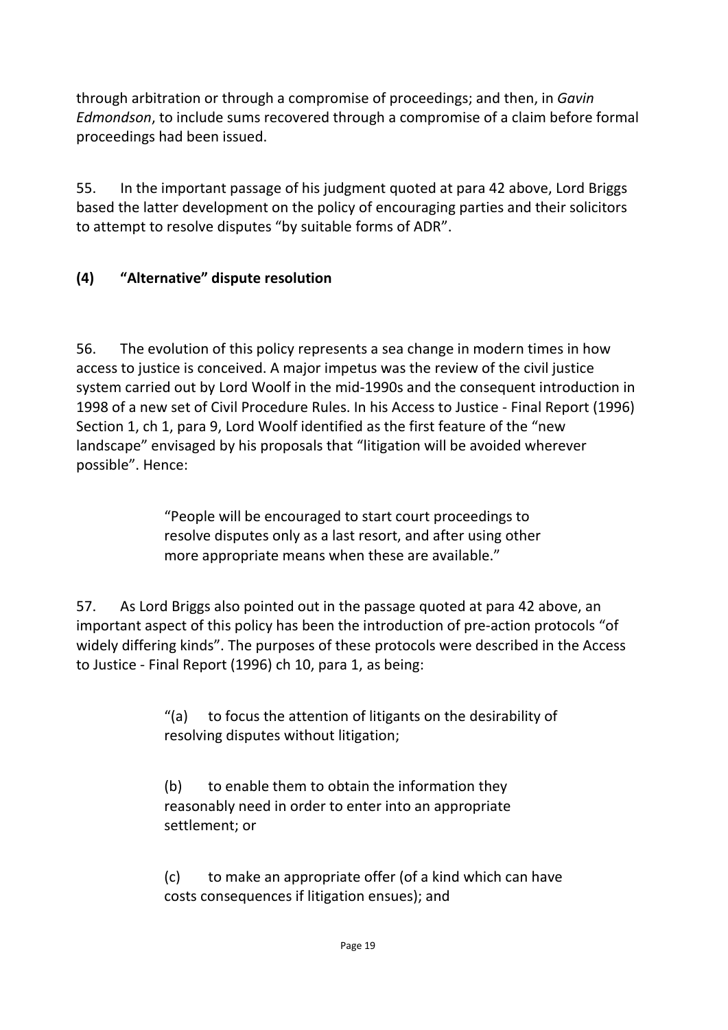through arbitration or through a compromise of proceedings; and then, in *Gavin Edmondson*, to include sums recovered through a compromise of a claim before formal proceedings had been issued.

55. In the important passage of his judgment quoted at para 42 above, Lord Briggs based the latter development on the policy of encouraging parties and their solicitors to attempt to resolve disputes "by suitable forms of ADR".

### (4) "Alternative" dispute resolution

56. The evolution of this policy represents a sea change in modern times in how access to justice is conceived. A major impetus was the review of the civil justice system carried out by Lord Woolf in the mid-1990s and the consequent introduction in 1998 of a new set of Civil Procedure Rules. In his Access to Justice - Final Report (1996) Section 1, ch 1, para 9, Lord Woolf identified as the first feature of the "new landscape" envisaged by his proposals that "litigation will be avoided wherever possible". Hence:

> "People will be encouraged to start court proceedings to resolve disputes only as a last resort, and after using other more appropriate means when these are available."

57. As Lord Briggs also pointed out in the passage quoted at para 42 above, an important aspect of this policy has been the introduction of pre-action protocols "of widely differing kinds". The purposes of these protocols were described in the Access to Justice - Final Report (1996) ch 10, para 1, as being:

> "(a) to focus the attention of litigants on the desirability of resolving disputes without litigation;
>
> (b) to enable them to obtain the information they reasonably need in order to enter into an appropriate settlement; or
>
> (c) to make an appropriate offer (of a kind which can have costs consequences if litigation ensues); and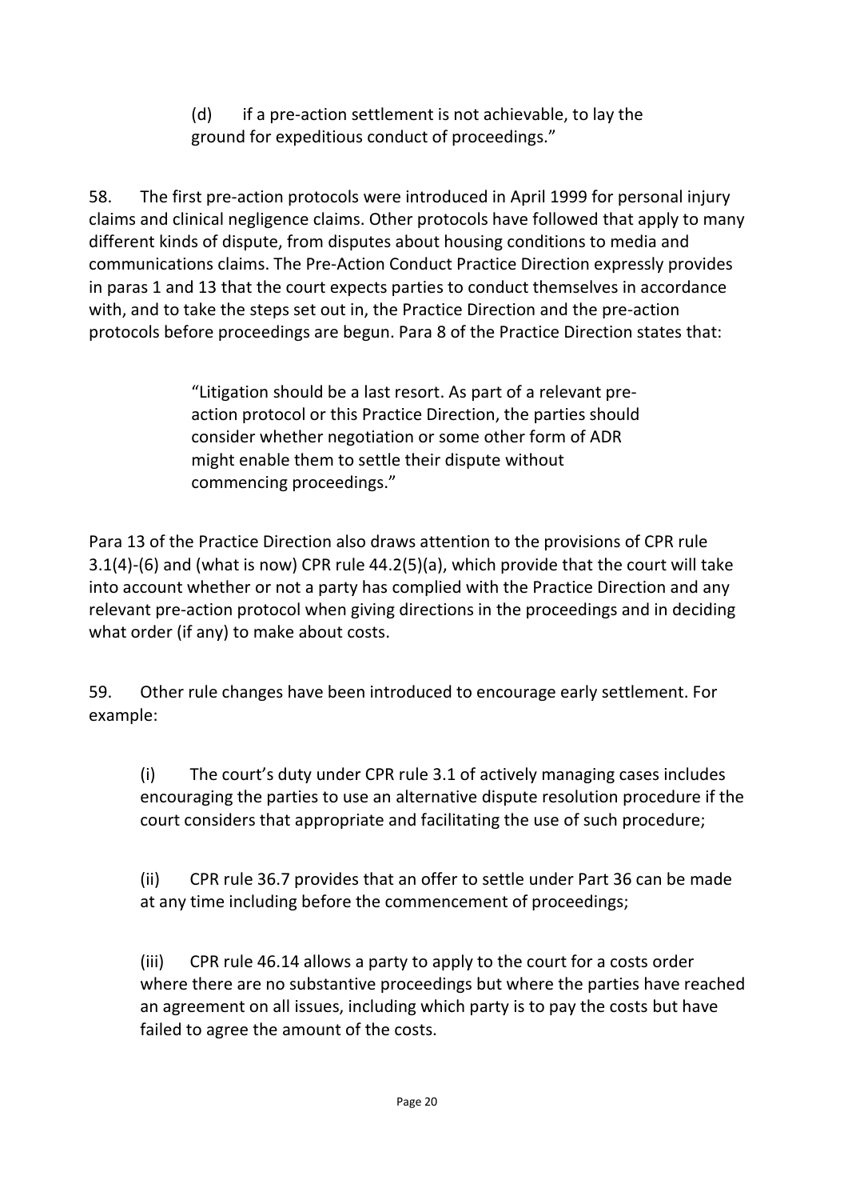> (d) if a pre-action settlement is not achievable, to lay the ground for expeditious conduct of proceedings."

58. The first pre-action protocols were introduced in April 1999 for personal injury claims and clinical negligence claims. Other protocols have followed that apply to many different kinds of dispute, from disputes about housing conditions to media and communications claims. The Pre-Action Conduct Practice Direction expressly provides in paras 1 and 13 that the court expects parties to conduct themselves in accordance with, and to take the steps set out in, the Practice Direction and the pre-action protocols before proceedings are begun. Para 8 of the Practice Direction states that:

> "Litigation should be a last resort. As part of a relevant pre-action protocol or this Practice Direction, the parties should consider whether negotiation or some other form of ADR might enable them to settle their dispute without commencing proceedings."

Para 13 of the Practice Direction also draws attention to the provisions of CPR rule 3.1(4)-(6) and (what is now) CPR rule 44.2(5)(a), which provide that the court will take into account whether or not a party has complied with the Practice Direction and any relevant pre-action protocol when giving directions in the proceedings and in deciding what order (if any) to make about costs.

59. Other rule changes have been introduced to encourage early settlement. For example:

(i) The court's duty under CPR rule 3.1 of actively managing cases includes encouraging the parties to use an alternative dispute resolution procedure if the court considers that appropriate and facilitating the use of such procedure;

(ii) CPR rule 36.7 provides that an offer to settle under Part 36 can be made at any time including before the commencement of proceedings;

(iii) CPR rule 46.14 allows a party to apply to the court for a costs order where there are no substantive proceedings but where the parties have reached an agreement on all issues, including which party is to pay the costs but have failed to agree the amount of the costs.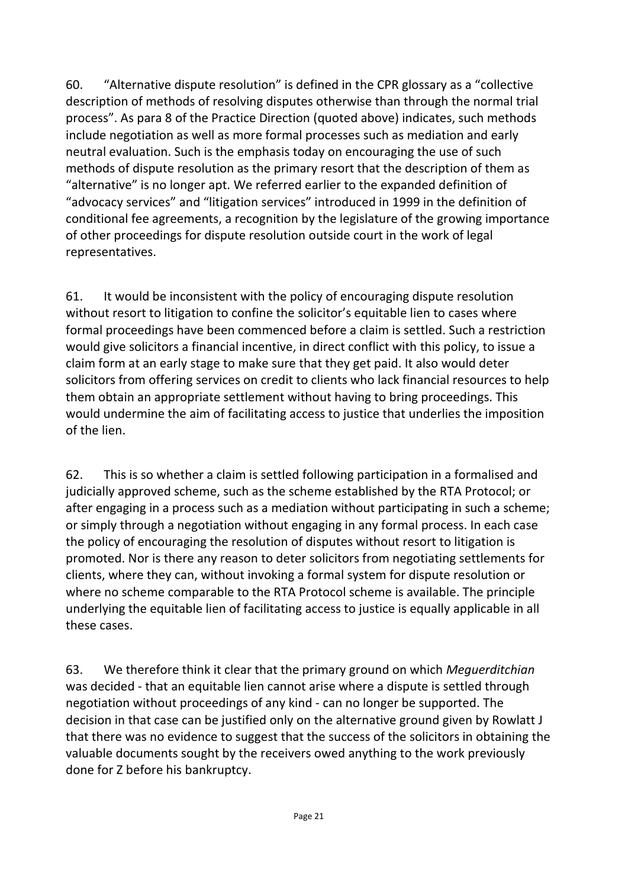60. "Alternative dispute resolution" is defined in the CPR glossary as a "collective description of methods of resolving disputes otherwise than through the normal trial process". As para 8 of the Practice Direction (quoted above) indicates, such methods include negotiation as well as more formal processes such as mediation and early neutral evaluation. Such is the emphasis today on encouraging the use of such methods of dispute resolution as the primary resort that the description of them as "alternative" is no longer apt. We referred earlier to the expanded definition of "advocacy services" and "litigation services" introduced in 1999 in the definition of conditional fee agreements, a recognition by the legislature of the growing importance of other proceedings for dispute resolution outside court in the work of legal representatives.

61. It would be inconsistent with the policy of encouraging dispute resolution without resort to litigation to confine the solicitor's equitable lien to cases where formal proceedings have been commenced before a claim is settled. Such a restriction would give solicitors a financial incentive, in direct conflict with this policy, to issue a claim form at an early stage to make sure that they get paid. It also would deter solicitors from offering services on credit to clients who lack financial resources to help them obtain an appropriate settlement without having to bring proceedings. This would undermine the aim of facilitating access to justice that underlies the imposition of the lien.

62. This is so whether a claim is settled following participation in a formalised and judicially approved scheme, such as the scheme established by the RTA Protocol; or after engaging in a process such as a mediation without participating in such a scheme; or simply through a negotiation without engaging in any formal process. In each case the policy of encouraging the resolution of disputes without resort to litigation is promoted. Nor is there any reason to deter solicitors from negotiating settlements for clients, where they can, without invoking a formal system for dispute resolution or where no scheme comparable to the RTA Protocol scheme is available. The principle underlying the equitable lien of facilitating access to justice is equally applicable in all these cases.

63. We therefore think it clear that the primary ground on which *Meguerditchian* was decided - that an equitable lien cannot arise where a dispute is settled through negotiation without proceedings of any kind - can no longer be supported. The decision in that case can be justified only on the alternative ground given by Rowlatt J that there was no evidence to suggest that the success of the solicitors in obtaining the valuable documents sought by the receivers owed anything to the work previously done for Z before his bankruptcy.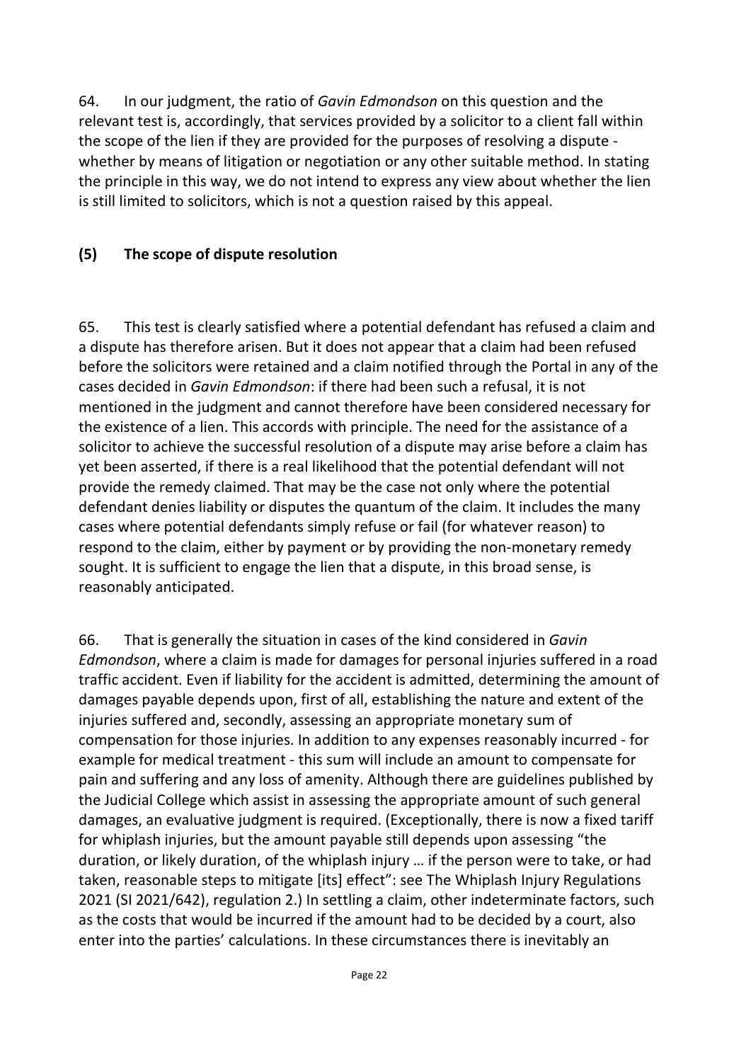64. In our judgment, the ratio of *Gavin Edmondson* on this question and the relevant test is, accordingly, that services provided by a solicitor to a client fall within the scope of the lien if they are provided for the purposes of resolving a dispute - whether by means of litigation or negotiation or any other suitable method. In stating the principle in this way, we do not intend to express any view about whether the lien is still limited to solicitors, which is not a question raised by this appeal.

### (5) The scope of dispute resolution

65. This test is clearly satisfied where a potential defendant has refused a claim and a dispute has therefore arisen. But it does not appear that a claim had been refused before the solicitors were retained and a claim notified through the Portal in any of the cases decided in *Gavin Edmondson*: if there had been such a refusal, it is not mentioned in the judgment and cannot therefore have been considered necessary for the existence of a lien. This accords with principle. The need for the assistance of a solicitor to achieve the successful resolution of a dispute may arise before a claim has yet been asserted, if there is a real likelihood that the potential defendant will not provide the remedy claimed. That may be the case not only where the potential defendant denies liability or disputes the quantum of the claim. It includes the many cases where potential defendants simply refuse or fail (for whatever reason) to respond to the claim, either by payment or by providing the non-monetary remedy sought. It is sufficient to engage the lien that a dispute, in this broad sense, is reasonably anticipated.

66. That is generally the situation in cases of the kind considered in *Gavin Edmondson*, where a claim is made for damages for personal injuries suffered in a road traffic accident. Even if liability for the accident is admitted, determining the amount of damages payable depends upon, first of all, establishing the nature and extent of the injuries suffered and, secondly, assessing an appropriate monetary sum of compensation for those injuries. In addition to any expenses reasonably incurred - for example for medical treatment - this sum will include an amount to compensate for pain and suffering and any loss of amenity. Although there are guidelines published by the Judicial College which assist in assessing the appropriate amount of such general damages, an evaluative judgment is required. (Exceptionally, there is now a fixed tariff for whiplash injuries, but the amount payable still depends upon assessing "the duration, or likely duration, of the whiplash injury … if the person were to take, or had taken, reasonable steps to mitigate [its] effect": see The Whiplash Injury Regulations 2021 (SI 2021/642), regulation 2.) In settling a claim, other indeterminate factors, such as the costs that would be incurred if the amount had to be decided by a court, also enter into the parties' calculations. In these circumstances there is inevitably an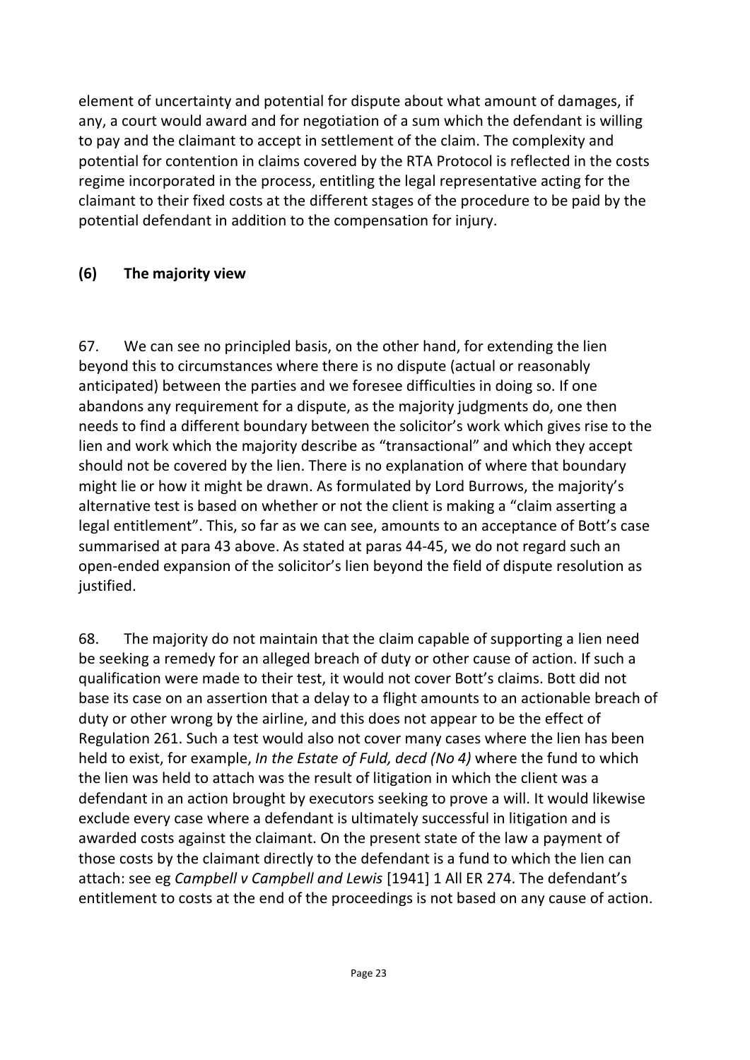element of uncertainty and potential for dispute about what amount of damages, if any, a court would award and for negotiation of a sum which the defendant is willing to pay and the claimant to accept in settlement of the claim. The complexity and potential for contention in claims covered by the RTA Protocol is reflected in the costs regime incorporated in the process, entitling the legal representative acting for the claimant to their fixed costs at the different stages of the procedure to be paid by the potential defendant in addition to the compensation for injury.

### (6) The majority view

67. We can see no principled basis, on the other hand, for extending the lien beyond this to circumstances where there is no dispute (actual or reasonably anticipated) between the parties and we foresee difficulties in doing so. If one abandons any requirement for a dispute, as the majority judgments do, one then needs to find a different boundary between the solicitor's work which gives rise to the lien and work which the majority describe as "transactional" and which they accept should not be covered by the lien. There is no explanation of where that boundary might lie or how it might be drawn. As formulated by Lord Burrows, the majority's alternative test is based on whether or not the client is making a "claim asserting a legal entitlement". This, so far as we can see, amounts to an acceptance of Bott's case summarised at para 43 above. As stated at paras 44-45, we do not regard such an open-ended expansion of the solicitor's lien beyond the field of dispute resolution as justified.

68. The majority do not maintain that the claim capable of supporting a lien need be seeking a remedy for an alleged breach of duty or other cause of action. If such a qualification were made to their test, it would not cover Bott's claims. Bott did not base its case on an assertion that a delay to a flight amounts to an actionable breach of duty or other wrong by the airline, and this does not appear to be the effect of Regulation 261. Such a test would also not cover many cases where the lien has been held to exist, for example, *In the Estate of Fuld, decd (No 4)* where the fund to which the lien was held to attach was the result of litigation in which the client was a defendant in an action brought by executors seeking to prove a will. It would likewise exclude every case where a defendant is ultimately successful in litigation and is awarded costs against the claimant. On the present state of the law a payment of those costs by the claimant directly to the defendant is a fund to which the lien can attach: see eg *Campbell v Campbell and Lewis* [1941] 1 All ER 274. The defendant's entitlement to costs at the end of the proceedings is not based on any cause of action.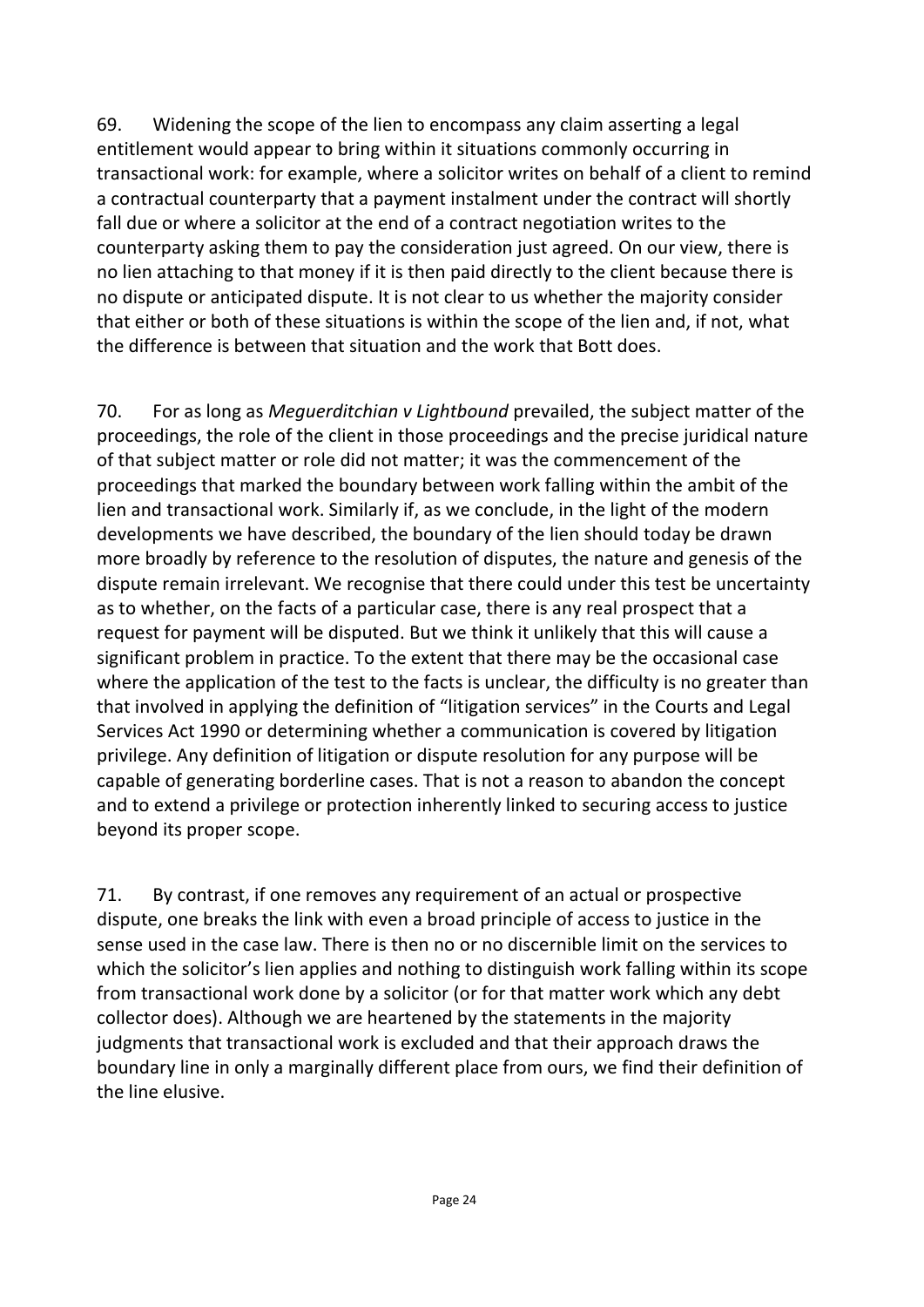69. Widening the scope of the lien to encompass any claim asserting a legal entitlement would appear to bring within it situations commonly occurring in transactional work: for example, where a solicitor writes on behalf of a client to remind a contractual counterparty that a payment instalment under the contract will shortly fall due or where a solicitor at the end of a contract negotiation writes to the counterparty asking them to pay the consideration just agreed. On our view, there is no lien attaching to that money if it is then paid directly to the client because there is no dispute or anticipated dispute. It is not clear to us whether the majority consider that either or both of these situations is within the scope of the lien and, if not, what the difference is between that situation and the work that Bott does.

70. For as long as *Meguerditchian v Lightbound* prevailed, the subject matter of the proceedings, the role of the client in those proceedings and the precise juridical nature of that subject matter or role did not matter; it was the commencement of the proceedings that marked the boundary between work falling within the ambit of the lien and transactional work. Similarly if, as we conclude, in the light of the modern developments we have described, the boundary of the lien should today be drawn more broadly by reference to the resolution of disputes, the nature and genesis of the dispute remain irrelevant. We recognise that there could under this test be uncertainty as to whether, on the facts of a particular case, there is any real prospect that a request for payment will be disputed. But we think it unlikely that this will cause a significant problem in practice. To the extent that there may be the occasional case where the application of the test to the facts is unclear, the difficulty is no greater than that involved in applying the definition of "litigation services" in the Courts and Legal Services Act 1990 or determining whether a communication is covered by litigation privilege. Any definition of litigation or dispute resolution for any purpose will be capable of generating borderline cases. That is not a reason to abandon the concept and to extend a privilege or protection inherently linked to securing access to justice beyond its proper scope.

71. By contrast, if one removes any requirement of an actual or prospective dispute, one breaks the link with even a broad principle of access to justice in the sense used in the case law. There is then no or no discernible limit on the services to which the solicitor's lien applies and nothing to distinguish work falling within its scope from transactional work done by a solicitor (or for that matter work which any debt collector does). Although we are heartened by the statements in the majority judgments that transactional work is excluded and that their approach draws the boundary line in only a marginally different place from ours, we find their definition of the line elusive.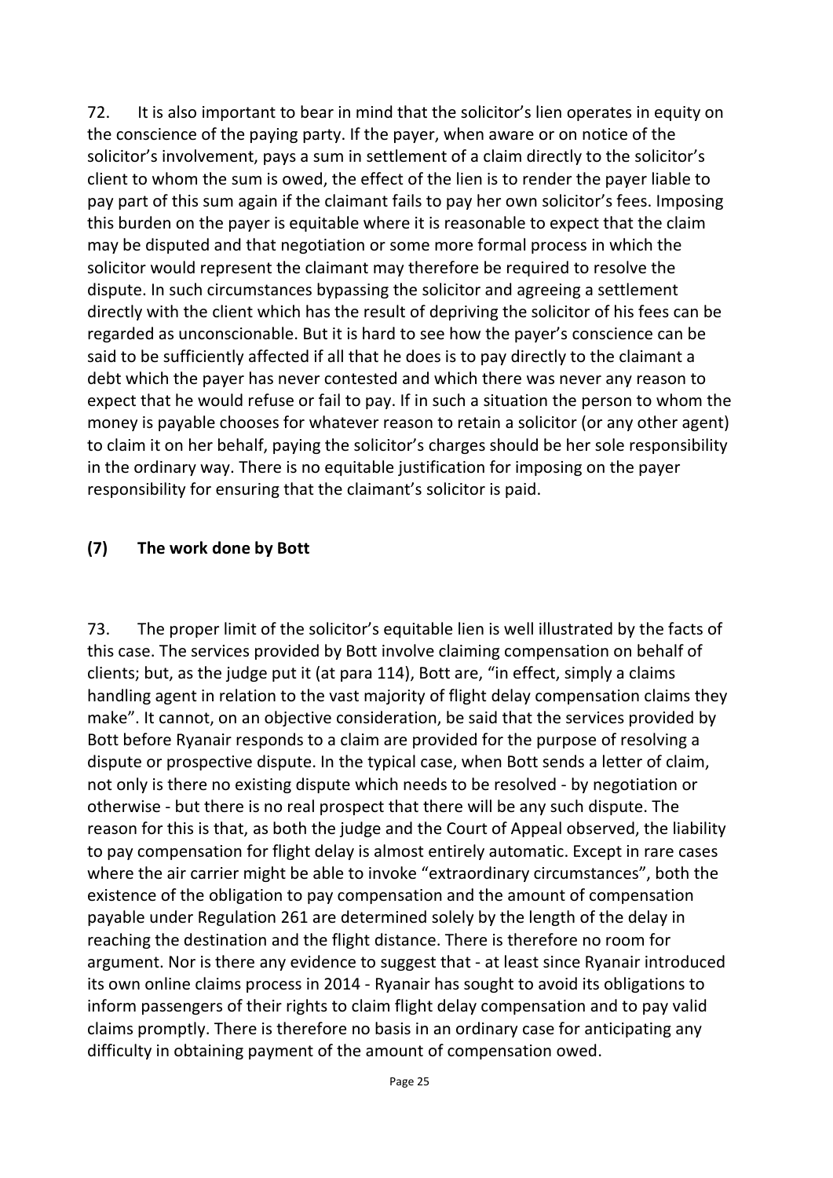72. It is also important to bear in mind that the solicitor's lien operates in equity on the conscience of the paying party. If the payer, when aware or on notice of the solicitor's involvement, pays a sum in settlement of a claim directly to the solicitor's client to whom the sum is owed, the effect of the lien is to render the payer liable to pay part of this sum again if the claimant fails to pay her own solicitor's fees. Imposing this burden on the payer is equitable where it is reasonable to expect that the claim may be disputed and that negotiation or some more formal process in which the solicitor would represent the claimant may therefore be required to resolve the dispute. In such circumstances bypassing the solicitor and agreeing a settlement directly with the client which has the result of depriving the solicitor of his fees can be regarded as unconscionable. But it is hard to see how the payer's conscience can be said to be sufficiently affected if all that he does is to pay directly to the claimant a debt which the payer has never contested and which there was never any reason to expect that he would refuse or fail to pay. If in such a situation the person to whom the money is payable chooses for whatever reason to retain a solicitor (or any other agent) to claim it on her behalf, paying the solicitor's charges should be her sole responsibility in the ordinary way. There is no equitable justification for imposing on the payer responsibility for ensuring that the claimant's solicitor is paid.

### (7) The work done by Bott

73. The proper limit of the solicitor's equitable lien is well illustrated by the facts of this case. The services provided by Bott involve claiming compensation on behalf of clients; but, as the judge put it (at para 114), Bott are, "in effect, simply a claims handling agent in relation to the vast majority of flight delay compensation claims they make". It cannot, on an objective consideration, be said that the services provided by Bott before Ryanair responds to a claim are provided for the purpose of resolving a dispute or prospective dispute. In the typical case, when Bott sends a letter of claim, not only is there no existing dispute which needs to be resolved - by negotiation or otherwise - but there is no real prospect that there will be any such dispute. The reason for this is that, as both the judge and the Court of Appeal observed, the liability to pay compensation for flight delay is almost entirely automatic. Except in rare cases where the air carrier might be able to invoke "extraordinary circumstances", both the existence of the obligation to pay compensation and the amount of compensation payable under Regulation 261 are determined solely by the length of the delay in reaching the destination and the flight distance. There is therefore no room for argument. Nor is there any evidence to suggest that - at least since Ryanair introduced its own online claims process in 2014 - Ryanair has sought to avoid its obligations to inform passengers of their rights to claim flight delay compensation and to pay valid claims promptly. There is therefore no basis in an ordinary case for anticipating any difficulty in obtaining payment of the amount of compensation owed.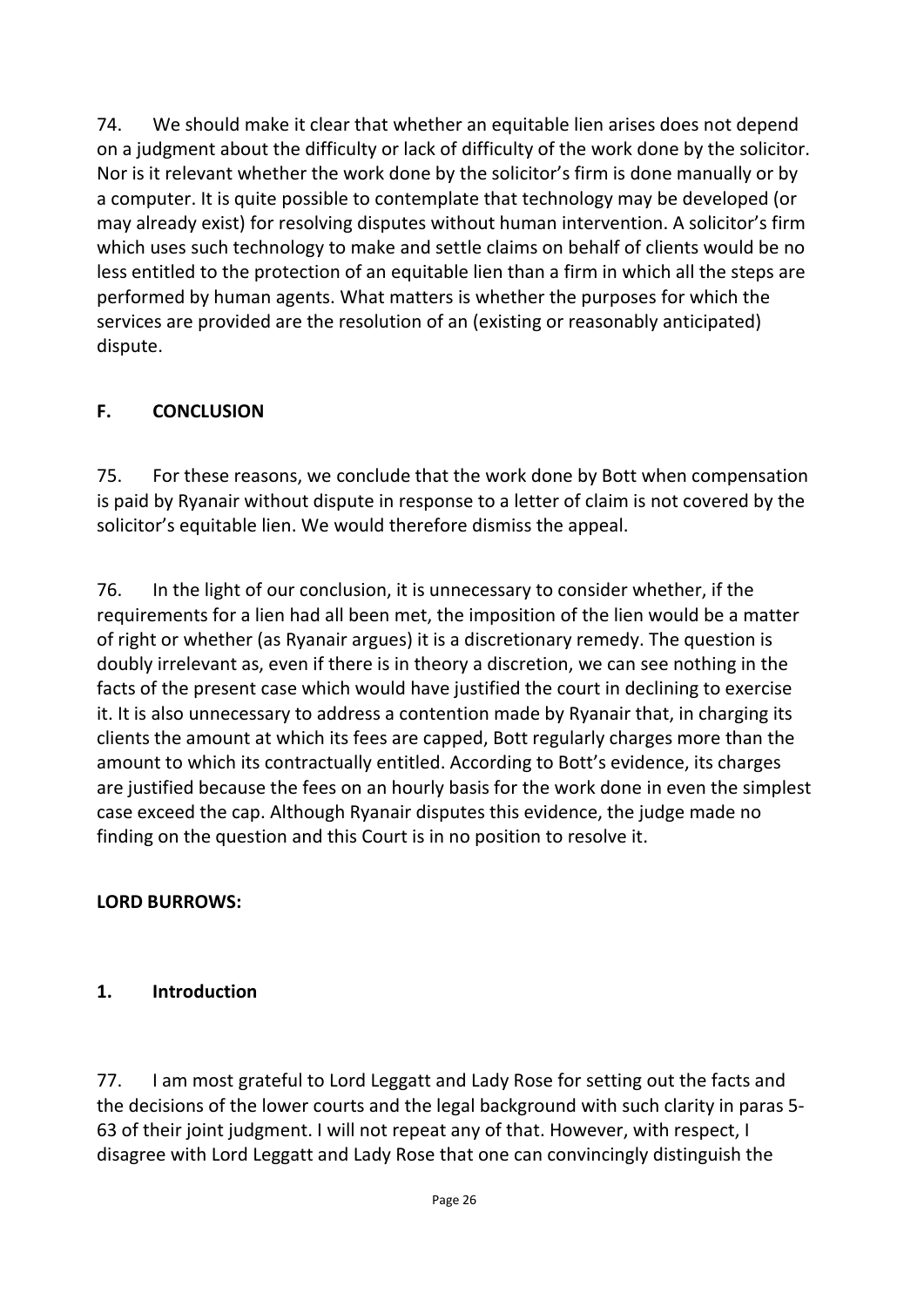74. We should make it clear that whether an equitable lien arises does not depend on a judgment about the difficulty or lack of difficulty of the work done by the solicitor. Nor is it relevant whether the work done by the solicitor's firm is done manually or by a computer. It is quite possible to contemplate that technology may be developed (or may already exist) for resolving disputes without human intervention. A solicitor's firm which uses such technology to make and settle claims on behalf of clients would be no less entitled to the protection of an equitable lien than a firm in which all the steps are performed by human agents. What matters is whether the purposes for which the services are provided are the resolution of an (existing or reasonably anticipated) dispute.

## F. CONCLUSION

75. For these reasons, we conclude that the work done by Bott when compensation is paid by Ryanair without dispute in response to a letter of claim is not covered by the solicitor's equitable lien. We would therefore dismiss the appeal.

76. In the light of our conclusion, it is unnecessary to consider whether, if the requirements for a lien had all been met, the imposition of the lien would be a matter of right or whether (as Ryanair argues) it is a discretionary remedy. The question is doubly irrelevant as, even if there is in theory a discretion, we can see nothing in the facts of the present case which would have justified the court in declining to exercise it. It is also unnecessary to address a contention made by Ryanair that, in charging its clients the amount at which its fees are capped, Bott regularly charges more than the amount to which its contractually entitled. According to Bott's evidence, its charges are justified because the fees on an hourly basis for the work done in even the simplest case exceed the cap. Although Ryanair disputes this evidence, the judge made no finding on the question and this Court is in no position to resolve it.

## LORD BURROWS:

### 1. Introduction

77. I am most grateful to Lord Leggatt and Lady Rose for setting out the facts and the decisions of the lower courts and the legal background with such clarity in paras 5-63 of their joint judgment. I will not repeat any of that. However, with respect, I disagree with Lord Leggatt and Lady Rose that one can convincingly distinguish the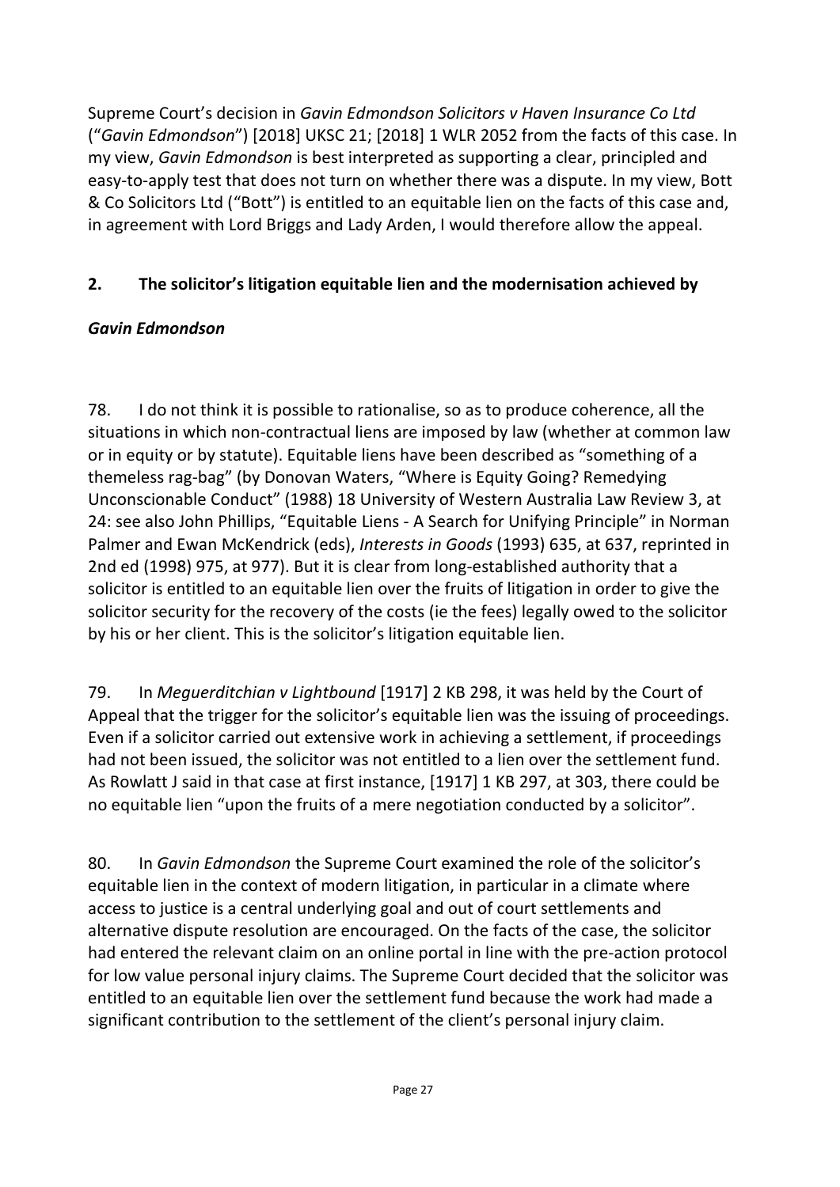Supreme Court's decision in *Gavin Edmondson Solicitors v Haven Insurance Co Ltd* ("*Gavin Edmondson*") [2018] UKSC 21; [2018] 1 WLR 2052 from the facts of this case. In my view, *Gavin Edmondson* is best interpreted as supporting a clear, principled and easy-to-apply test that does not turn on whether there was a dispute. In my view, Bott & Co Solicitors Ltd ("Bott") is entitled to an equitable lien on the facts of this case and, in agreement with Lord Briggs and Lady Arden, I would therefore allow the appeal.

## 2. The solicitor's litigation equitable lien and the modernisation achieved by *Gavin Edmondson*

78. I do not think it is possible to rationalise, so as to produce coherence, all the situations in which non-contractual liens are imposed by law (whether at common law or in equity or by statute). Equitable liens have been described as "something of a themeless rag-bag" (by Donovan Waters, "Where is Equity Going? Remedying Unconscionable Conduct" (1988) 18 University of Western Australia Law Review 3, at 24: see also John Phillips, "Equitable Liens - A Search for Unifying Principle" in Norman Palmer and Ewan McKendrick (eds), *Interests in Goods* (1993) 635, at 637, reprinted in 2nd ed (1998) 975, at 977). But it is clear from long-established authority that a solicitor is entitled to an equitable lien over the fruits of litigation in order to give the solicitor security for the recovery of the costs (ie the fees) legally owed to the solicitor by his or her client. This is the solicitor's litigation equitable lien.

79. In *Meguerditchian v Lightbound* [1917] 2 KB 298, it was held by the Court of Appeal that the trigger for the solicitor's equitable lien was the issuing of proceedings. Even if a solicitor carried out extensive work in achieving a settlement, if proceedings had not been issued, the solicitor was not entitled to a lien over the settlement fund. As Rowlatt J said in that case at first instance, [1917] 1 KB 297, at 303, there could be no equitable lien "upon the fruits of a mere negotiation conducted by a solicitor".

80. In *Gavin Edmondson* the Supreme Court examined the role of the solicitor's equitable lien in the context of modern litigation, in particular in a climate where access to justice is a central underlying goal and out of court settlements and alternative dispute resolution are encouraged. On the facts of the case, the solicitor had entered the relevant claim on an online portal in line with the pre-action protocol for low value personal injury claims. The Supreme Court decided that the solicitor was entitled to an equitable lien over the settlement fund because the work had made a significant contribution to the settlement of the client's personal injury claim.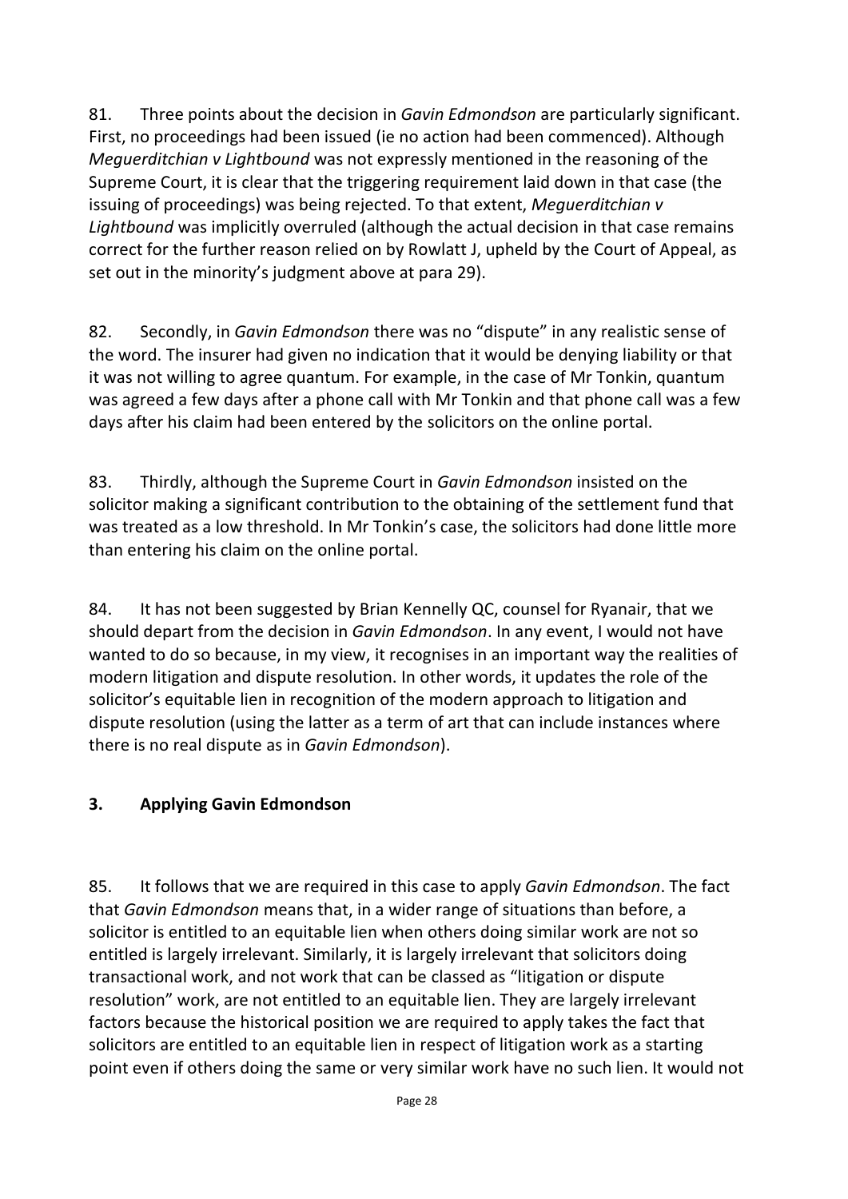81. Three points about the decision in *Gavin Edmondson* are particularly significant. First, no proceedings had been issued (ie no action had been commenced). Although *Meguerditchian v Lightbound* was not expressly mentioned in the reasoning of the Supreme Court, it is clear that the triggering requirement laid down in that case (the issuing of proceedings) was being rejected. To that extent, *Meguerditchian v Lightbound* was implicitly overruled (although the actual decision in that case remains correct for the further reason relied on by Rowlatt J, upheld by the Court of Appeal, as set out in the minority's judgment above at para 29).

82. Secondly, in *Gavin Edmondson* there was no "dispute" in any realistic sense of the word. The insurer had given no indication that it would be denying liability or that it was not willing to agree quantum. For example, in the case of Mr Tonkin, quantum was agreed a few days after a phone call with Mr Tonkin and that phone call was a few days after his claim had been entered by the solicitors on the online portal.

83. Thirdly, although the Supreme Court in *Gavin Edmondson* insisted on the solicitor making a significant contribution to the obtaining of the settlement fund that was treated as a low threshold. In Mr Tonkin's case, the solicitors had done little more than entering his claim on the online portal.

84. It has not been suggested by Brian Kennelly QC, counsel for Ryanair, that we should depart from the decision in *Gavin Edmondson*. In any event, I would not have wanted to do so because, in my view, it recognises in an important way the realities of modern litigation and dispute resolution. In other words, it updates the role of the solicitor's equitable lien in recognition of the modern approach to litigation and dispute resolution (using the latter as a term of art that can include instances where there is no real dispute as in *Gavin Edmondson*).

## 3. Applying Gavin Edmondson

85. It follows that we are required in this case to apply *Gavin Edmondson*. The fact that *Gavin Edmondson* means that, in a wider range of situations than before, a solicitor is entitled to an equitable lien when others doing similar work are not so entitled is largely irrelevant. Similarly, it is largely irrelevant that solicitors doing transactional work, and not work that can be classed as "litigation or dispute resolution" work, are not entitled to an equitable lien. They are largely irrelevant factors because the historical position we are required to apply takes the fact that solicitors are entitled to an equitable lien in respect of litigation work as a starting point even if others doing the same or very similar work have no such lien. It would not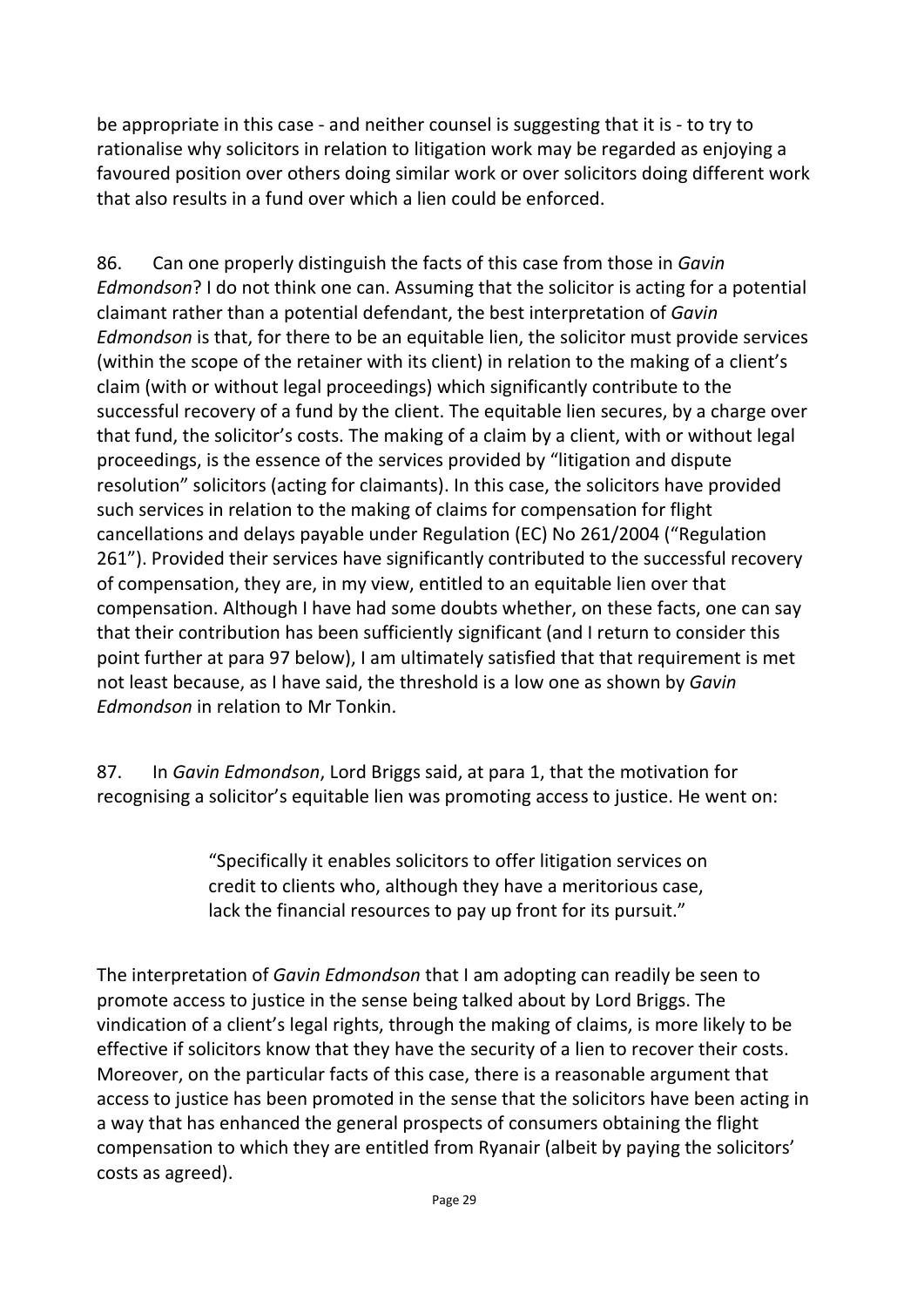be appropriate in this case - and neither counsel is suggesting that it is - to try to rationalise why solicitors in relation to litigation work may be regarded as enjoying a favoured position over others doing similar work or over solicitors doing different work that also results in a fund over which a lien could be enforced.

86. Can one properly distinguish the facts of this case from those in *Gavin Edmondson*? I do not think one can. Assuming that the solicitor is acting for a potential claimant rather than a potential defendant, the best interpretation of *Gavin Edmondson* is that, for there to be an equitable lien, the solicitor must provide services (within the scope of the retainer with its client) in relation to the making of a client's claim (with or without legal proceedings) which significantly contribute to the successful recovery of a fund by the client. The equitable lien secures, by a charge over that fund, the solicitor's costs. The making of a claim by a client, with or without legal proceedings, is the essence of the services provided by "litigation and dispute resolution" solicitors (acting for claimants). In this case, the solicitors have provided such services in relation to the making of claims for compensation for flight cancellations and delays payable under Regulation (EC) No 261/2004 ("Regulation 261"). Provided their services have significantly contributed to the successful recovery of compensation, they are, in my view, entitled to an equitable lien over that compensation. Although I have had some doubts whether, on these facts, one can say that their contribution has been sufficiently significant (and I return to consider this point further at para 97 below), I am ultimately satisfied that that requirement is met not least because, as I have said, the threshold is a low one as shown by *Gavin Edmondson* in relation to Mr Tonkin.

87. In *Gavin Edmondson*, Lord Briggs said, at para 1, that the motivation for recognising a solicitor's equitable lien was promoting access to justice. He went on:

> "Specifically it enables solicitors to offer litigation services on credit to clients who, although they have a meritorious case, lack the financial resources to pay up front for its pursuit."

The interpretation of *Gavin Edmondson* that I am adopting can readily be seen to promote access to justice in the sense being talked about by Lord Briggs. The vindication of a client's legal rights, through the making of claims, is more likely to be effective if solicitors know that they have the security of a lien to recover their costs. Moreover, on the particular facts of this case, there is a reasonable argument that access to justice has been promoted in the sense that the solicitors have been acting in a way that has enhanced the general prospects of consumers obtaining the flight compensation to which they are entitled from Ryanair (albeit by paying the solicitors' costs as agreed).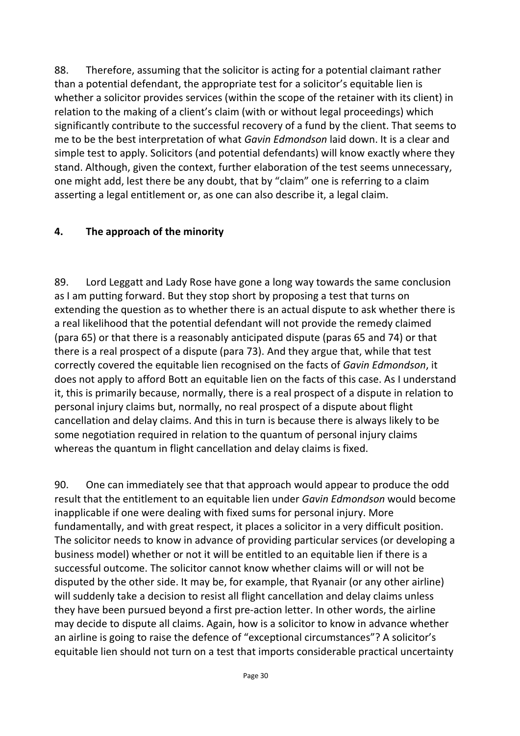88. Therefore, assuming that the solicitor is acting for a potential claimant rather than a potential defendant, the appropriate test for a solicitor's equitable lien is whether a solicitor provides services (within the scope of the retainer with its client) in relation to the making of a client's claim (with or without legal proceedings) which significantly contribute to the successful recovery of a fund by the client. That seems to me to be the best interpretation of what *Gavin Edmondson* laid down. It is a clear and simple test to apply. Solicitors (and potential defendants) will know exactly where they stand. Although, given the context, further elaboration of the test seems unnecessary, one might add, lest there be any doubt, that by "claim" one is referring to a claim asserting a legal entitlement or, as one can also describe it, a legal claim.

## 4. The approach of the minority

89. Lord Leggatt and Lady Rose have gone a long way towards the same conclusion as I am putting forward. But they stop short by proposing a test that turns on extending the question as to whether there is an actual dispute to ask whether there is a real likelihood that the potential defendant will not provide the remedy claimed (para 65) or that there is a reasonably anticipated dispute (paras 65 and 74) or that there is a real prospect of a dispute (para 73). And they argue that, while that test correctly covered the equitable lien recognised on the facts of *Gavin Edmondson*, it does not apply to afford Bott an equitable lien on the facts of this case. As I understand it, this is primarily because, normally, there is a real prospect of a dispute in relation to personal injury claims but, normally, no real prospect of a dispute about flight cancellation and delay claims. And this in turn is because there is always likely to be some negotiation required in relation to the quantum of personal injury claims whereas the quantum in flight cancellation and delay claims is fixed.

90. One can immediately see that that approach would appear to produce the odd result that the entitlement to an equitable lien under *Gavin Edmondson* would become inapplicable if one were dealing with fixed sums for personal injury. More fundamentally, and with great respect, it places a solicitor in a very difficult position. The solicitor needs to know in advance of providing particular services (or developing a business model) whether or not it will be entitled to an equitable lien if there is a successful outcome. The solicitor cannot know whether claims will or will not be disputed by the other side. It may be, for example, that Ryanair (or any other airline) will suddenly take a decision to resist all flight cancellation and delay claims unless they have been pursued beyond a first pre-action letter. In other words, the airline may decide to dispute all claims. Again, how is a solicitor to know in advance whether an airline is going to raise the defence of "exceptional circumstances"? A solicitor's equitable lien should not turn on a test that imports considerable practical uncertainty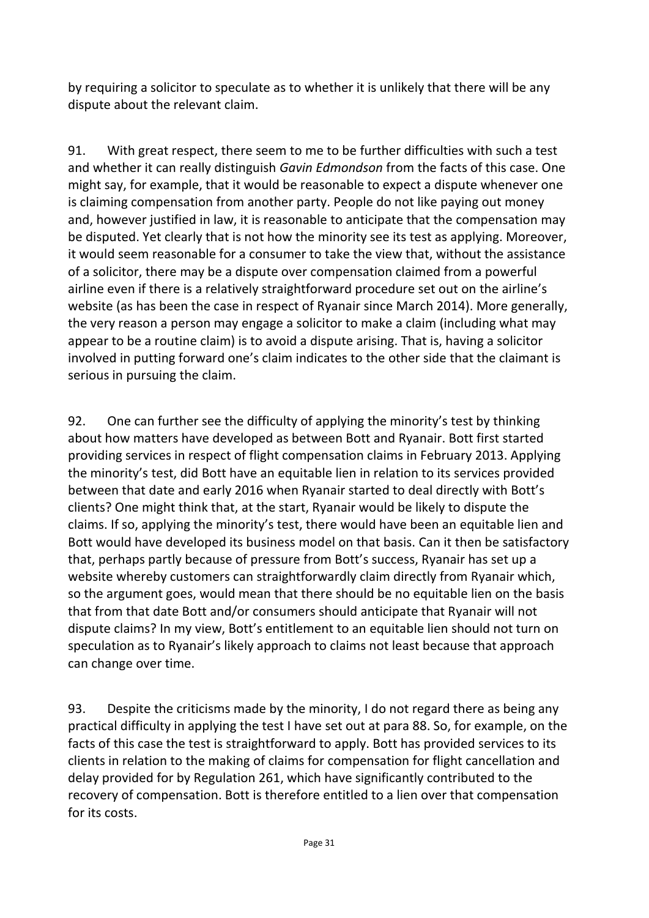by requiring a solicitor to speculate as to whether it is unlikely that there will be any dispute about the relevant claim.

91. With great respect, there seem to me to be further difficulties with such a test and whether it can really distinguish *Gavin Edmondson* from the facts of this case. One might say, for example, that it would be reasonable to expect a dispute whenever one is claiming compensation from another party. People do not like paying out money and, however justified in law, it is reasonable to anticipate that the compensation may be disputed. Yet clearly that is not how the minority see its test as applying. Moreover, it would seem reasonable for a consumer to take the view that, without the assistance of a solicitor, there may be a dispute over compensation claimed from a powerful airline even if there is a relatively straightforward procedure set out on the airline's website (as has been the case in respect of Ryanair since March 2014). More generally, the very reason a person may engage a solicitor to make a claim (including what may appear to be a routine claim) is to avoid a dispute arising. That is, having a solicitor involved in putting forward one's claim indicates to the other side that the claimant is serious in pursuing the claim.

92. One can further see the difficulty of applying the minority's test by thinking about how matters have developed as between Bott and Ryanair. Bott first started providing services in respect of flight compensation claims in February 2013. Applying the minority's test, did Bott have an equitable lien in relation to its services provided between that date and early 2016 when Ryanair started to deal directly with Bott's clients? One might think that, at the start, Ryanair would be likely to dispute the claims. If so, applying the minority's test, there would have been an equitable lien and Bott would have developed its business model on that basis. Can it then be satisfactory that, perhaps partly because of pressure from Bott's success, Ryanair has set up a website whereby customers can straightforwardly claim directly from Ryanair which, so the argument goes, would mean that there should be no equitable lien on the basis that from that date Bott and/or consumers should anticipate that Ryanair will not dispute claims? In my view, Bott's entitlement to an equitable lien should not turn on speculation as to Ryanair's likely approach to claims not least because that approach can change over time.

93. Despite the criticisms made by the minority, I do not regard there as being any practical difficulty in applying the test I have set out at para 88. So, for example, on the facts of this case the test is straightforward to apply. Bott has provided services to its clients in relation to the making of claims for compensation for flight cancellation and delay provided for by Regulation 261, which have significantly contributed to the recovery of compensation. Bott is therefore entitled to a lien over that compensation for its costs.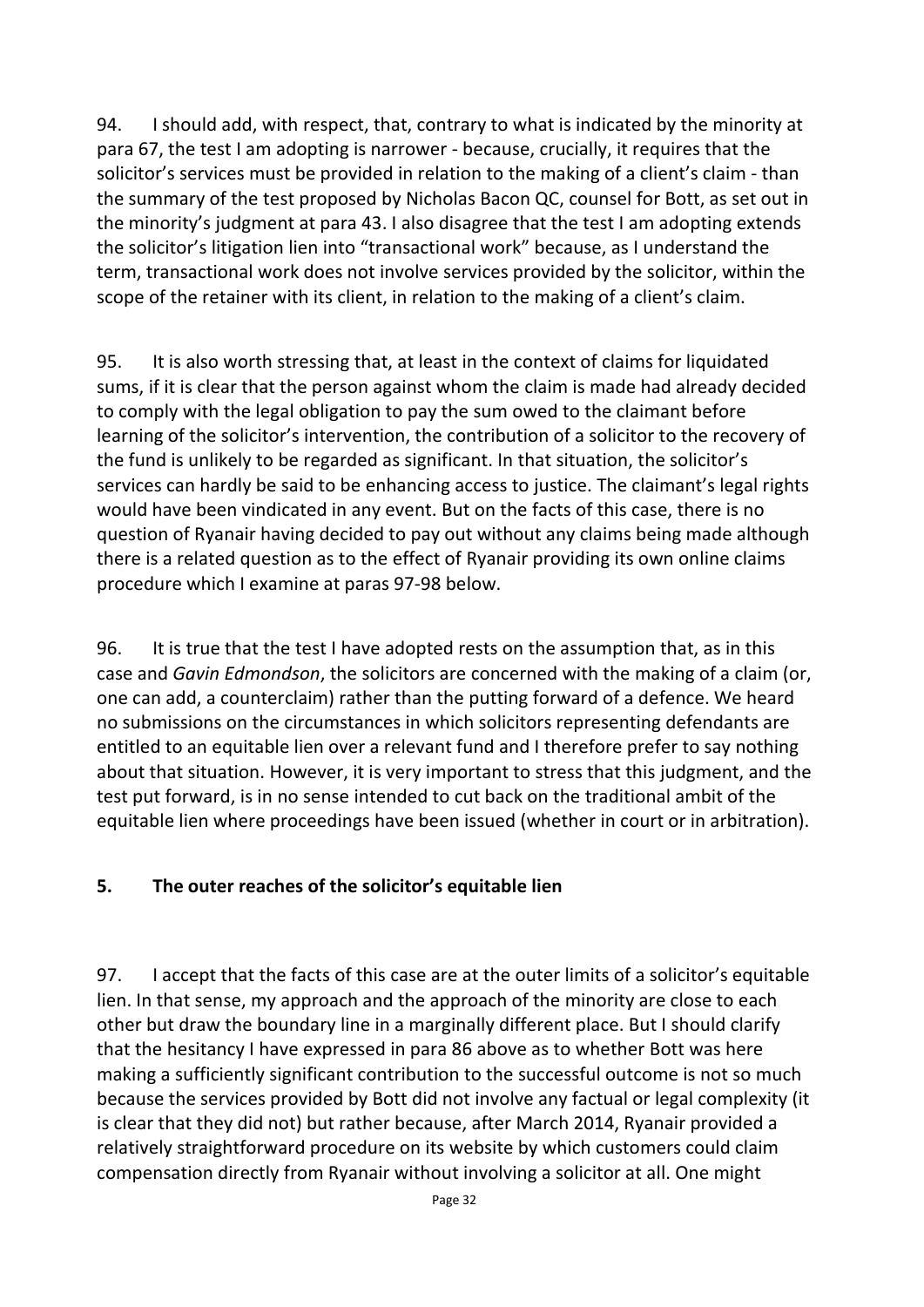94. I should add, with respect, that, contrary to what is indicated by the minority at para 67, the test I am adopting is narrower - because, crucially, it requires that the solicitor's services must be provided in relation to the making of a client's claim - than the summary of the test proposed by Nicholas Bacon QC, counsel for Bott, as set out in the minority's judgment at para 43. I also disagree that the test I am adopting extends the solicitor's litigation lien into "transactional work" because, as I understand the term, transactional work does not involve services provided by the solicitor, within the scope of the retainer with its client, in relation to the making of a client's claim.

95. It is also worth stressing that, at least in the context of claims for liquidated sums, if it is clear that the person against whom the claim is made had already decided to comply with the legal obligation to pay the sum owed to the claimant before learning of the solicitor's intervention, the contribution of a solicitor to the recovery of the fund is unlikely to be regarded as significant. In that situation, the solicitor's services can hardly be said to be enhancing access to justice. The claimant's legal rights would have been vindicated in any event. But on the facts of this case, there is no question of Ryanair having decided to pay out without any claims being made although there is a related question as to the effect of Ryanair providing its own online claims procedure which I examine at paras 97-98 below.

96. It is true that the test I have adopted rests on the assumption that, as in this case and *Gavin Edmondson*, the solicitors are concerned with the making of a claim (or, one can add, a counterclaim) rather than the putting forward of a defence. We heard no submissions on the circumstances in which solicitors representing defendants are entitled to an equitable lien over a relevant fund and I therefore prefer to say nothing about that situation. However, it is very important to stress that this judgment, and the test put forward, is in no sense intended to cut back on the traditional ambit of the equitable lien where proceedings have been issued (whether in court or in arbitration).

## 5. The outer reaches of the solicitor's equitable lien

97. I accept that the facts of this case are at the outer limits of a solicitor's equitable lien. In that sense, my approach and the approach of the minority are close to each other but draw the boundary line in a marginally different place. But I should clarify that the hesitancy I have expressed in para 86 above as to whether Bott was here making a sufficiently significant contribution to the successful outcome is not so much because the services provided by Bott did not involve any factual or legal complexity (it is clear that they did not) but rather because, after March 2014, Ryanair provided a relatively straightforward procedure on its website by which customers could claim compensation directly from Ryanair without involving a solicitor at all. One might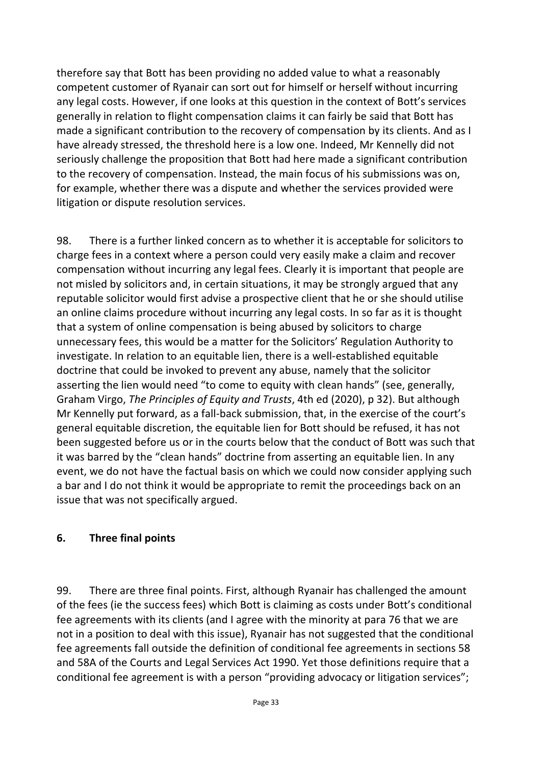therefore say that Bott has been providing no added value to what a reasonably competent customer of Ryanair can sort out for himself or herself without incurring any legal costs. However, if one looks at this question in the context of Bott's services generally in relation to flight compensation claims it can fairly be said that Bott has made a significant contribution to the recovery of compensation by its clients. And as I have already stressed, the threshold here is a low one. Indeed, Mr Kennelly did not seriously challenge the proposition that Bott had here made a significant contribution to the recovery of compensation. Instead, the main focus of his submissions was on, for example, whether there was a dispute and whether the services provided were litigation or dispute resolution services.

98. There is a further linked concern as to whether it is acceptable for solicitors to charge fees in a context where a person could very easily make a claim and recover compensation without incurring any legal fees. Clearly it is important that people are not misled by solicitors and, in certain situations, it may be strongly argued that any reputable solicitor would first advise a prospective client that he or she should utilise an online claims procedure without incurring any legal costs. In so far as it is thought that a system of online compensation is being abused by solicitors to charge unnecessary fees, this would be a matter for the Solicitors' Regulation Authority to investigate. In relation to an equitable lien, there is a well-established equitable doctrine that could be invoked to prevent any abuse, namely that the solicitor asserting the lien would need "to come to equity with clean hands" (see, generally, Graham Virgo, *The Principles of Equity and Trusts*, 4th ed (2020), p 32). But although Mr Kennelly put forward, as a fall-back submission, that, in the exercise of the court's general equitable discretion, the equitable lien for Bott should be refused, it has not been suggested before us or in the courts below that the conduct of Bott was such that it was barred by the "clean hands" doctrine from asserting an equitable lien. In any event, we do not have the factual basis on which we could now consider applying such a bar and I do not think it would be appropriate to remit the proceedings back on an issue that was not specifically argued.

## 6. Three final points

99. There are three final points. First, although Ryanair has challenged the amount of the fees (ie the success fees) which Bott is claiming as costs under Bott's conditional fee agreements with its clients (and I agree with the minority at para 76 that we are not in a position to deal with this issue), Ryanair has not suggested that the conditional fee agreements fall outside the definition of conditional fee agreements in sections 58 and 58A of the Courts and Legal Services Act 1990. Yet those definitions require that a conditional fee agreement is with a person "providing advocacy or litigation services";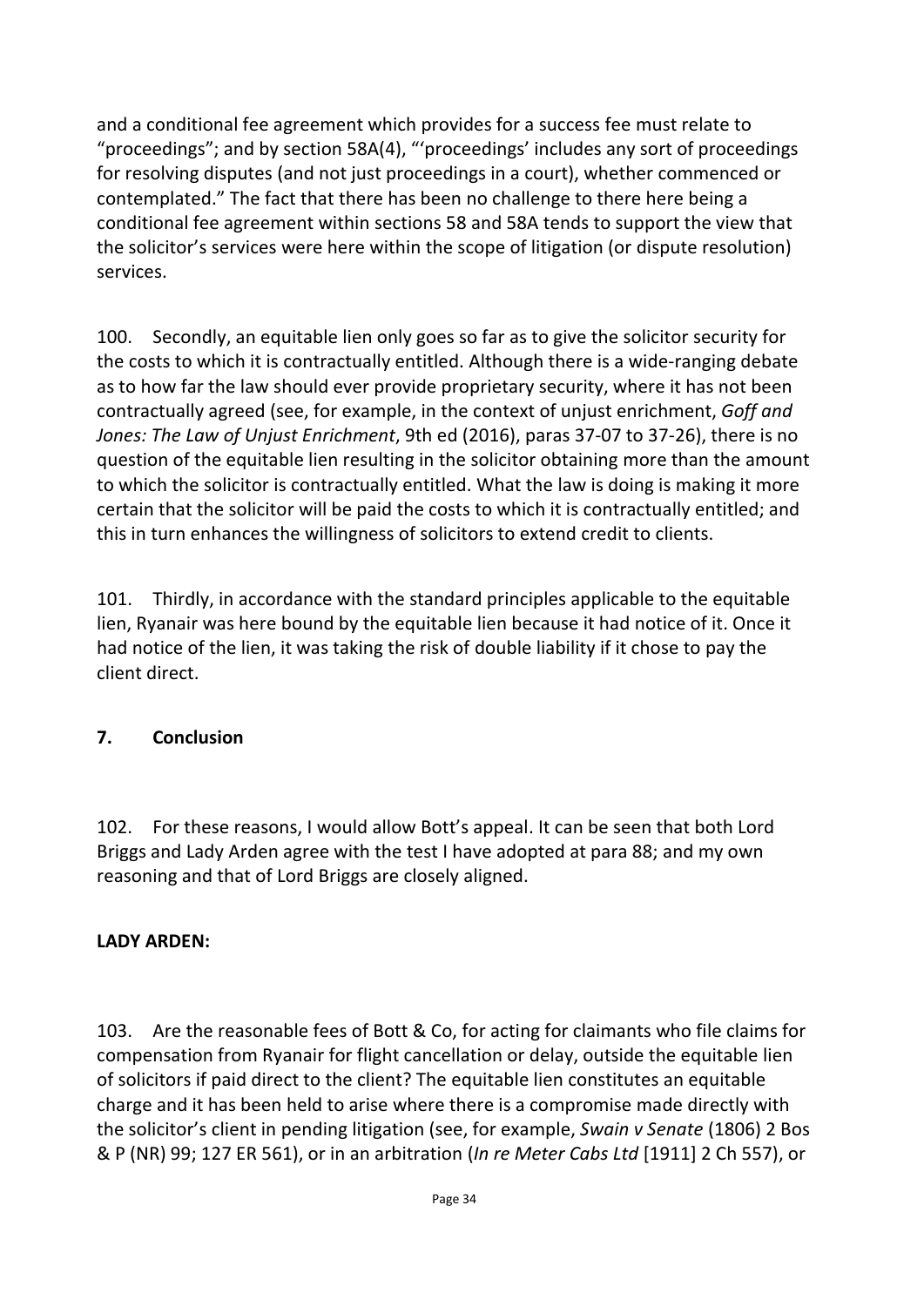and a conditional fee agreement which provides for a success fee must relate to "proceedings"; and by section 58A(4), "'proceedings' includes any sort of proceedings for resolving disputes (and not just proceedings in a court), whether commenced or contemplated." The fact that there has been no challenge to there here being a conditional fee agreement within sections 58 and 58A tends to support the view that the solicitor's services were here within the scope of litigation (or dispute resolution) services.

100. Secondly, an equitable lien only goes so far as to give the solicitor security for the costs to which it is contractually entitled. Although there is a wide-ranging debate as to how far the law should ever provide proprietary security, where it has not been contractually agreed (see, for example, in the context of unjust enrichment, *Goff and Jones: The Law of Unjust Enrichment*, 9th ed (2016), paras 37-07 to 37-26), there is no question of the equitable lien resulting in the solicitor obtaining more than the amount to which the solicitor is contractually entitled. What the law is doing is making it more certain that the solicitor will be paid the costs to which it is contractually entitled; and this in turn enhances the willingness of solicitors to extend credit to clients.

101. Thirdly, in accordance with the standard principles applicable to the equitable lien, Ryanair was here bound by the equitable lien because it had notice of it. Once it had notice of the lien, it was taking the risk of double liability if it chose to pay the client direct.

## 7. Conclusion

102. For these reasons, I would allow Bott's appeal. It can be seen that both Lord Briggs and Lady Arden agree with the test I have adopted at para 88; and my own reasoning and that of Lord Briggs are closely aligned.

**LADY ARDEN:**

103. Are the reasonable fees of Bott & Co, for acting for claimants who file claims for compensation from Ryanair for flight cancellation or delay, outside the equitable lien of solicitors if paid direct to the client? The equitable lien constitutes an equitable charge and it has been held to arise where there is a compromise made directly with the solicitor's client in pending litigation (see, for example, *Swain v Senate* (1806) 2 Bos & P (NR) 99; 127 ER 561), or in an arbitration (*In re Meter Cabs Ltd* [1911] 2 Ch 557), or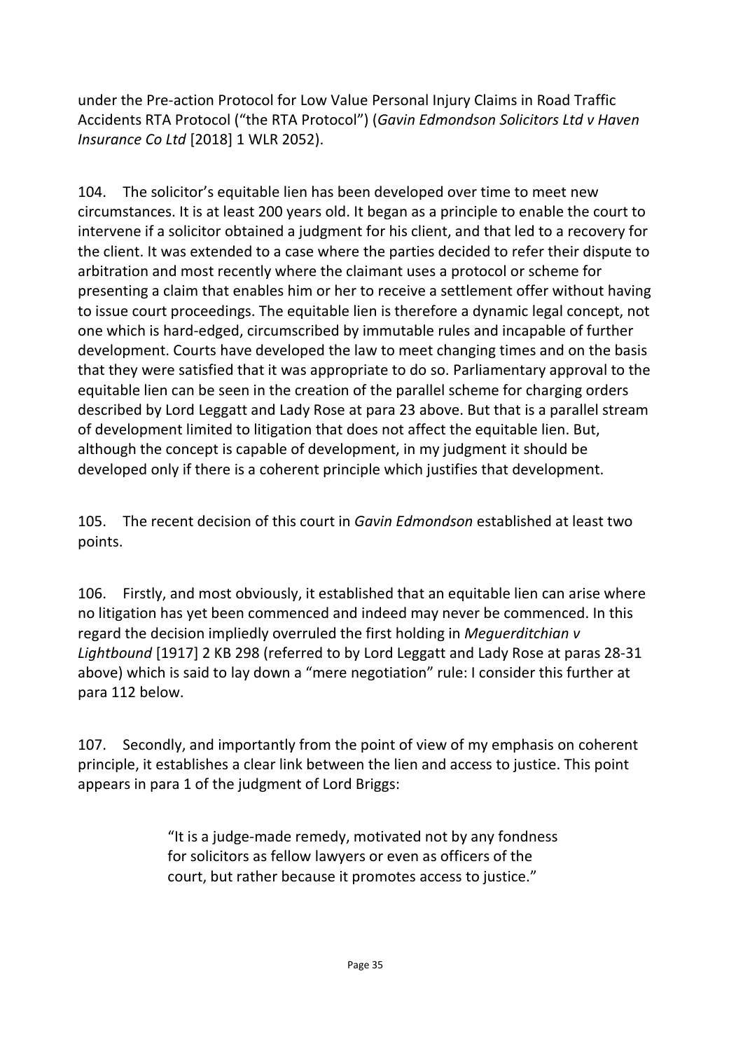under the Pre-action Protocol for Low Value Personal Injury Claims in Road Traffic Accidents RTA Protocol ("the RTA Protocol") (*Gavin Edmondson Solicitors Ltd v Haven Insurance Co Ltd* [2018] 1 WLR 2052).

104. The solicitor's equitable lien has been developed over time to meet new circumstances. It is at least 200 years old. It began as a principle to enable the court to intervene if a solicitor obtained a judgment for his client, and that led to a recovery for the client. It was extended to a case where the parties decided to refer their dispute to arbitration and most recently where the claimant uses a protocol or scheme for presenting a claim that enables him or her to receive a settlement offer without having to issue court proceedings. The equitable lien is therefore a dynamic legal concept, not one which is hard-edged, circumscribed by immutable rules and incapable of further development. Courts have developed the law to meet changing times and on the basis that they were satisfied that it was appropriate to do so. Parliamentary approval to the equitable lien can be seen in the creation of the parallel scheme for charging orders described by Lord Leggatt and Lady Rose at para 23 above. But that is a parallel stream of development limited to litigation that does not affect the equitable lien. But, although the concept is capable of development, in my judgment it should be developed only if there is a coherent principle which justifies that development.

105. The recent decision of this court in *Gavin Edmondson* established at least two points.

106. Firstly, and most obviously, it established that an equitable lien can arise where no litigation has yet been commenced and indeed may never be commenced. In this regard the decision impliedly overruled the first holding in *Meguerditchian v Lightbound* [1917] 2 KB 298 (referred to by Lord Leggatt and Lady Rose at paras 28-31 above) which is said to lay down a "mere negotiation" rule: I consider this further at para 112 below.

107. Secondly, and importantly from the point of view of my emphasis on coherent principle, it establishes a clear link between the lien and access to justice. This point appears in para 1 of the judgment of Lord Briggs:

> "It is a judge-made remedy, motivated not by any fondness for solicitors as fellow lawyers or even as officers of the court, but rather because it promotes access to justice."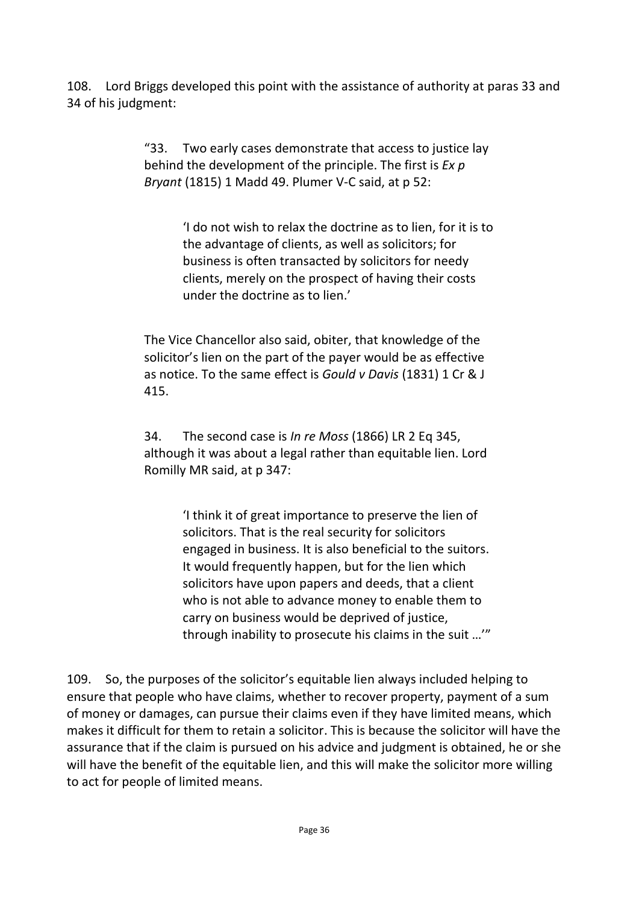108. Lord Briggs developed this point with the assistance of authority at paras 33 and 34 of his judgment:

> "33. Two early cases demonstrate that access to justice lay behind the development of the principle. The first is *Ex p Bryant* (1815) 1 Madd 49. Plumer V-C said, at p 52:
>
> > 'I do not wish to relax the doctrine as to lien, for it is to the advantage of clients, as well as solicitors; for business is often transacted by solicitors for needy clients, merely on the prospect of having their costs under the doctrine as to lien.'
>
> The Vice Chancellor also said, obiter, that knowledge of the solicitor's lien on the part of the payer would be as effective as notice. To the same effect is *Gould v Davis* (1831) 1 Cr & J 415.
>
> 34. The second case is *In re Moss* (1866) LR 2 Eq 345, although it was about a legal rather than equitable lien. Lord Romilly MR said, at p 347:
>
> > 'I think it of great importance to preserve the lien of solicitors. That is the real security for solicitors engaged in business. It is also beneficial to the suitors. It would frequently happen, but for the lien which solicitors have upon papers and deeds, that a client who is not able to advance money to enable them to carry on business would be deprived of justice, through inability to prosecute his claims in the suit …'"

109. So, the purposes of the solicitor's equitable lien always included helping to ensure that people who have claims, whether to recover property, payment of a sum of money or damages, can pursue their claims even if they have limited means, which makes it difficult for them to retain a solicitor. This is because the solicitor will have the assurance that if the claim is pursued on his advice and judgment is obtained, he or she will have the benefit of the equitable lien, and this will make the solicitor more willing to act for people of limited means.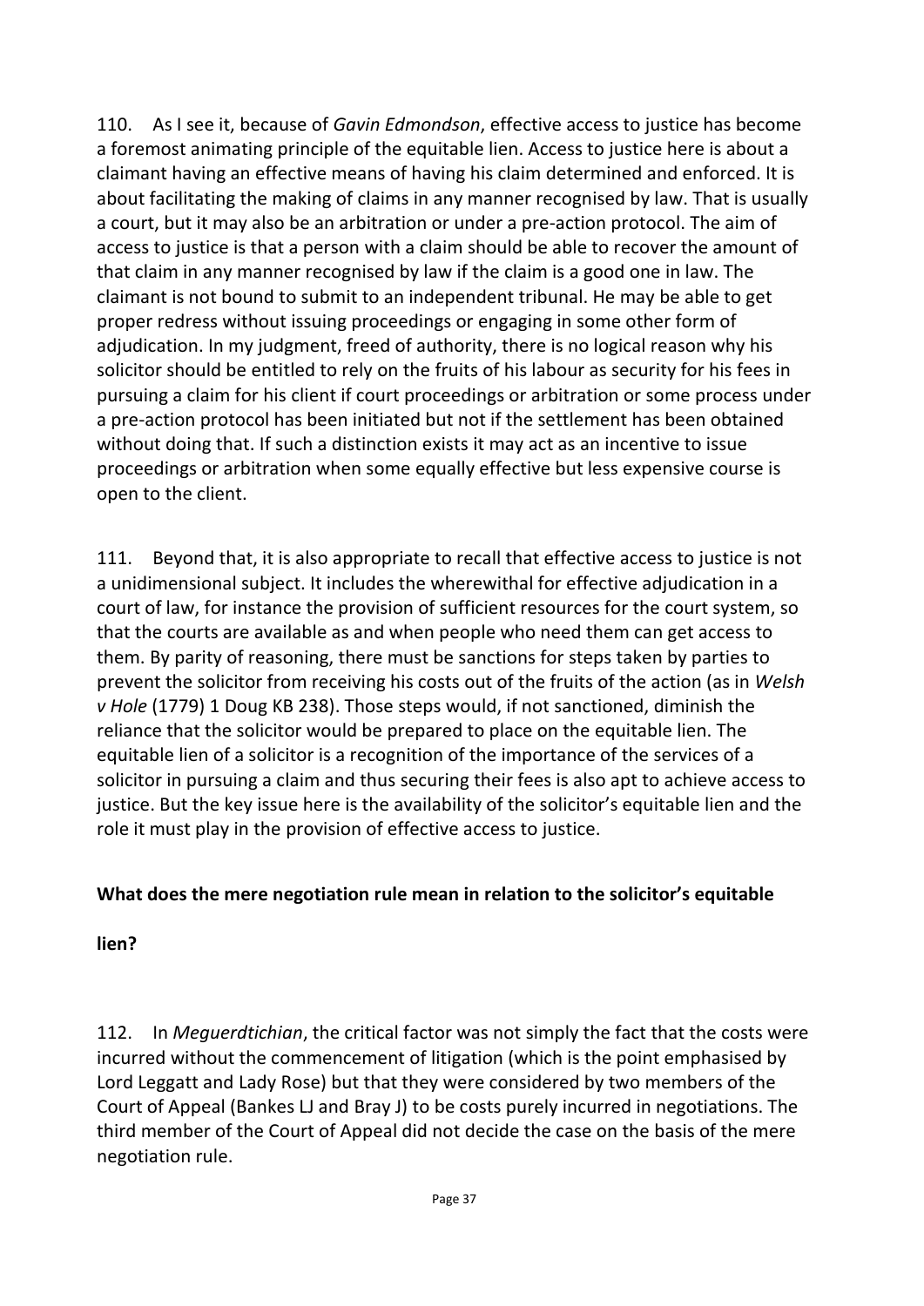110. As I see it, because of *Gavin Edmondson*, effective access to justice has become a foremost animating principle of the equitable lien. Access to justice here is about a claimant having an effective means of having his claim determined and enforced. It is about facilitating the making of claims in any manner recognised by law. That is usually a court, but it may also be an arbitration or under a pre-action protocol. The aim of access to justice is that a person with a claim should be able to recover the amount of that claim in any manner recognised by law if the claim is a good one in law. The claimant is not bound to submit to an independent tribunal. He may be able to get proper redress without issuing proceedings or engaging in some other form of adjudication. In my judgment, freed of authority, there is no logical reason why his solicitor should be entitled to rely on the fruits of his labour as security for his fees in pursuing a claim for his client if court proceedings or arbitration or some process under a pre-action protocol has been initiated but not if the settlement has been obtained without doing that. If such a distinction exists it may act as an incentive to issue proceedings or arbitration when some equally effective but less expensive course is open to the client.

111. Beyond that, it is also appropriate to recall that effective access to justice is not a unidimensional subject. It includes the wherewithal for effective adjudication in a court of law, for instance the provision of sufficient resources for the court system, so that the courts are available as and when people who need them can get access to them. By parity of reasoning, there must be sanctions for steps taken by parties to prevent the solicitor from receiving his costs out of the fruits of the action (as in *Welsh v Hole* (1779) 1 Doug KB 238). Those steps would, if not sanctioned, diminish the reliance that the solicitor would be prepared to place on the equitable lien. The equitable lien of a solicitor is a recognition of the importance of the services of a solicitor in pursuing a claim and thus securing their fees is also apt to achieve access to justice. But the key issue here is the availability of the solicitor's equitable lien and the role it must play in the provision of effective access to justice.

**What does the mere negotiation rule mean in relation to the solicitor's equitable lien?**

112. In *Meguerdtichian*, the critical factor was not simply the fact that the costs were incurred without the commencement of litigation (which is the point emphasised by Lord Leggatt and Lady Rose) but that they were considered by two members of the Court of Appeal (Bankes LJ and Bray J) to be costs purely incurred in negotiations. The third member of the Court of Appeal did not decide the case on the basis of the mere negotiation rule.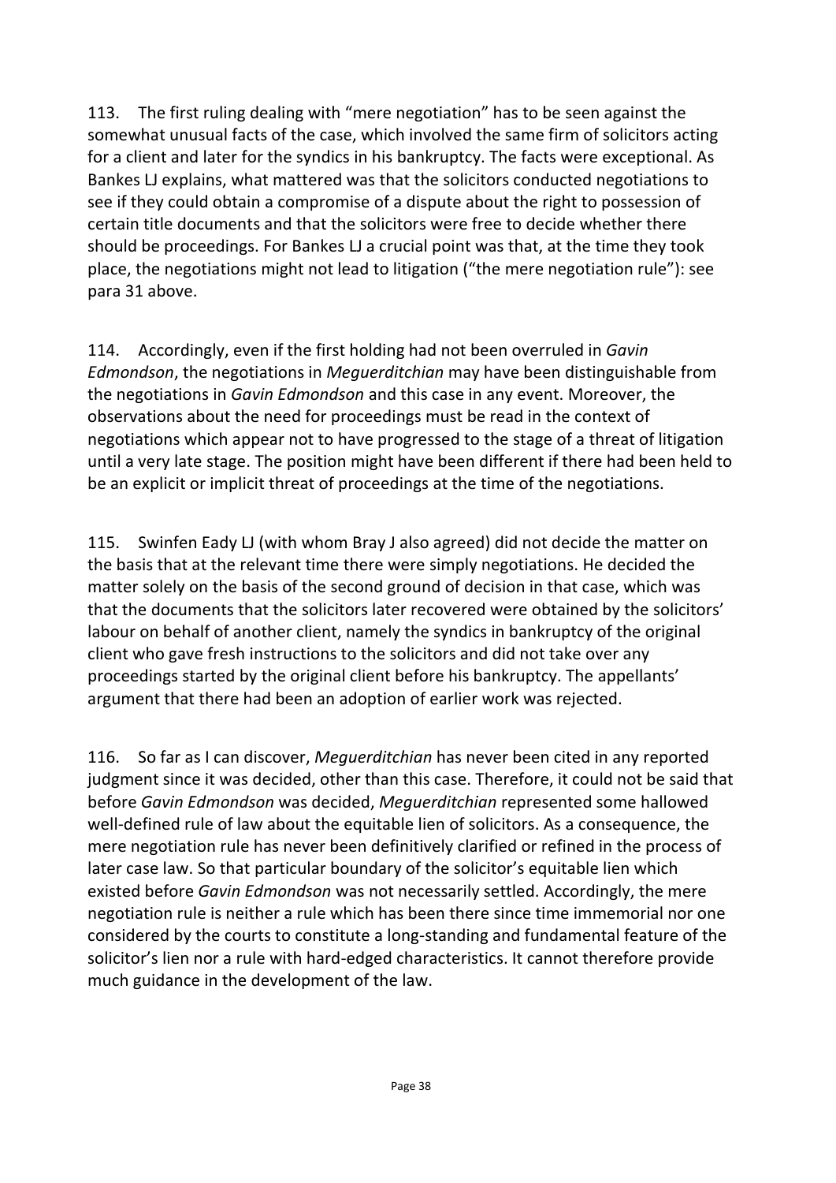113. The first ruling dealing with "mere negotiation" has to be seen against the somewhat unusual facts of the case, which involved the same firm of solicitors acting for a client and later for the syndics in his bankruptcy. The facts were exceptional. As Bankes LJ explains, what mattered was that the solicitors conducted negotiations to see if they could obtain a compromise of a dispute about the right to possession of certain title documents and that the solicitors were free to decide whether there should be proceedings. For Bankes LJ a crucial point was that, at the time they took place, the negotiations might not lead to litigation ("the mere negotiation rule"): see para 31 above.

114. Accordingly, even if the first holding had not been overruled in *Gavin Edmondson*, the negotiations in *Meguerditchian* may have been distinguishable from the negotiations in *Gavin Edmondson* and this case in any event. Moreover, the observations about the need for proceedings must be read in the context of negotiations which appear not to have progressed to the stage of a threat of litigation until a very late stage. The position might have been different if there had been held to be an explicit or implicit threat of proceedings at the time of the negotiations.

115. Swinfen Eady LJ (with whom Bray J also agreed) did not decide the matter on the basis that at the relevant time there were simply negotiations. He decided the matter solely on the basis of the second ground of decision in that case, which was that the documents that the solicitors later recovered were obtained by the solicitors' labour on behalf of another client, namely the syndics in bankruptcy of the original client who gave fresh instructions to the solicitors and did not take over any proceedings started by the original client before his bankruptcy. The appellants' argument that there had been an adoption of earlier work was rejected.

116. So far as I can discover, *Meguerditchian* has never been cited in any reported judgment since it was decided, other than this case. Therefore, it could not be said that before *Gavin Edmondson* was decided, *Meguerditchian* represented some hallowed well-defined rule of law about the equitable lien of solicitors. As a consequence, the mere negotiation rule has never been definitively clarified or refined in the process of later case law. So that particular boundary of the solicitor's equitable lien which existed before *Gavin Edmondson* was not necessarily settled. Accordingly, the mere negotiation rule is neither a rule which has been there since time immemorial nor one considered by the courts to constitute a long-standing and fundamental feature of the solicitor's lien nor a rule with hard-edged characteristics. It cannot therefore provide much guidance in the development of the law.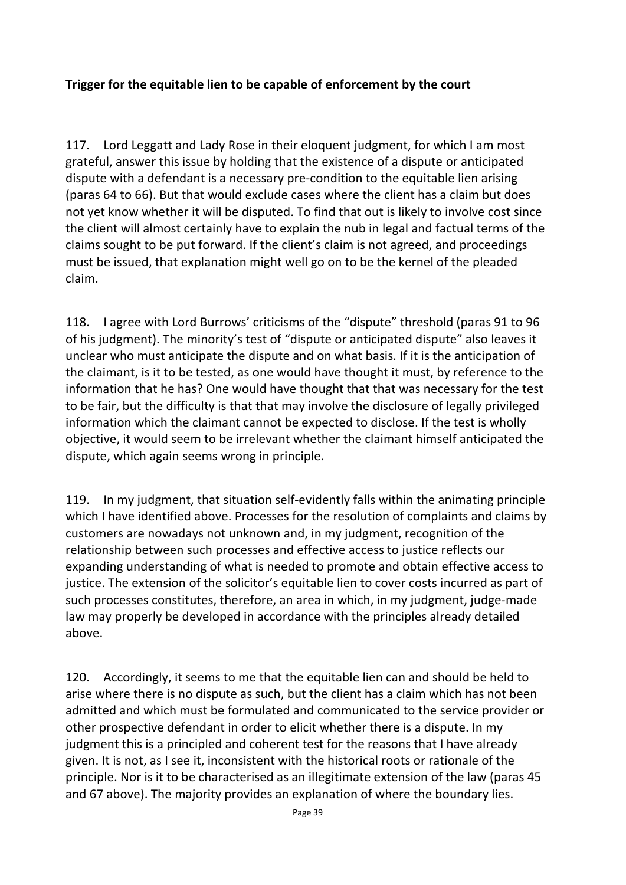**Trigger for the equitable lien to be capable of enforcement by the court**

117. Lord Leggatt and Lady Rose in their eloquent judgment, for which I am most grateful, answer this issue by holding that the existence of a dispute or anticipated dispute with a defendant is a necessary pre-condition to the equitable lien arising (paras 64 to 66). But that would exclude cases where the client has a claim but does not yet know whether it will be disputed. To find that out is likely to involve cost since the client will almost certainly have to explain the nub in legal and factual terms of the claims sought to be put forward. If the client's claim is not agreed, and proceedings must be issued, that explanation might well go on to be the kernel of the pleaded claim.

118. I agree with Lord Burrows' criticisms of the "dispute" threshold (paras 91 to 96 of his judgment). The minority's test of "dispute or anticipated dispute" also leaves it unclear who must anticipate the dispute and on what basis. If it is the anticipation of the claimant, is it to be tested, as one would have thought it must, by reference to the information that he has? One would have thought that that was necessary for the test to be fair, but the difficulty is that that may involve the disclosure of legally privileged information which the claimant cannot be expected to disclose. If the test is wholly objective, it would seem to be irrelevant whether the claimant himself anticipated the dispute, which again seems wrong in principle.

119. In my judgment, that situation self-evidently falls within the animating principle which I have identified above. Processes for the resolution of complaints and claims by customers are nowadays not unknown and, in my judgment, recognition of the relationship between such processes and effective access to justice reflects our expanding understanding of what is needed to promote and obtain effective access to justice. The extension of the solicitor's equitable lien to cover costs incurred as part of such processes constitutes, therefore, an area in which, in my judgment, judge-made law may properly be developed in accordance with the principles already detailed above.

120. Accordingly, it seems to me that the equitable lien can and should be held to arise where there is no dispute as such, but the client has a claim which has not been admitted and which must be formulated and communicated to the service provider or other prospective defendant in order to elicit whether there is a dispute. In my judgment this is a principled and coherent test for the reasons that I have already given. It is not, as I see it, inconsistent with the historical roots or rationale of the principle. Nor is it to be characterised as an illegitimate extension of the law (paras 45 and 67 above). The majority provides an explanation of where the boundary lies.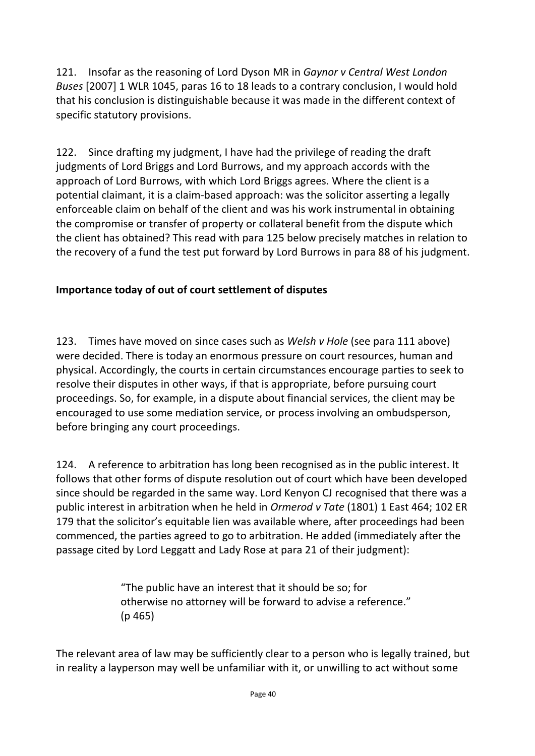121. Insofar as the reasoning of Lord Dyson MR in *Gaynor v Central West London Buses* [2007] 1 WLR 1045, paras 16 to 18 leads to a contrary conclusion, I would hold that his conclusion is distinguishable because it was made in the different context of specific statutory provisions.

122. Since drafting my judgment, I have had the privilege of reading the draft judgments of Lord Briggs and Lord Burrows, and my approach accords with the approach of Lord Burrows, with which Lord Briggs agrees. Where the client is a potential claimant, it is a claim-based approach: was the solicitor asserting a legally enforceable claim on behalf of the client and was his work instrumental in obtaining the compromise or transfer of property or collateral benefit from the dispute which the client has obtained? This read with para 125 below precisely matches in relation to the recovery of a fund the test put forward by Lord Burrows in para 88 of his judgment.

**Importance today of out of court settlement of disputes**

123. Times have moved on since cases such as *Welsh v Hole* (see para 111 above) were decided. There is today an enormous pressure on court resources, human and physical. Accordingly, the courts in certain circumstances encourage parties to seek to resolve their disputes in other ways, if that is appropriate, before pursuing court proceedings. So, for example, in a dispute about financial services, the client may be encouraged to use some mediation service, or process involving an ombudsperson, before bringing any court proceedings.

124. A reference to arbitration has long been recognised as in the public interest. It follows that other forms of dispute resolution out of court which have been developed since should be regarded in the same way. Lord Kenyon CJ recognised that there was a public interest in arbitration when he held in *Ormerod v Tate* (1801) 1 East 464; 102 ER 179 that the solicitor's equitable lien was available where, after proceedings had been commenced, the parties agreed to go to arbitration. He added (immediately after the passage cited by Lord Leggatt and Lady Rose at para 21 of their judgment):

> "The public have an interest that it should be so; for otherwise no attorney will be forward to advise a reference." (p 465)

The relevant area of law may be sufficiently clear to a person who is legally trained, but in reality a layperson may well be unfamiliar with it, or unwilling to act without some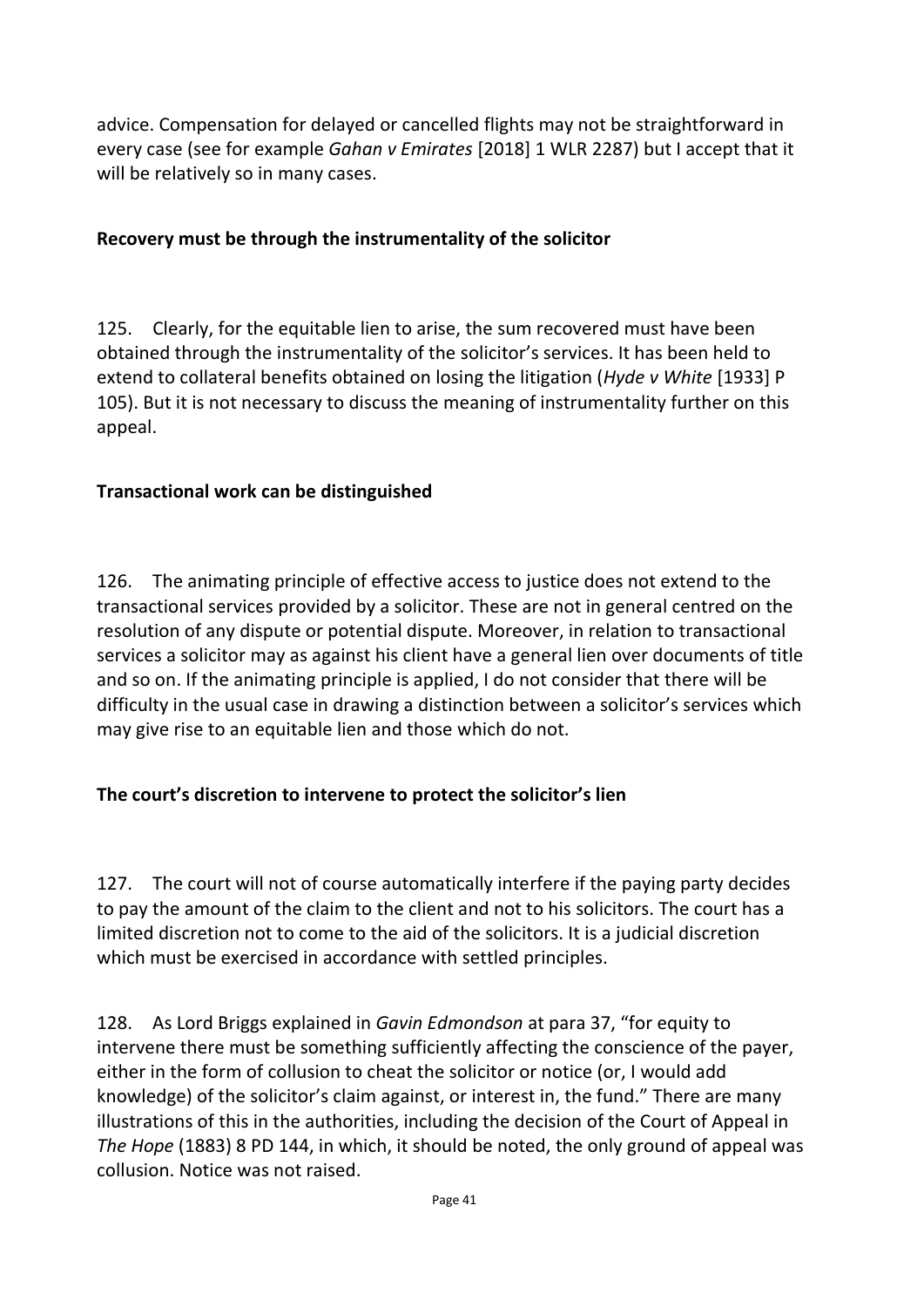advice. Compensation for delayed or cancelled flights may not be straightforward in every case (see for example *Gahan v Emirates* [2018] 1 WLR 2287) but I accept that it will be relatively so in many cases.

### Recovery must be through the instrumentality of the solicitor

125. Clearly, for the equitable lien to arise, the sum recovered must have been obtained through the instrumentality of the solicitor's services. It has been held to extend to collateral benefits obtained on losing the litigation (*Hyde v White* [1933] P 105). But it is not necessary to discuss the meaning of instrumentality further on this appeal.

### Transactional work can be distinguished

126. The animating principle of effective access to justice does not extend to the transactional services provided by a solicitor. These are not in general centred on the resolution of any dispute or potential dispute. Moreover, in relation to transactional services a solicitor may as against his client have a general lien over documents of title and so on. If the animating principle is applied, I do not consider that there will be difficulty in the usual case in drawing a distinction between a solicitor's services which may give rise to an equitable lien and those which do not.

### The court's discretion to intervene to protect the solicitor's lien

127. The court will not of course automatically interfere if the paying party decides to pay the amount of the claim to the client and not to his solicitors. The court has a limited discretion not to come to the aid of the solicitors. It is a judicial discretion which must be exercised in accordance with settled principles.

128. As Lord Briggs explained in *Gavin Edmondson* at para 37, "for equity to intervene there must be something sufficiently affecting the conscience of the payer, either in the form of collusion to cheat the solicitor or notice (or, I would add knowledge) of the solicitor's claim against, or interest in, the fund." There are many illustrations of this in the authorities, including the decision of the Court of Appeal in *The Hope* (1883) 8 PD 144, in which, it should be noted, the only ground of appeal was collusion. Notice was not raised.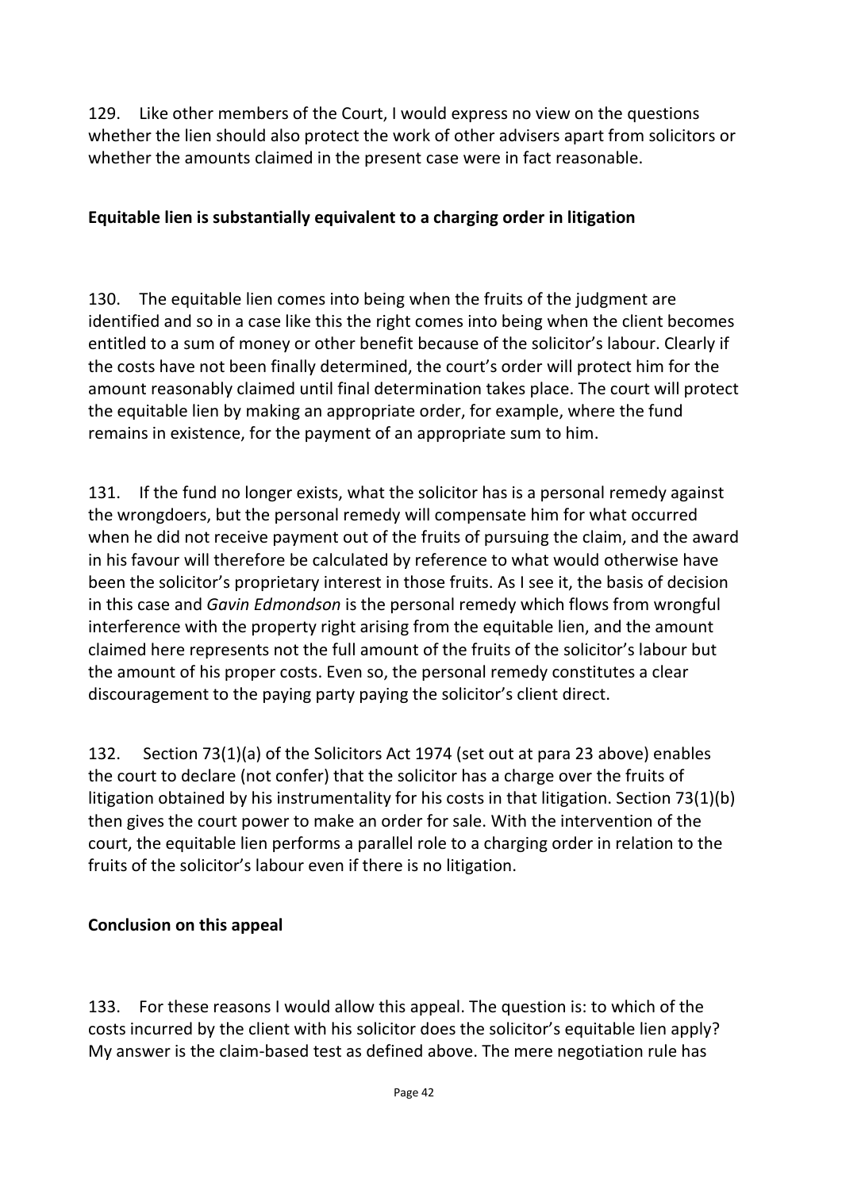129. Like other members of the Court, I would express no view on the questions whether the lien should also protect the work of other advisers apart from solicitors or whether the amounts claimed in the present case were in fact reasonable.

### Equitable lien is substantially equivalent to a charging order in litigation

130. The equitable lien comes into being when the fruits of the judgment are identified and so in a case like this the right comes into being when the client becomes entitled to a sum of money or other benefit because of the solicitor's labour. Clearly if the costs have not been finally determined, the court's order will protect him for the amount reasonably claimed until final determination takes place. The court will protect the equitable lien by making an appropriate order, for example, where the fund remains in existence, for the payment of an appropriate sum to him.

131. If the fund no longer exists, what the solicitor has is a personal remedy against the wrongdoers, but the personal remedy will compensate him for what occurred when he did not receive payment out of the fruits of pursuing the claim, and the award in his favour will therefore be calculated by reference to what would otherwise have been the solicitor's proprietary interest in those fruits. As I see it, the basis of decision in this case and *Gavin Edmondson* is the personal remedy which flows from wrongful interference with the property right arising from the equitable lien, and the amount claimed here represents not the full amount of the fruits of the solicitor's labour but the amount of his proper costs. Even so, the personal remedy constitutes a clear discouragement to the paying party paying the solicitor's client direct.

132. Section 73(1)(a) of the Solicitors Act 1974 (set out at para 23 above) enables the court to declare (not confer) that the solicitor has a charge over the fruits of litigation obtained by his instrumentality for his costs in that litigation. Section 73(1)(b) then gives the court power to make an order for sale. With the intervention of the court, the equitable lien performs a parallel role to a charging order in relation to the fruits of the solicitor's labour even if there is no litigation.

### Conclusion on this appeal

133. For these reasons I would allow this appeal. The question is: to which of the costs incurred by the client with his solicitor does the solicitor's equitable lien apply? My answer is the claim-based test as defined above. The mere negotiation rule has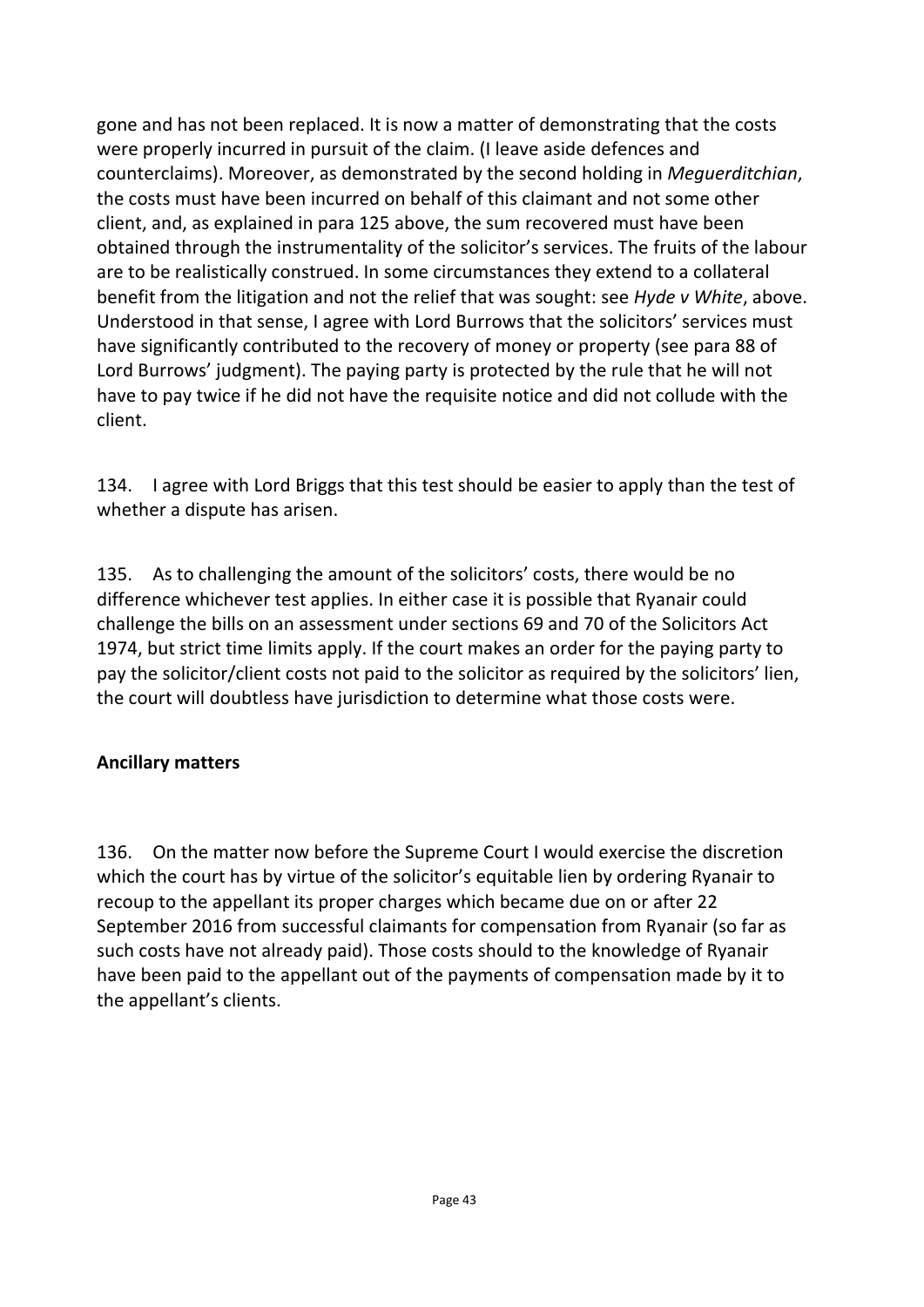gone and has not been replaced. It is now a matter of demonstrating that the costs were properly incurred in pursuit of the claim. (I leave aside defences and counterclaims). Moreover, as demonstrated by the second holding in *Meguerditchian*, the costs must have been incurred on behalf of this claimant and not some other client, and, as explained in para 125 above, the sum recovered must have been obtained through the instrumentality of the solicitor's services. The fruits of the labour are to be realistically construed. In some circumstances they extend to a collateral benefit from the litigation and not the relief that was sought: see *Hyde v White*, above. Understood in that sense, I agree with Lord Burrows that the solicitors' services must have significantly contributed to the recovery of money or property (see para 88 of Lord Burrows' judgment). The paying party is protected by the rule that he will not have to pay twice if he did not have the requisite notice and did not collude with the client.

134. I agree with Lord Briggs that this test should be easier to apply than the test of whether a dispute has arisen.

135. As to challenging the amount of the solicitors' costs, there would be no difference whichever test applies. In either case it is possible that Ryanair could challenge the bills on an assessment under sections 69 and 70 of the Solicitors Act 1974, but strict time limits apply. If the court makes an order for the paying party to pay the solicitor/client costs not paid to the solicitor as required by the solicitors' lien, the court will doubtless have jurisdiction to determine what those costs were.

## Ancillary matters

136. On the matter now before the Supreme Court I would exercise the discretion which the court has by virtue of the solicitor's equitable lien by ordering Ryanair to recoup to the appellant its proper charges which became due on or after 22 September 2016 from successful claimants for compensation from Ryanair (so far as such costs have not already paid). Those costs should to the knowledge of Ryanair have been paid to the appellant out of the payments of compensation made by it to the appellant's clients.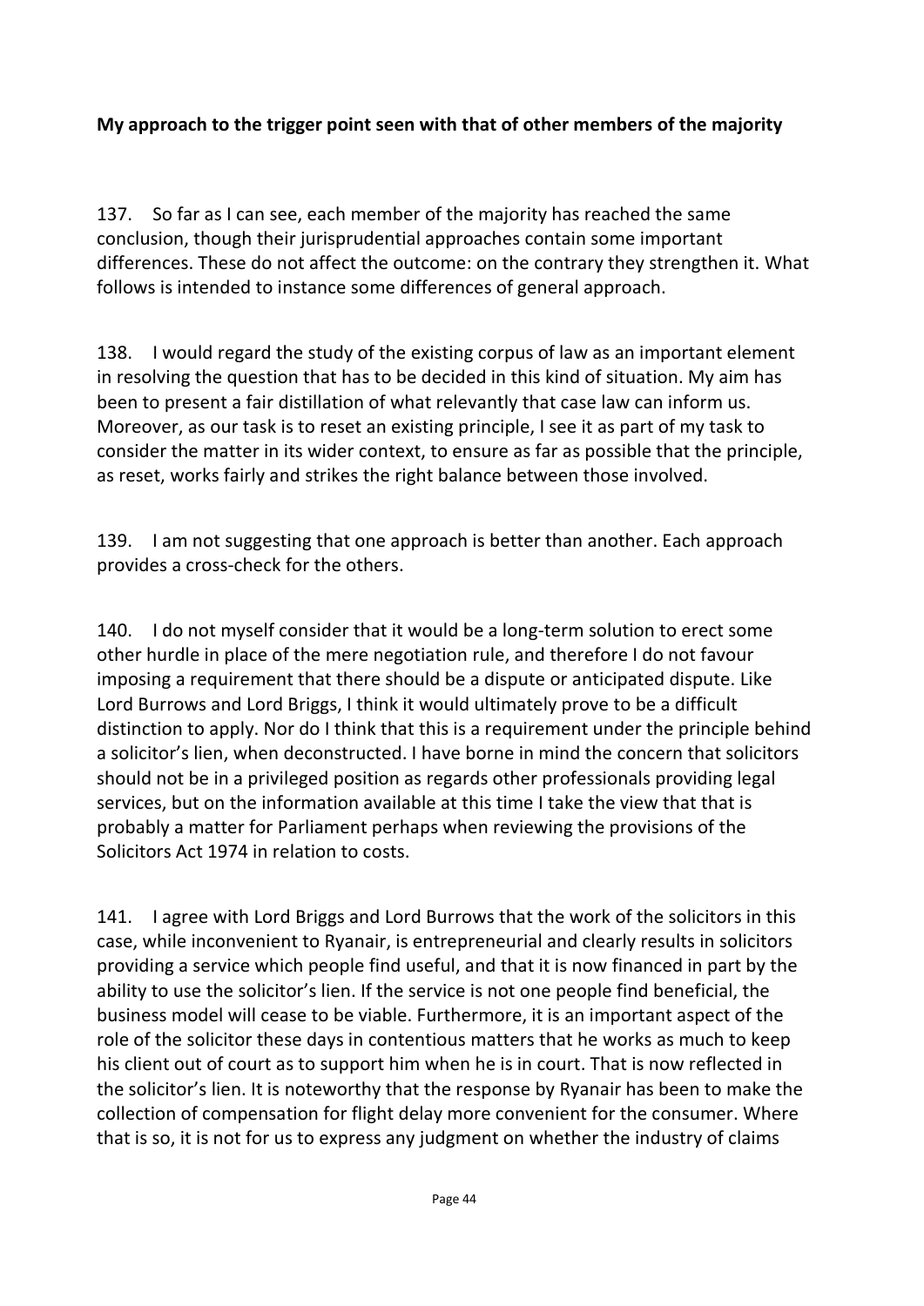**My approach to the trigger point seen with that of other members of the majority**

137. So far as I can see, each member of the majority has reached the same conclusion, though their jurisprudential approaches contain some important differences. These do not affect the outcome: on the contrary they strengthen it. What follows is intended to instance some differences of general approach.

138. I would regard the study of the existing corpus of law as an important element in resolving the question that has to be decided in this kind of situation. My aim has been to present a fair distillation of what relevantly that case law can inform us. Moreover, as our task is to reset an existing principle, I see it as part of my task to consider the matter in its wider context, to ensure as far as possible that the principle, as reset, works fairly and strikes the right balance between those involved.

139. I am not suggesting that one approach is better than another. Each approach provides a cross-check for the others.

140. I do not myself consider that it would be a long-term solution to erect some other hurdle in place of the mere negotiation rule, and therefore I do not favour imposing a requirement that there should be a dispute or anticipated dispute. Like Lord Burrows and Lord Briggs, I think it would ultimately prove to be a difficult distinction to apply. Nor do I think that this is a requirement under the principle behind a solicitor's lien, when deconstructed. I have borne in mind the concern that solicitors should not be in a privileged position as regards other professionals providing legal services, but on the information available at this time I take the view that that is probably a matter for Parliament perhaps when reviewing the provisions of the Solicitors Act 1974 in relation to costs.

141. I agree with Lord Briggs and Lord Burrows that the work of the solicitors in this case, while inconvenient to Ryanair, is entrepreneurial and clearly results in solicitors providing a service which people find useful, and that it is now financed in part by the ability to use the solicitor's lien. If the service is not one people find beneficial, the business model will cease to be viable. Furthermore, it is an important aspect of the role of the solicitor these days in contentious matters that he works as much to keep his client out of court as to support him when he is in court. That is now reflected in the solicitor's lien. It is noteworthy that the response by Ryanair has been to make the collection of compensation for flight delay more convenient for the consumer. Where that is so, it is not for us to express any judgment on whether the industry of claims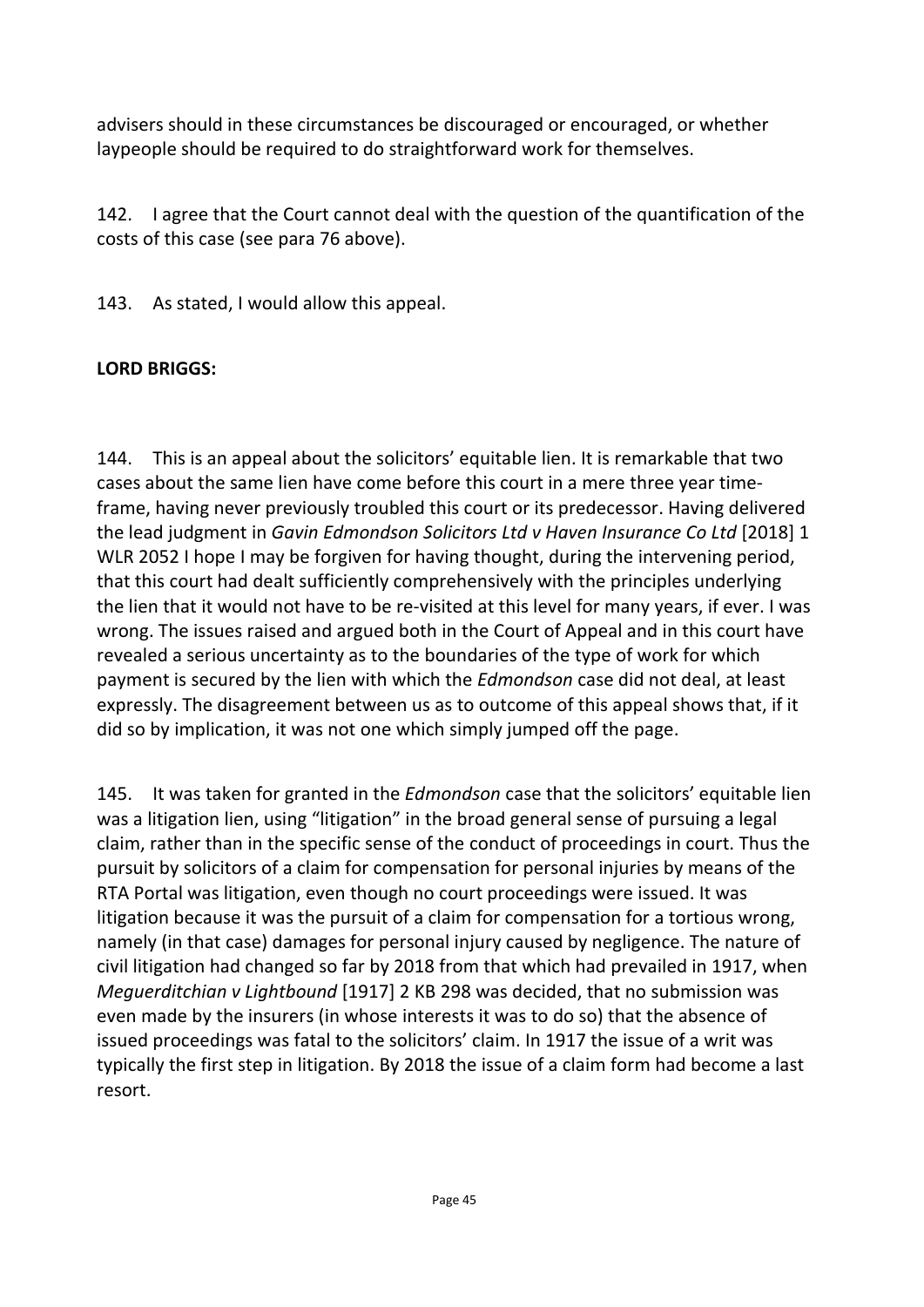advisers should in these circumstances be discouraged or encouraged, or whether laypeople should be required to do straightforward work for themselves.

142. I agree that the Court cannot deal with the question of the quantification of the costs of this case (see para 76 above).

143. As stated, I would allow this appeal.

**LORD BRIGGS:**

144. This is an appeal about the solicitors' equitable lien. It is remarkable that two cases about the same lien have come before this court in a mere three year time-frame, having never previously troubled this court or its predecessor. Having delivered the lead judgment in *Gavin Edmondson Solicitors Ltd v Haven Insurance Co Ltd* [2018] 1 WLR 2052 I hope I may be forgiven for having thought, during the intervening period, that this court had dealt sufficiently comprehensively with the principles underlying the lien that it would not have to be re-visited at this level for many years, if ever. I was wrong. The issues raised and argued both in the Court of Appeal and in this court have revealed a serious uncertainty as to the boundaries of the type of work for which payment is secured by the lien with which the *Edmondson* case did not deal, at least expressly. The disagreement between us as to outcome of this appeal shows that, if it did so by implication, it was not one which simply jumped off the page.

145. It was taken for granted in the *Edmondson* case that the solicitors' equitable lien was a litigation lien, using "litigation" in the broad general sense of pursuing a legal claim, rather than in the specific sense of the conduct of proceedings in court. Thus the pursuit by solicitors of a claim for compensation for personal injuries by means of the RTA Portal was litigation, even though no court proceedings were issued. It was litigation because it was the pursuit of a claim for compensation for a tortious wrong, namely (in that case) damages for personal injury caused by negligence. The nature of civil litigation had changed so far by 2018 from that which had prevailed in 1917, when *Meguerditchian v Lightbound* [1917] 2 KB 298 was decided, that no submission was even made by the insurers (in whose interests it was to do so) that the absence of issued proceedings was fatal to the solicitors' claim. In 1917 the issue of a writ was typically the first step in litigation. By 2018 the issue of a claim form had become a last resort.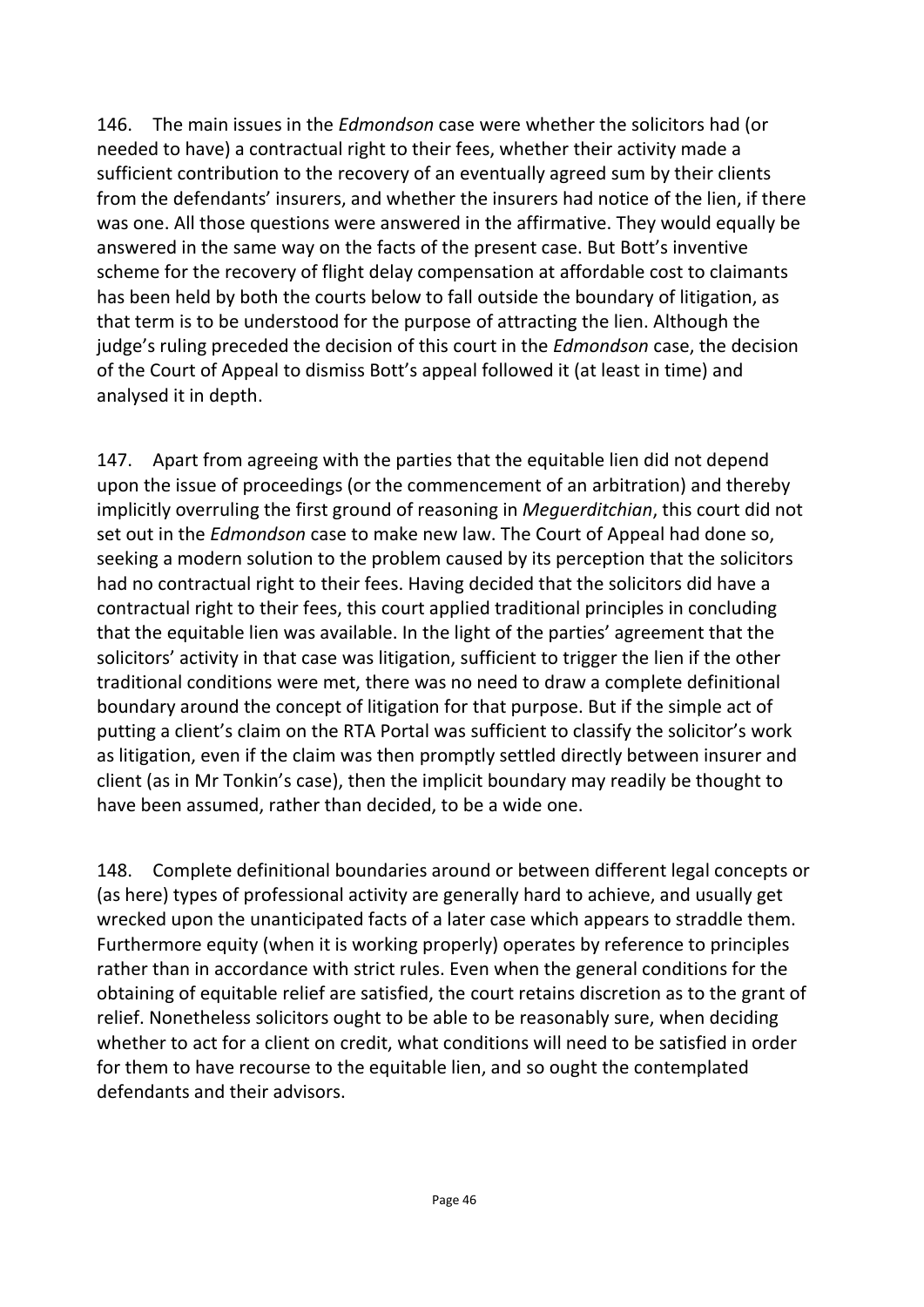146. The main issues in the *Edmondson* case were whether the solicitors had (or needed to have) a contractual right to their fees, whether their activity made a sufficient contribution to the recovery of an eventually agreed sum by their clients from the defendants' insurers, and whether the insurers had notice of the lien, if there was one. All those questions were answered in the affirmative. They would equally be answered in the same way on the facts of the present case. But Bott's inventive scheme for the recovery of flight delay compensation at affordable cost to claimants has been held by both the courts below to fall outside the boundary of litigation, as that term is to be understood for the purpose of attracting the lien. Although the judge's ruling preceded the decision of this court in the *Edmondson* case, the decision of the Court of Appeal to dismiss Bott's appeal followed it (at least in time) and analysed it in depth.

147. Apart from agreeing with the parties that the equitable lien did not depend upon the issue of proceedings (or the commencement of an arbitration) and thereby implicitly overruling the first ground of reasoning in *Meguerditchian*, this court did not set out in the *Edmondson* case to make new law. The Court of Appeal had done so, seeking a modern solution to the problem caused by its perception that the solicitors had no contractual right to their fees. Having decided that the solicitors did have a contractual right to their fees, this court applied traditional principles in concluding that the equitable lien was available. In the light of the parties' agreement that the solicitors' activity in that case was litigation, sufficient to trigger the lien if the other traditional conditions were met, there was no need to draw a complete definitional boundary around the concept of litigation for that purpose. But if the simple act of putting a client's claim on the RTA Portal was sufficient to classify the solicitor's work as litigation, even if the claim was then promptly settled directly between insurer and client (as in Mr Tonkin's case), then the implicit boundary may readily be thought to have been assumed, rather than decided, to be a wide one.

148. Complete definitional boundaries around or between different legal concepts or (as here) types of professional activity are generally hard to achieve, and usually get wrecked upon the unanticipated facts of a later case which appears to straddle them. Furthermore equity (when it is working properly) operates by reference to principles rather than in accordance with strict rules. Even when the general conditions for the obtaining of equitable relief are satisfied, the court retains discretion as to the grant of relief. Nonetheless solicitors ought to be able to be reasonably sure, when deciding whether to act for a client on credit, what conditions will need to be satisfied in order for them to have recourse to the equitable lien, and so ought the contemplated defendants and their advisors.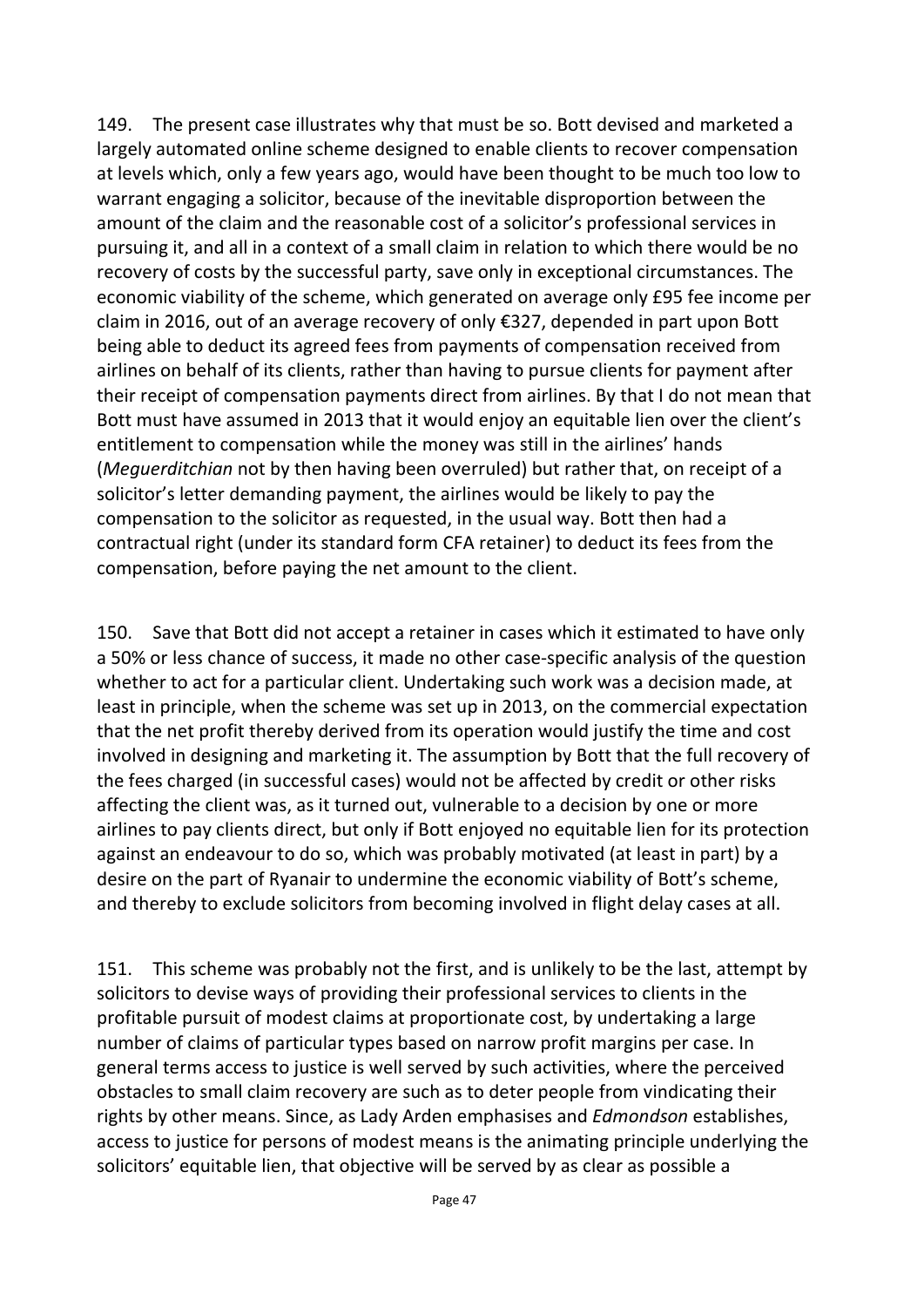149. The present case illustrates why that must be so. Bott devised and marketed a largely automated online scheme designed to enable clients to recover compensation at levels which, only a few years ago, would have been thought to be much too low to warrant engaging a solicitor, because of the inevitable disproportion between the amount of the claim and the reasonable cost of a solicitor's professional services in pursuing it, and all in a context of a small claim in relation to which there would be no recovery of costs by the successful party, save only in exceptional circumstances. The economic viability of the scheme, which generated on average only £95 fee income per claim in 2016, out of an average recovery of only €327, depended in part upon Bott being able to deduct its agreed fees from payments of compensation received from airlines on behalf of its clients, rather than having to pursue clients for payment after their receipt of compensation payments direct from airlines. By that I do not mean that Bott must have assumed in 2013 that it would enjoy an equitable lien over the client's entitlement to compensation while the money was still in the airlines' hands (*Meguerditchian* not by then having been overruled) but rather that, on receipt of a solicitor's letter demanding payment, the airlines would be likely to pay the compensation to the solicitor as requested, in the usual way. Bott then had a contractual right (under its standard form CFA retainer) to deduct its fees from the compensation, before paying the net amount to the client.

150. Save that Bott did not accept a retainer in cases which it estimated to have only a 50% or less chance of success, it made no other case-specific analysis of the question whether to act for a particular client. Undertaking such work was a decision made, at least in principle, when the scheme was set up in 2013, on the commercial expectation that the net profit thereby derived from its operation would justify the time and cost involved in designing and marketing it. The assumption by Bott that the full recovery of the fees charged (in successful cases) would not be affected by credit or other risks affecting the client was, as it turned out, vulnerable to a decision by one or more airlines to pay clients direct, but only if Bott enjoyed no equitable lien for its protection against an endeavour to do so, which was probably motivated (at least in part) by a desire on the part of Ryanair to undermine the economic viability of Bott's scheme, and thereby to exclude solicitors from becoming involved in flight delay cases at all.

151. This scheme was probably not the first, and is unlikely to be the last, attempt by solicitors to devise ways of providing their professional services to clients in the profitable pursuit of modest claims at proportionate cost, by undertaking a large number of claims of particular types based on narrow profit margins per case. In general terms access to justice is well served by such activities, where the perceived obstacles to small claim recovery are such as to deter people from vindicating their rights by other means. Since, as Lady Arden emphasises and *Edmondson* establishes, access to justice for persons of modest means is the animating principle underlying the solicitors' equitable lien, that objective will be served by as clear as possible a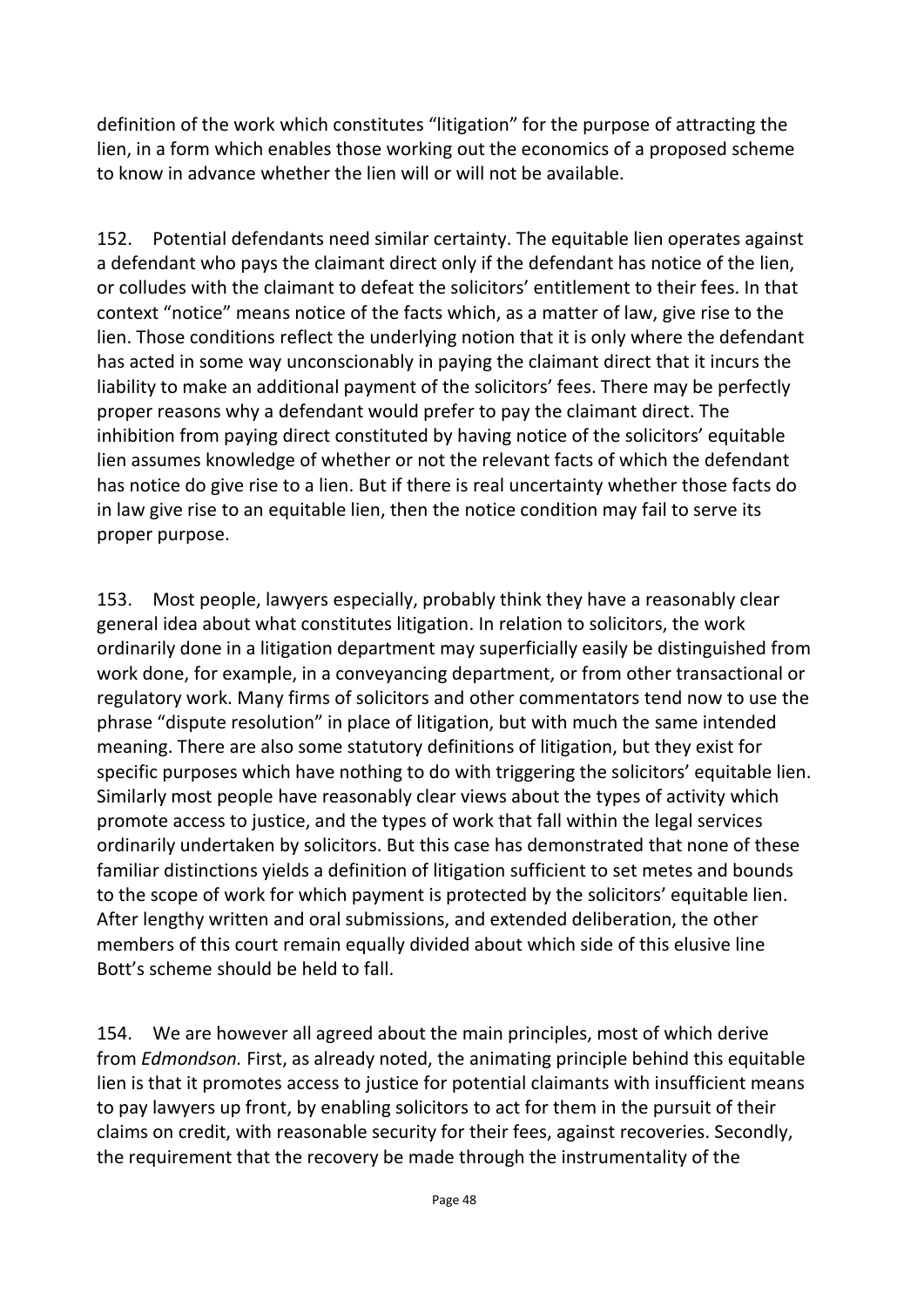definition of the work which constitutes "litigation" for the purpose of attracting the lien, in a form which enables those working out the economics of a proposed scheme to know in advance whether the lien will or will not be available.

152. Potential defendants need similar certainty. The equitable lien operates against a defendant who pays the claimant direct only if the defendant has notice of the lien, or colludes with the claimant to defeat the solicitors' entitlement to their fees. In that context "notice" means notice of the facts which, as a matter of law, give rise to the lien. Those conditions reflect the underlying notion that it is only where the defendant has acted in some way unconscionably in paying the claimant direct that it incurs the liability to make an additional payment of the solicitors' fees. There may be perfectly proper reasons why a defendant would prefer to pay the claimant direct. The inhibition from paying direct constituted by having notice of the solicitors' equitable lien assumes knowledge of whether or not the relevant facts of which the defendant has notice do give rise to a lien. But if there is real uncertainty whether those facts do in law give rise to an equitable lien, then the notice condition may fail to serve its proper purpose.

153. Most people, lawyers especially, probably think they have a reasonably clear general idea about what constitutes litigation. In relation to solicitors, the work ordinarily done in a litigation department may superficially easily be distinguished from work done, for example, in a conveyancing department, or from other transactional or regulatory work. Many firms of solicitors and other commentators tend now to use the phrase "dispute resolution" in place of litigation, but with much the same intended meaning. There are also some statutory definitions of litigation, but they exist for specific purposes which have nothing to do with triggering the solicitors' equitable lien. Similarly most people have reasonably clear views about the types of activity which promote access to justice, and the types of work that fall within the legal services ordinarily undertaken by solicitors. But this case has demonstrated that none of these familiar distinctions yields a definition of litigation sufficient to set metes and bounds to the scope of work for which payment is protected by the solicitors' equitable lien. After lengthy written and oral submissions, and extended deliberation, the other members of this court remain equally divided about which side of this elusive line Bott's scheme should be held to fall.

154. We are however all agreed about the main principles, most of which derive from *Edmondson.* First, as already noted, the animating principle behind this equitable lien is that it promotes access to justice for potential claimants with insufficient means to pay lawyers up front, by enabling solicitors to act for them in the pursuit of their claims on credit, with reasonable security for their fees, against recoveries. Secondly, the requirement that the recovery be made through the instrumentality of the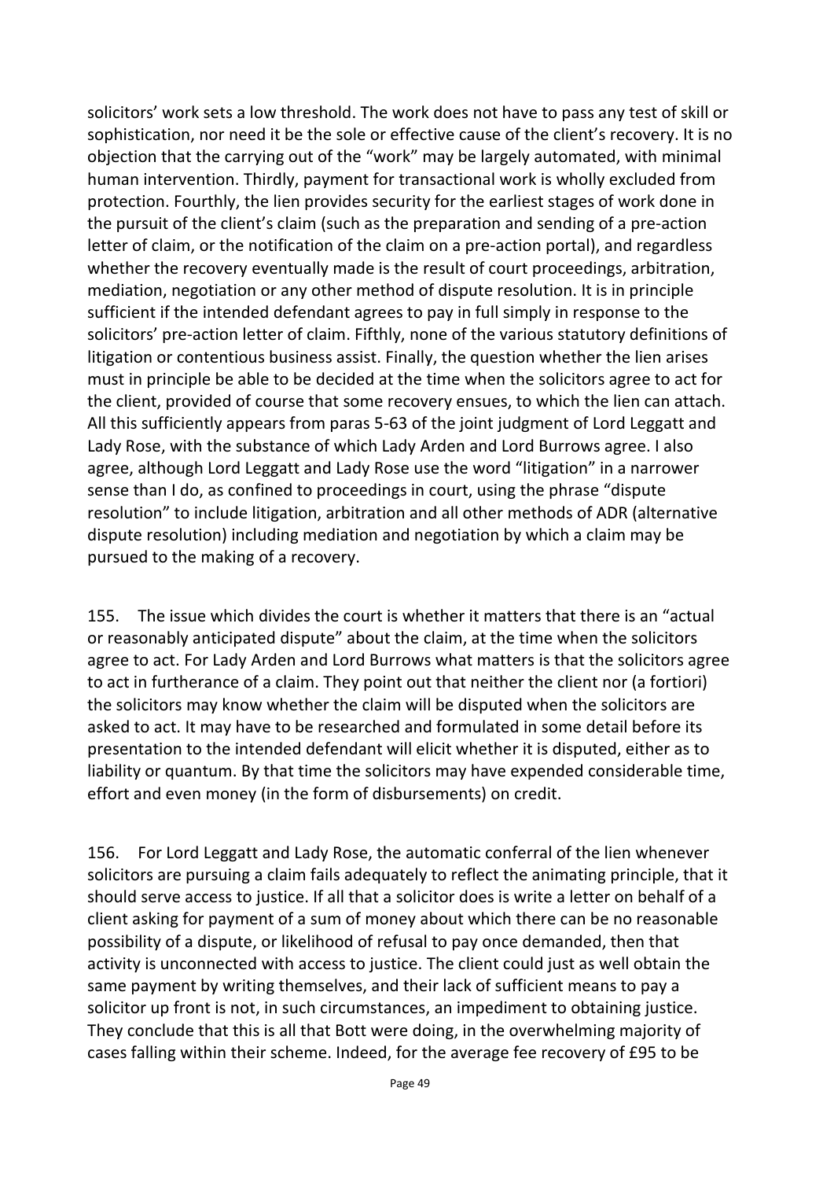solicitors' work sets a low threshold. The work does not have to pass any test of skill or sophistication, nor need it be the sole or effective cause of the client's recovery. It is no objection that the carrying out of the "work" may be largely automated, with minimal human intervention. Thirdly, payment for transactional work is wholly excluded from protection. Fourthly, the lien provides security for the earliest stages of work done in the pursuit of the client's claim (such as the preparation and sending of a pre-action letter of claim, or the notification of the claim on a pre-action portal), and regardless whether the recovery eventually made is the result of court proceedings, arbitration, mediation, negotiation or any other method of dispute resolution. It is in principle sufficient if the intended defendant agrees to pay in full simply in response to the solicitors' pre-action letter of claim. Fifthly, none of the various statutory definitions of litigation or contentious business assist. Finally, the question whether the lien arises must in principle be able to be decided at the time when the solicitors agree to act for the client, provided of course that some recovery ensues, to which the lien can attach. All this sufficiently appears from paras 5-63 of the joint judgment of Lord Leggatt and Lady Rose, with the substance of which Lady Arden and Lord Burrows agree. I also agree, although Lord Leggatt and Lady Rose use the word "litigation" in a narrower sense than I do, as confined to proceedings in court, using the phrase "dispute resolution" to include litigation, arbitration and all other methods of ADR (alternative dispute resolution) including mediation and negotiation by which a claim may be pursued to the making of a recovery.

155. The issue which divides the court is whether it matters that there is an "actual or reasonably anticipated dispute" about the claim, at the time when the solicitors agree to act. For Lady Arden and Lord Burrows what matters is that the solicitors agree to act in furtherance of a claim. They point out that neither the client nor (a fortiori) the solicitors may know whether the claim will be disputed when the solicitors are asked to act. It may have to be researched and formulated in some detail before its presentation to the intended defendant will elicit whether it is disputed, either as to liability or quantum. By that time the solicitors may have expended considerable time, effort and even money (in the form of disbursements) on credit.

156. For Lord Leggatt and Lady Rose, the automatic conferral of the lien whenever solicitors are pursuing a claim fails adequately to reflect the animating principle, that it should serve access to justice. If all that a solicitor does is write a letter on behalf of a client asking for payment of a sum of money about which there can be no reasonable possibility of a dispute, or likelihood of refusal to pay once demanded, then that activity is unconnected with access to justice. The client could just as well obtain the same payment by writing themselves, and their lack of sufficient means to pay a solicitor up front is not, in such circumstances, an impediment to obtaining justice. They conclude that this is all that Bott were doing, in the overwhelming majority of cases falling within their scheme. Indeed, for the average fee recovery of £95 to be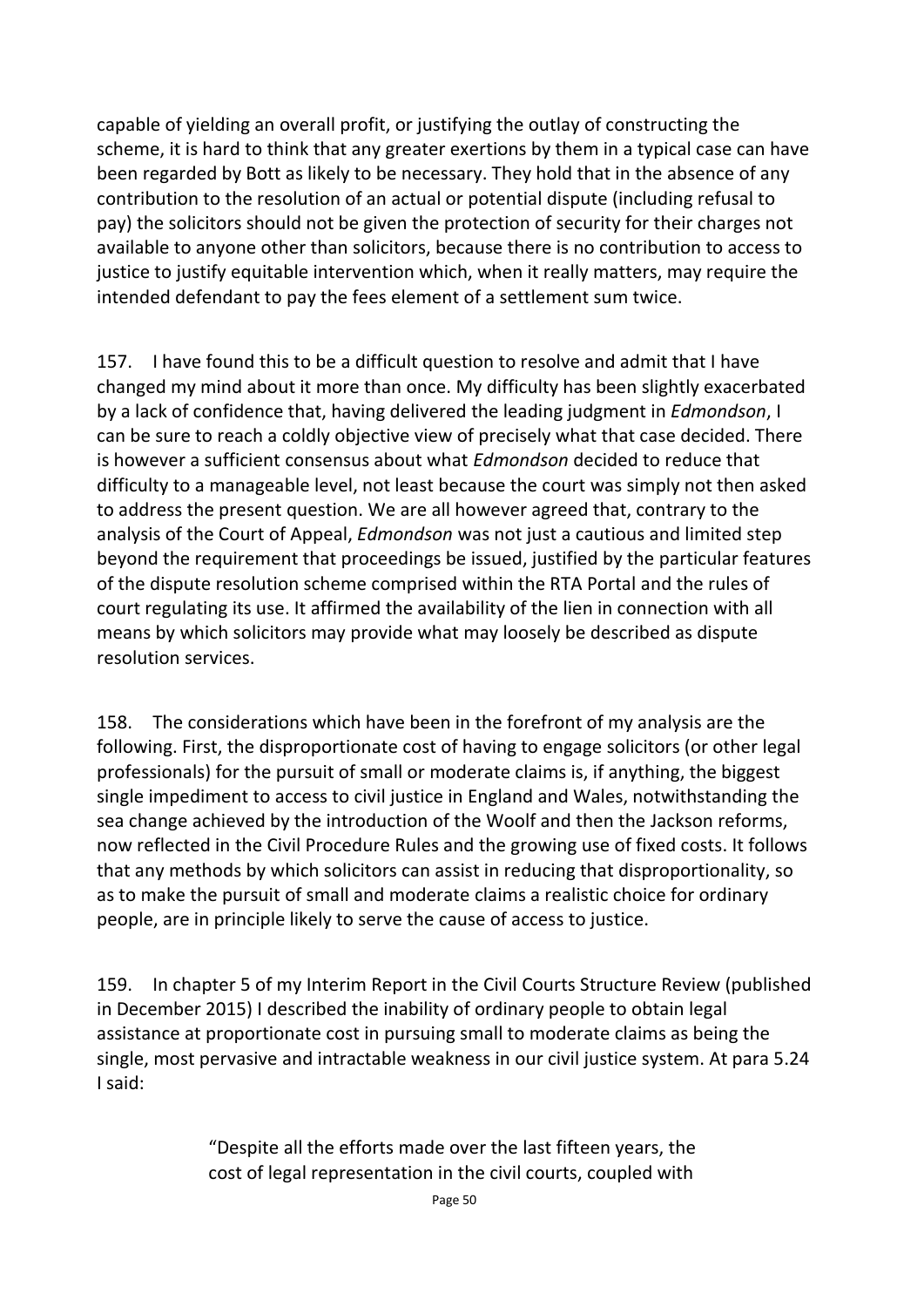capable of yielding an overall profit, or justifying the outlay of constructing the scheme, it is hard to think that any greater exertions by them in a typical case can have been regarded by Bott as likely to be necessary. They hold that in the absence of any contribution to the resolution of an actual or potential dispute (including refusal to pay) the solicitors should not be given the protection of security for their charges not available to anyone other than solicitors, because there is no contribution to access to justice to justify equitable intervention which, when it really matters, may require the intended defendant to pay the fees element of a settlement sum twice.

157. I have found this to be a difficult question to resolve and admit that I have changed my mind about it more than once. My difficulty has been slightly exacerbated by a lack of confidence that, having delivered the leading judgment in *Edmondson*, I can be sure to reach a coldly objective view of precisely what that case decided. There is however a sufficient consensus about what *Edmondson* decided to reduce that difficulty to a manageable level, not least because the court was simply not then asked to address the present question. We are all however agreed that, contrary to the analysis of the Court of Appeal, *Edmondson* was not just a cautious and limited step beyond the requirement that proceedings be issued, justified by the particular features of the dispute resolution scheme comprised within the RTA Portal and the rules of court regulating its use. It affirmed the availability of the lien in connection with all means by which solicitors may provide what may loosely be described as dispute resolution services.

158. The considerations which have been in the forefront of my analysis are the following. First, the disproportionate cost of having to engage solicitors (or other legal professionals) for the pursuit of small or moderate claims is, if anything, the biggest single impediment to access to civil justice in England and Wales, notwithstanding the sea change achieved by the introduction of the Woolf and then the Jackson reforms, now reflected in the Civil Procedure Rules and the growing use of fixed costs. It follows that any methods by which solicitors can assist in reducing that disproportionality, so as to make the pursuit of small and moderate claims a realistic choice for ordinary people, are in principle likely to serve the cause of access to justice.

159. In chapter 5 of my Interim Report in the Civil Courts Structure Review (published in December 2015) I described the inability of ordinary people to obtain legal assistance at proportionate cost in pursuing small to moderate claims as being the single, most pervasive and intractable weakness in our civil justice system. At para 5.24 I said:

> "Despite all the efforts made over the last fifteen years, the cost of legal representation in the civil courts, coupled with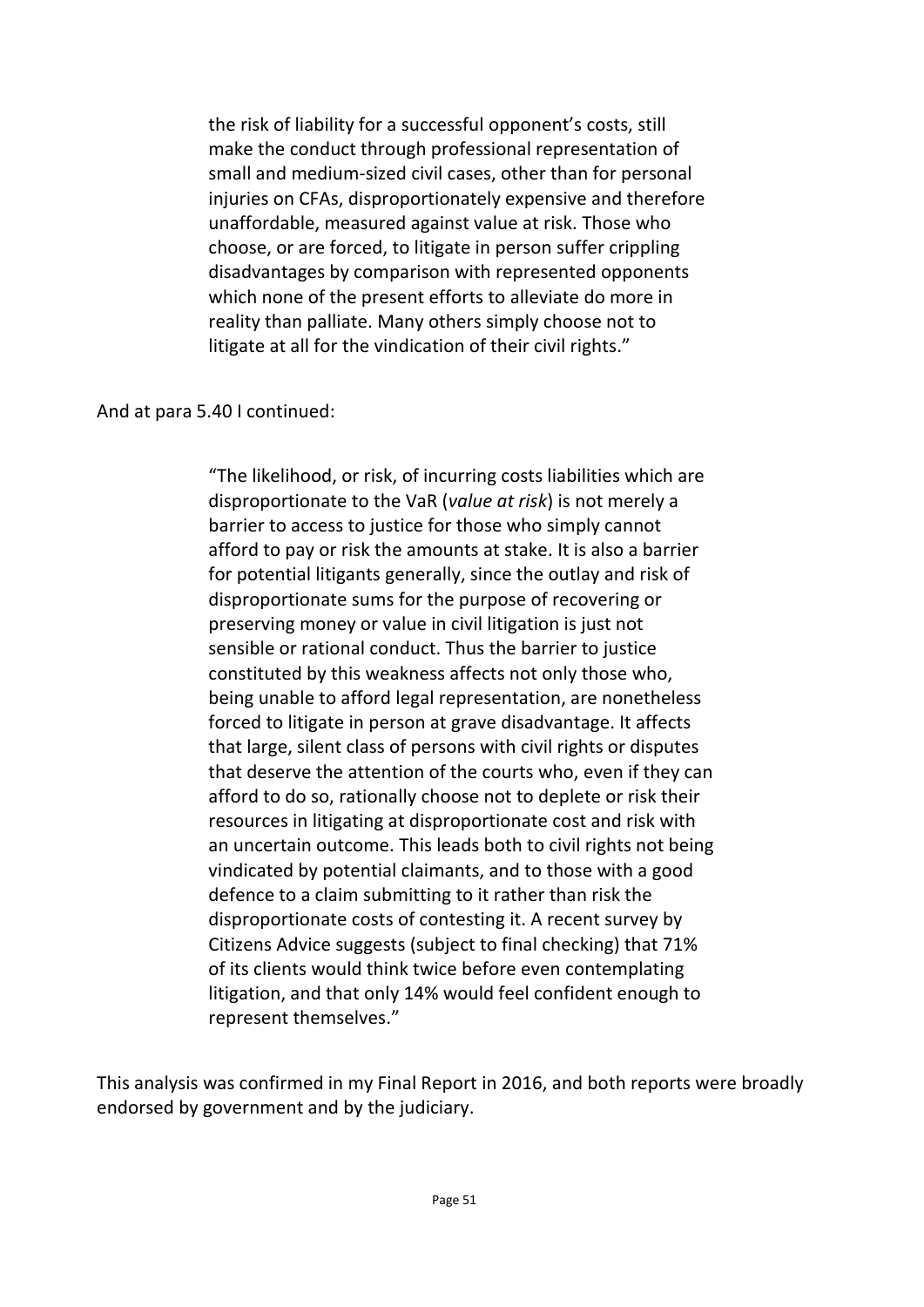> the risk of liability for a successful opponent's costs, still make the conduct through professional representation of small and medium-sized civil cases, other than for personal injuries on CFAs, disproportionately expensive and therefore unaffordable, measured against value at risk. Those who choose, or are forced, to litigate in person suffer crippling disadvantages by comparison with represented opponents which none of the present efforts to alleviate do more in reality than palliate. Many others simply choose not to litigate at all for the vindication of their civil rights."

And at para 5.40 I continued:

> "The likelihood, or risk, of incurring costs liabilities which are disproportionate to the VaR (*value at risk*) is not merely a barrier to access to justice for those who simply cannot afford to pay or risk the amounts at stake. It is also a barrier for potential litigants generally, since the outlay and risk of disproportionate sums for the purpose of recovering or preserving money or value in civil litigation is just not sensible or rational conduct. Thus the barrier to justice constituted by this weakness affects not only those who, being unable to afford legal representation, are nonetheless forced to litigate in person at grave disadvantage. It affects that large, silent class of persons with civil rights or disputes that deserve the attention of the courts who, even if they can afford to do so, rationally choose not to deplete or risk their resources in litigating at disproportionate cost and risk with an uncertain outcome. This leads both to civil rights not being vindicated by potential claimants, and to those with a good defence to a claim submitting to it rather than risk the disproportionate costs of contesting it. A recent survey by Citizens Advice suggests (subject to final checking) that 71% of its clients would think twice before even contemplating litigation, and that only 14% would feel confident enough to represent themselves."

This analysis was confirmed in my Final Report in 2016, and both reports were broadly endorsed by government and by the judiciary.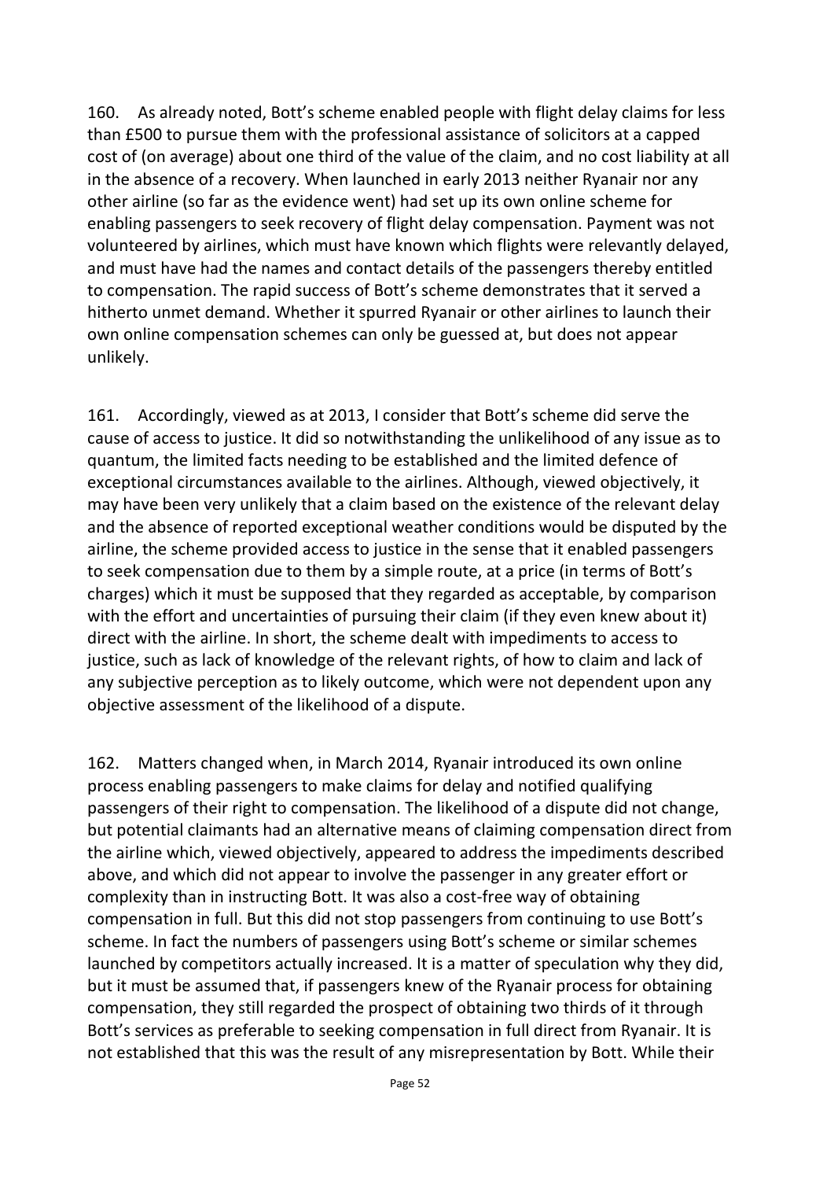160. As already noted, Bott's scheme enabled people with flight delay claims for less than £500 to pursue them with the professional assistance of solicitors at a capped cost of (on average) about one third of the value of the claim, and no cost liability at all in the absence of a recovery. When launched in early 2013 neither Ryanair nor any other airline (so far as the evidence went) had set up its own online scheme for enabling passengers to seek recovery of flight delay compensation. Payment was not volunteered by airlines, which must have known which flights were relevantly delayed, and must have had the names and contact details of the passengers thereby entitled to compensation. The rapid success of Bott's scheme demonstrates that it served a hitherto unmet demand. Whether it spurred Ryanair or other airlines to launch their own online compensation schemes can only be guessed at, but does not appear unlikely.

161. Accordingly, viewed as at 2013, I consider that Bott's scheme did serve the cause of access to justice. It did so notwithstanding the unlikelihood of any issue as to quantum, the limited facts needing to be established and the limited defence of exceptional circumstances available to the airlines. Although, viewed objectively, it may have been very unlikely that a claim based on the existence of the relevant delay and the absence of reported exceptional weather conditions would be disputed by the airline, the scheme provided access to justice in the sense that it enabled passengers to seek compensation due to them by a simple route, at a price (in terms of Bott's charges) which it must be supposed that they regarded as acceptable, by comparison with the effort and uncertainties of pursuing their claim (if they even knew about it) direct with the airline. In short, the scheme dealt with impediments to access to justice, such as lack of knowledge of the relevant rights, of how to claim and lack of any subjective perception as to likely outcome, which were not dependent upon any objective assessment of the likelihood of a dispute.

162. Matters changed when, in March 2014, Ryanair introduced its own online process enabling passengers to make claims for delay and notified qualifying passengers of their right to compensation. The likelihood of a dispute did not change, but potential claimants had an alternative means of claiming compensation direct from the airline which, viewed objectively, appeared to address the impediments described above, and which did not appear to involve the passenger in any greater effort or complexity than in instructing Bott. It was also a cost-free way of obtaining compensation in full. But this did not stop passengers from continuing to use Bott's scheme. In fact the numbers of passengers using Bott's scheme or similar schemes launched by competitors actually increased. It is a matter of speculation why they did, but it must be assumed that, if passengers knew of the Ryanair process for obtaining compensation, they still regarded the prospect of obtaining two thirds of it through Bott's services as preferable to seeking compensation in full direct from Ryanair. It is not established that this was the result of any misrepresentation by Bott. While their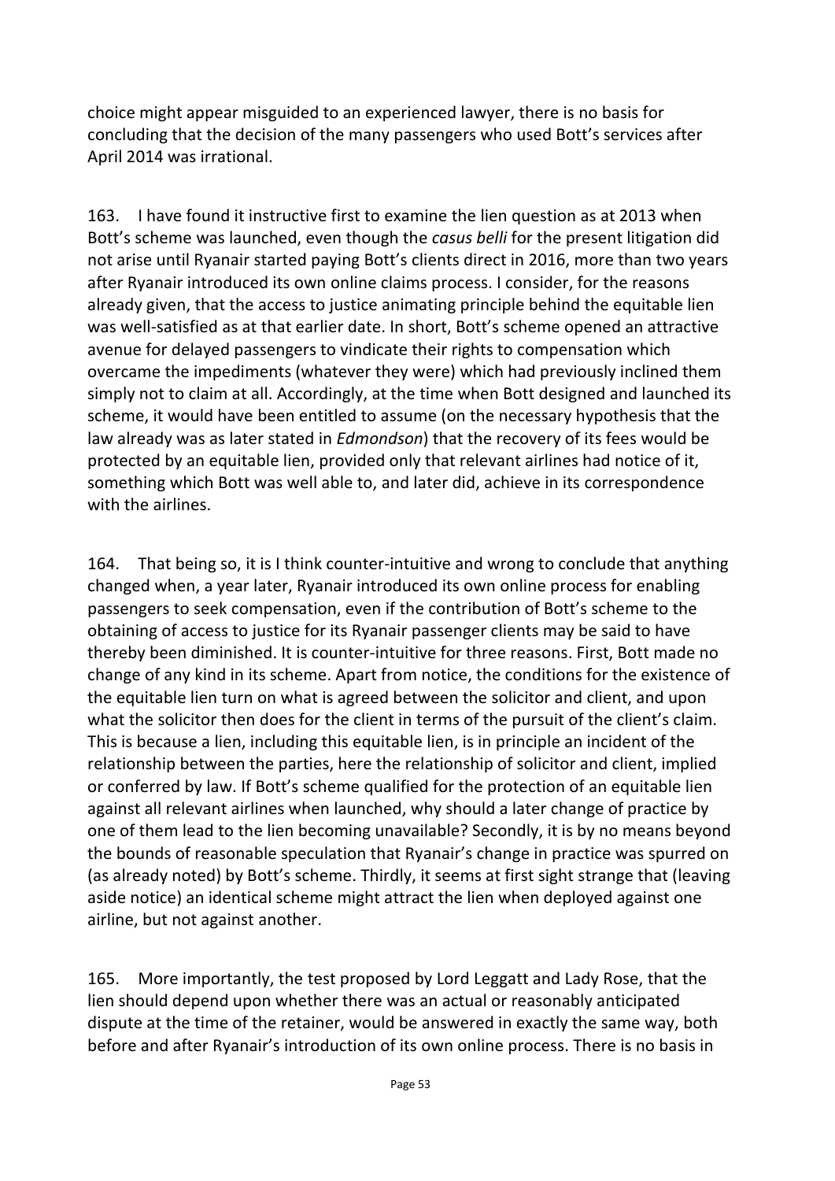choice might appear misguided to an experienced lawyer, there is no basis for concluding that the decision of the many passengers who used Bott's services after April 2014 was irrational.

163. I have found it instructive first to examine the lien question as at 2013 when Bott's scheme was launched, even though the *casus belli* for the present litigation did not arise until Ryanair started paying Bott's clients direct in 2016, more than two years after Ryanair introduced its own online claims process. I consider, for the reasons already given, that the access to justice animating principle behind the equitable lien was well-satisfied as at that earlier date. In short, Bott's scheme opened an attractive avenue for delayed passengers to vindicate their rights to compensation which overcame the impediments (whatever they were) which had previously inclined them simply not to claim at all. Accordingly, at the time when Bott designed and launched its scheme, it would have been entitled to assume (on the necessary hypothesis that the law already was as later stated in *Edmondson*) that the recovery of its fees would be protected by an equitable lien, provided only that relevant airlines had notice of it, something which Bott was well able to, and later did, achieve in its correspondence with the airlines.

164. That being so, it is I think counter-intuitive and wrong to conclude that anything changed when, a year later, Ryanair introduced its own online process for enabling passengers to seek compensation, even if the contribution of Bott's scheme to the obtaining of access to justice for its Ryanair passenger clients may be said to have thereby been diminished. It is counter-intuitive for three reasons. First, Bott made no change of any kind in its scheme. Apart from notice, the conditions for the existence of the equitable lien turn on what is agreed between the solicitor and client, and upon what the solicitor then does for the client in terms of the pursuit of the client's claim. This is because a lien, including this equitable lien, is in principle an incident of the relationship between the parties, here the relationship of solicitor and client, implied or conferred by law. If Bott's scheme qualified for the protection of an equitable lien against all relevant airlines when launched, why should a later change of practice by one of them lead to the lien becoming unavailable? Secondly, it is by no means beyond the bounds of reasonable speculation that Ryanair's change in practice was spurred on (as already noted) by Bott's scheme. Thirdly, it seems at first sight strange that (leaving aside notice) an identical scheme might attract the lien when deployed against one airline, but not against another.

165. More importantly, the test proposed by Lord Leggatt and Lady Rose, that the lien should depend upon whether there was an actual or reasonably anticipated dispute at the time of the retainer, would be answered in exactly the same way, both before and after Ryanair's introduction of its own online process. There is no basis in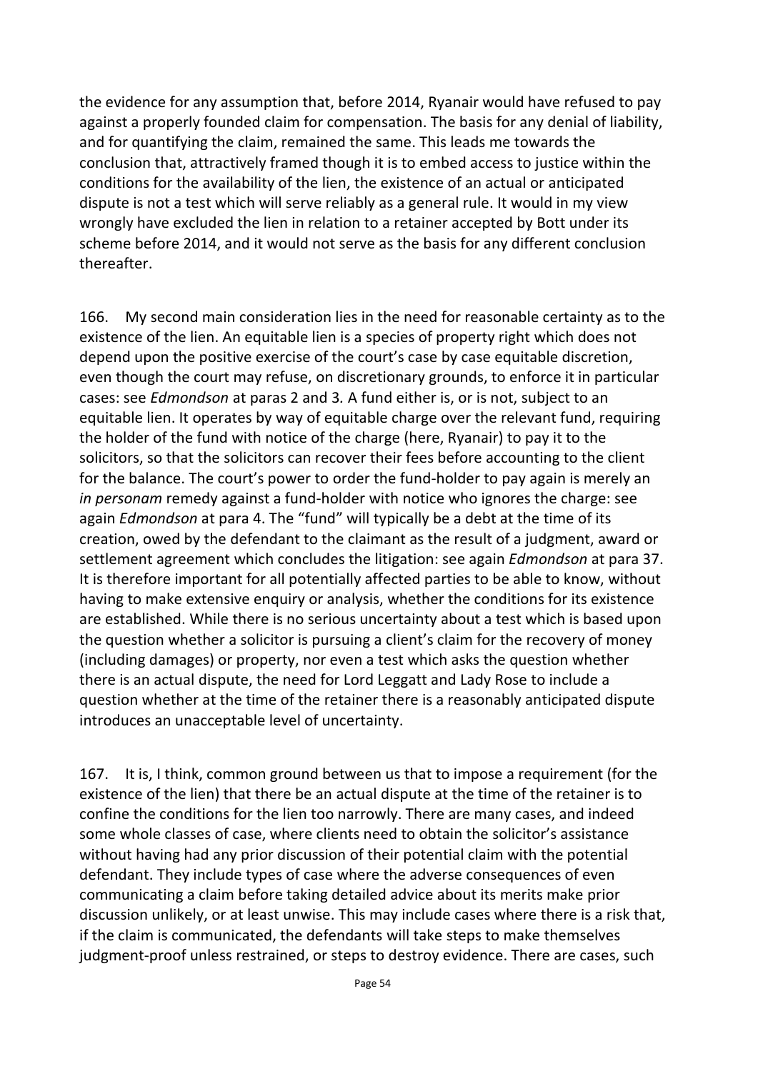the evidence for any assumption that, before 2014, Ryanair would have refused to pay against a properly founded claim for compensation. The basis for any denial of liability, and for quantifying the claim, remained the same. This leads me towards the conclusion that, attractively framed though it is to embed access to justice within the conditions for the availability of the lien, the existence of an actual or anticipated dispute is not a test which will serve reliably as a general rule. It would in my view wrongly have excluded the lien in relation to a retainer accepted by Bott under its scheme before 2014, and it would not serve as the basis for any different conclusion thereafter.

166. My second main consideration lies in the need for reasonable certainty as to the existence of the lien. An equitable lien is a species of property right which does not depend upon the positive exercise of the court's case by case equitable discretion, even though the court may refuse, on discretionary grounds, to enforce it in particular cases: see *Edmondson* at paras 2 and 3. A fund either is, or is not, subject to an equitable lien. It operates by way of equitable charge over the relevant fund, requiring the holder of the fund with notice of the charge (here, Ryanair) to pay it to the solicitors, so that the solicitors can recover their fees before accounting to the client for the balance. The court's power to order the fund-holder to pay again is merely an *in personam* remedy against a fund-holder with notice who ignores the charge: see again *Edmondson* at para 4. The "fund" will typically be a debt at the time of its creation, owed by the defendant to the claimant as the result of a judgment, award or settlement agreement which concludes the litigation: see again *Edmondson* at para 37. It is therefore important for all potentially affected parties to be able to know, without having to make extensive enquiry or analysis, whether the conditions for its existence are established. While there is no serious uncertainty about a test which is based upon the question whether a solicitor is pursuing a client's claim for the recovery of money (including damages) or property, nor even a test which asks the question whether there is an actual dispute, the need for Lord Leggatt and Lady Rose to include a question whether at the time of the retainer there is a reasonably anticipated dispute introduces an unacceptable level of uncertainty.

167. It is, I think, common ground between us that to impose a requirement (for the existence of the lien) that there be an actual dispute at the time of the retainer is to confine the conditions for the lien too narrowly. There are many cases, and indeed some whole classes of case, where clients need to obtain the solicitor's assistance without having had any prior discussion of their potential claim with the potential defendant. They include types of case where the adverse consequences of even communicating a claim before taking detailed advice about its merits make prior discussion unlikely, or at least unwise. This may include cases where there is a risk that, if the claim is communicated, the defendants will take steps to make themselves judgment-proof unless restrained, or steps to destroy evidence. There are cases, such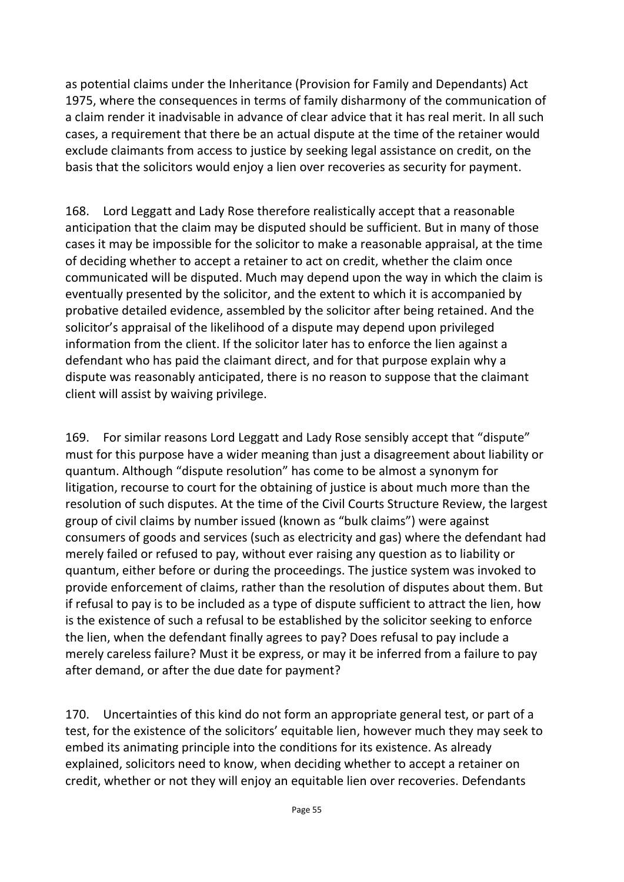as potential claims under the Inheritance (Provision for Family and Dependants) Act 1975, where the consequences in terms of family disharmony of the communication of a claim render it inadvisable in advance of clear advice that it has real merit. In all such cases, a requirement that there be an actual dispute at the time of the retainer would exclude claimants from access to justice by seeking legal assistance on credit, on the basis that the solicitors would enjoy a lien over recoveries as security for payment.

168. Lord Leggatt and Lady Rose therefore realistically accept that a reasonable anticipation that the claim may be disputed should be sufficient. But in many of those cases it may be impossible for the solicitor to make a reasonable appraisal, at the time of deciding whether to accept a retainer to act on credit, whether the claim once communicated will be disputed. Much may depend upon the way in which the claim is eventually presented by the solicitor, and the extent to which it is accompanied by probative detailed evidence, assembled by the solicitor after being retained. And the solicitor's appraisal of the likelihood of a dispute may depend upon privileged information from the client. If the solicitor later has to enforce the lien against a defendant who has paid the claimant direct, and for that purpose explain why a dispute was reasonably anticipated, there is no reason to suppose that the claimant client will assist by waiving privilege.

169. For similar reasons Lord Leggatt and Lady Rose sensibly accept that "dispute" must for this purpose have a wider meaning than just a disagreement about liability or quantum. Although "dispute resolution" has come to be almost a synonym for litigation, recourse to court for the obtaining of justice is about much more than the resolution of such disputes. At the time of the Civil Courts Structure Review, the largest group of civil claims by number issued (known as "bulk claims") were against consumers of goods and services (such as electricity and gas) where the defendant had merely failed or refused to pay, without ever raising any question as to liability or quantum, either before or during the proceedings. The justice system was invoked to provide enforcement of claims, rather than the resolution of disputes about them. But if refusal to pay is to be included as a type of dispute sufficient to attract the lien, how is the existence of such a refusal to be established by the solicitor seeking to enforce the lien, when the defendant finally agrees to pay? Does refusal to pay include a merely careless failure? Must it be express, or may it be inferred from a failure to pay after demand, or after the due date for payment?

170. Uncertainties of this kind do not form an appropriate general test, or part of a test, for the existence of the solicitors' equitable lien, however much they may seek to embed its animating principle into the conditions for its existence. As already explained, solicitors need to know, when deciding whether to accept a retainer on credit, whether or not they will enjoy an equitable lien over recoveries. Defendants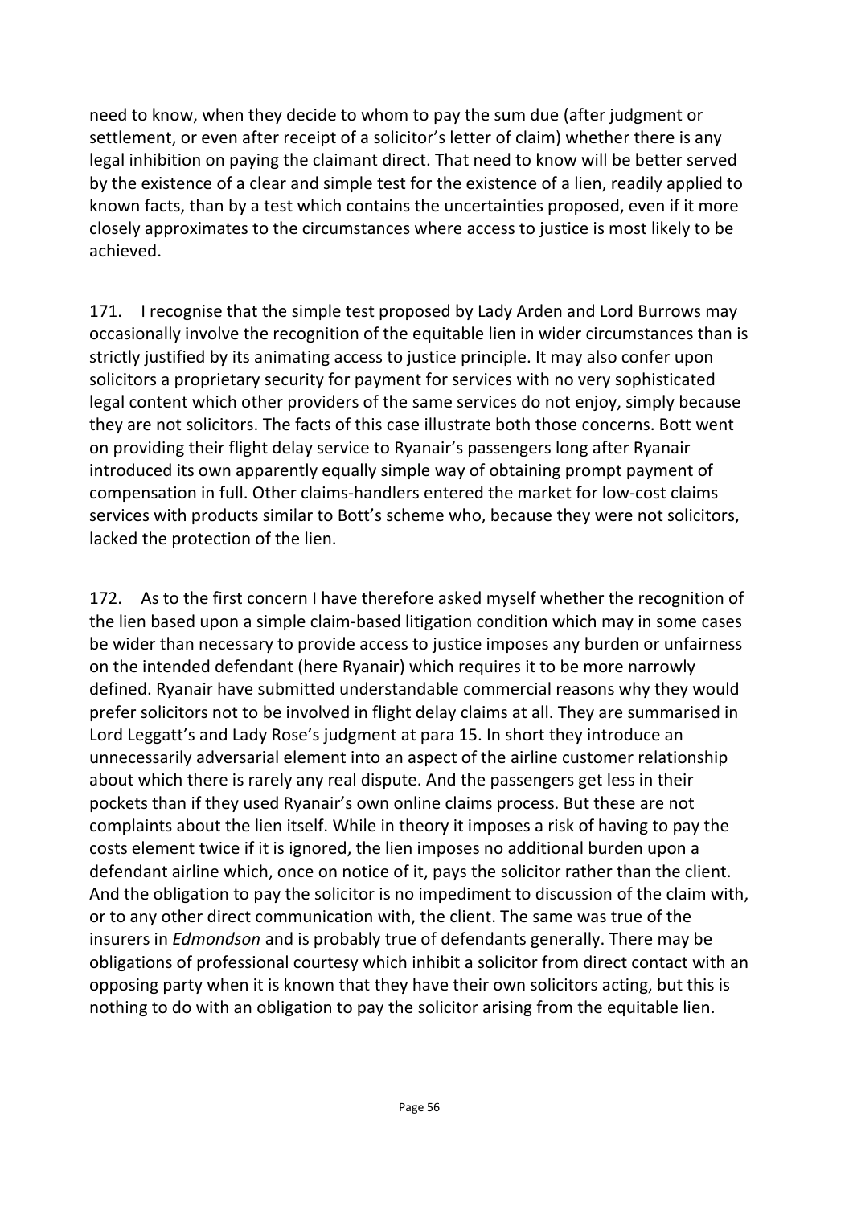need to know, when they decide to whom to pay the sum due (after judgment or settlement, or even after receipt of a solicitor's letter of claim) whether there is any legal inhibition on paying the claimant direct. That need to know will be better served by the existence of a clear and simple test for the existence of a lien, readily applied to known facts, than by a test which contains the uncertainties proposed, even if it more closely approximates to the circumstances where access to justice is most likely to be achieved.

171. I recognise that the simple test proposed by Lady Arden and Lord Burrows may occasionally involve the recognition of the equitable lien in wider circumstances than is strictly justified by its animating access to justice principle. It may also confer upon solicitors a proprietary security for payment for services with no very sophisticated legal content which other providers of the same services do not enjoy, simply because they are not solicitors. The facts of this case illustrate both those concerns. Bott went on providing their flight delay service to Ryanair's passengers long after Ryanair introduced its own apparently equally simple way of obtaining prompt payment of compensation in full. Other claims-handlers entered the market for low-cost claims services with products similar to Bott's scheme who, because they were not solicitors, lacked the protection of the lien.

172. As to the first concern I have therefore asked myself whether the recognition of the lien based upon a simple claim-based litigation condition which may in some cases be wider than necessary to provide access to justice imposes any burden or unfairness on the intended defendant (here Ryanair) which requires it to be more narrowly defined. Ryanair have submitted understandable commercial reasons why they would prefer solicitors not to be involved in flight delay claims at all. They are summarised in Lord Leggatt's and Lady Rose's judgment at para 15. In short they introduce an unnecessarily adversarial element into an aspect of the airline customer relationship about which there is rarely any real dispute. And the passengers get less in their pockets than if they used Ryanair's own online claims process. But these are not complaints about the lien itself. While in theory it imposes a risk of having to pay the costs element twice if it is ignored, the lien imposes no additional burden upon a defendant airline which, once on notice of it, pays the solicitor rather than the client. And the obligation to pay the solicitor is no impediment to discussion of the claim with, or to any other direct communication with, the client. The same was true of the insurers in *Edmondson* and is probably true of defendants generally. There may be obligations of professional courtesy which inhibit a solicitor from direct contact with an opposing party when it is known that they have their own solicitors acting, but this is nothing to do with an obligation to pay the solicitor arising from the equitable lien.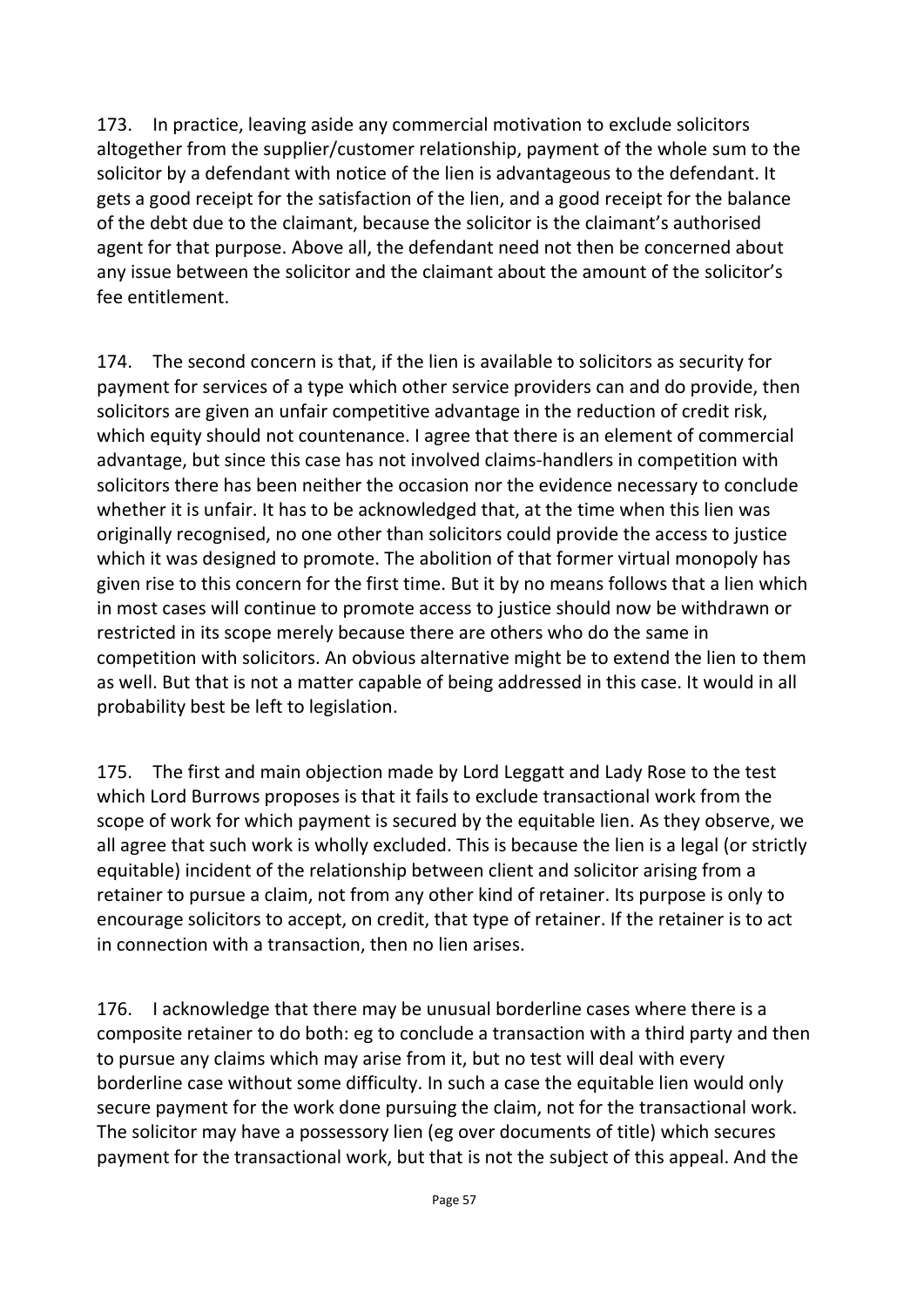173. In practice, leaving aside any commercial motivation to exclude solicitors altogether from the supplier/customer relationship, payment of the whole sum to the solicitor by a defendant with notice of the lien is advantageous to the defendant. It gets a good receipt for the satisfaction of the lien, and a good receipt for the balance of the debt due to the claimant, because the solicitor is the claimant's authorised agent for that purpose. Above all, the defendant need not then be concerned about any issue between the solicitor and the claimant about the amount of the solicitor's fee entitlement.

174. The second concern is that, if the lien is available to solicitors as security for payment for services of a type which other service providers can and do provide, then solicitors are given an unfair competitive advantage in the reduction of credit risk, which equity should not countenance. I agree that there is an element of commercial advantage, but since this case has not involved claims-handlers in competition with solicitors there has been neither the occasion nor the evidence necessary to conclude whether it is unfair. It has to be acknowledged that, at the time when this lien was originally recognised, no one other than solicitors could provide the access to justice which it was designed to promote. The abolition of that former virtual monopoly has given rise to this concern for the first time. But it by no means follows that a lien which in most cases will continue to promote access to justice should now be withdrawn or restricted in its scope merely because there are others who do the same in competition with solicitors. An obvious alternative might be to extend the lien to them as well. But that is not a matter capable of being addressed in this case. It would in all probability best be left to legislation.

175. The first and main objection made by Lord Leggatt and Lady Rose to the test which Lord Burrows proposes is that it fails to exclude transactional work from the scope of work for which payment is secured by the equitable lien. As they observe, we all agree that such work is wholly excluded. This is because the lien is a legal (or strictly equitable) incident of the relationship between client and solicitor arising from a retainer to pursue a claim, not from any other kind of retainer. Its purpose is only to encourage solicitors to accept, on credit, that type of retainer. If the retainer is to act in connection with a transaction, then no lien arises.

176. I acknowledge that there may be unusual borderline cases where there is a composite retainer to do both: eg to conclude a transaction with a third party and then to pursue any claims which may arise from it, but no test will deal with every borderline case without some difficulty. In such a case the equitable lien would only secure payment for the work done pursuing the claim, not for the transactional work. The solicitor may have a possessory lien (eg over documents of title) which secures payment for the transactional work, but that is not the subject of this appeal. And the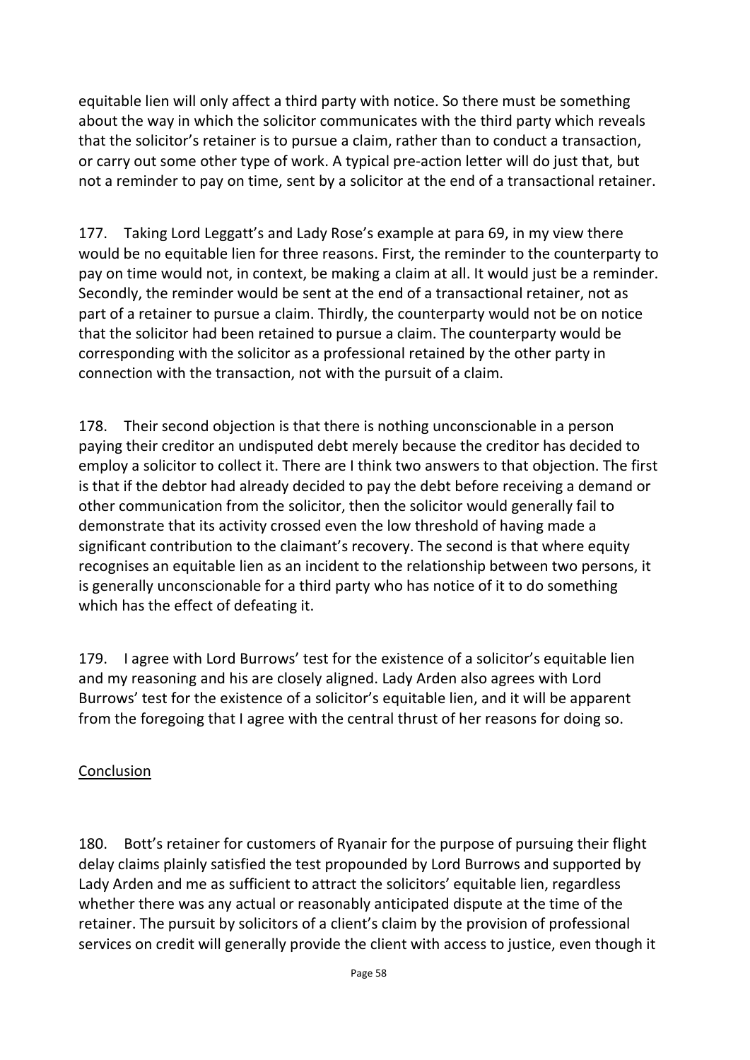equitable lien will only affect a third party with notice. So there must be something about the way in which the solicitor communicates with the third party which reveals that the solicitor's retainer is to pursue a claim, rather than to conduct a transaction, or carry out some other type of work. A typical pre-action letter will do just that, but not a reminder to pay on time, sent by a solicitor at the end of a transactional retainer.

177. Taking Lord Leggatt's and Lady Rose's example at para 69, in my view there would be no equitable lien for three reasons. First, the reminder to the counterparty to pay on time would not, in context, be making a claim at all. It would just be a reminder. Secondly, the reminder would be sent at the end of a transactional retainer, not as part of a retainer to pursue a claim. Thirdly, the counterparty would not be on notice that the solicitor had been retained to pursue a claim. The counterparty would be corresponding with the solicitor as a professional retained by the other party in connection with the transaction, not with the pursuit of a claim.

178. Their second objection is that there is nothing unconscionable in a person paying their creditor an undisputed debt merely because the creditor has decided to employ a solicitor to collect it. There are I think two answers to that objection. The first is that if the debtor had already decided to pay the debt before receiving a demand or other communication from the solicitor, then the solicitor would generally fail to demonstrate that its activity crossed even the low threshold of having made a significant contribution to the claimant's recovery. The second is that where equity recognises an equitable lien as an incident to the relationship between two persons, it is generally unconscionable for a third party who has notice of it to do something which has the effect of defeating it.

179. I agree with Lord Burrows' test for the existence of a solicitor's equitable lien and my reasoning and his are closely aligned. Lady Arden also agrees with Lord Burrows' test for the existence of a solicitor's equitable lien, and it will be apparent from the foregoing that I agree with the central thrust of her reasons for doing so.

## Conclusion

180. Bott's retainer for customers of Ryanair for the purpose of pursuing their flight delay claims plainly satisfied the test propounded by Lord Burrows and supported by Lady Arden and me as sufficient to attract the solicitors' equitable lien, regardless whether there was any actual or reasonably anticipated dispute at the time of the retainer. The pursuit by solicitors of a client's claim by the provision of professional services on credit will generally provide the client with access to justice, even though it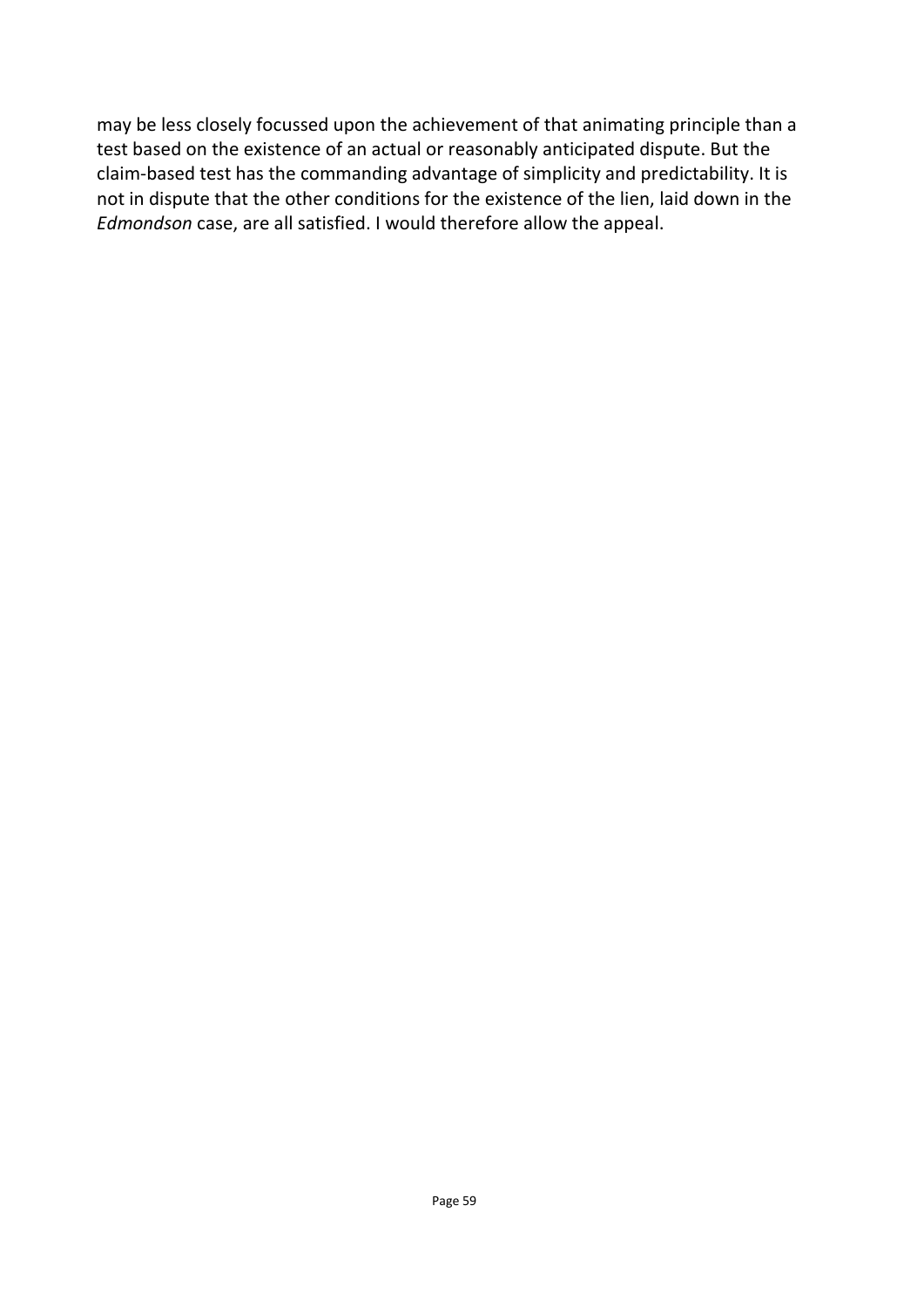may be less closely focussed upon the achievement of that animating principle than a test based on the existence of an actual or reasonably anticipated dispute. But the claim-based test has the commanding advantage of simplicity and predictability. It is not in dispute that the other conditions for the existence of the lien, laid down in the *Edmondson* case, are all satisfied. I would therefore allow the appeal.